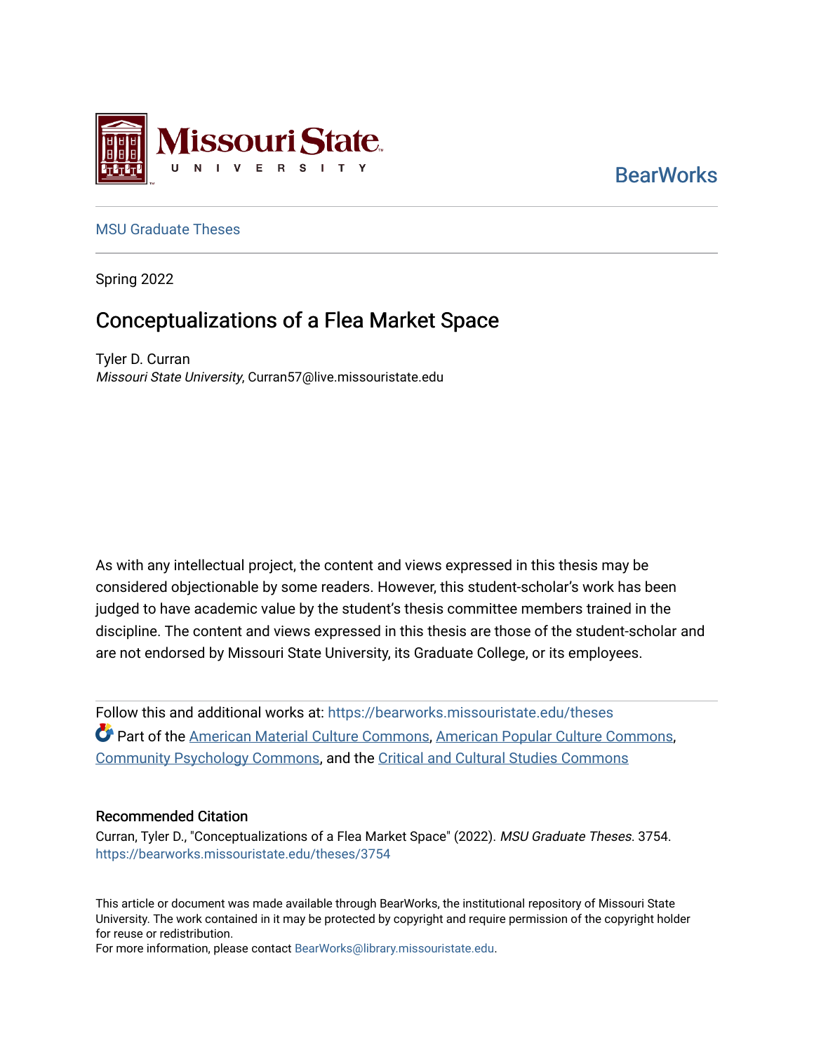Missouri State University

BearWorks

MSU Graduate Theses

Spring 2022

# Conceptualizations of a Flea Market Space

Tyler D. Curran
*Missouri State University*, Curran57@live.missouristate.edu

As with any intellectual project, the content and views expressed in this thesis may be considered objectionable by some readers. However, this student-scholar's work has been judged to have academic value by the student's thesis committee members trained in the discipline. The content and views expressed in this thesis are those of the student-scholar and are not endorsed by Missouri State University, its Graduate College, or its employees.

Follow this and additional works at: https://bearworks.missouristate.edu/theses

Part of the American Material Culture Commons, American Popular Culture Commons, Community Psychology Commons, and the Critical and Cultural Studies Commons

## Recommended Citation

Curran, Tyler D., "Conceptualizations of a Flea Market Space" (2022). *MSU Graduate Theses*. 3754.
https://bearworks.missouristate.edu/theses/3754

This article or document was made available through BearWorks, the institutional repository of Missouri State University. The work contained in it may be protected by copyright and require permission of the copyright holder for reuse or redistribution.
For more information, please contact BearWorks@library.missouristate.edu.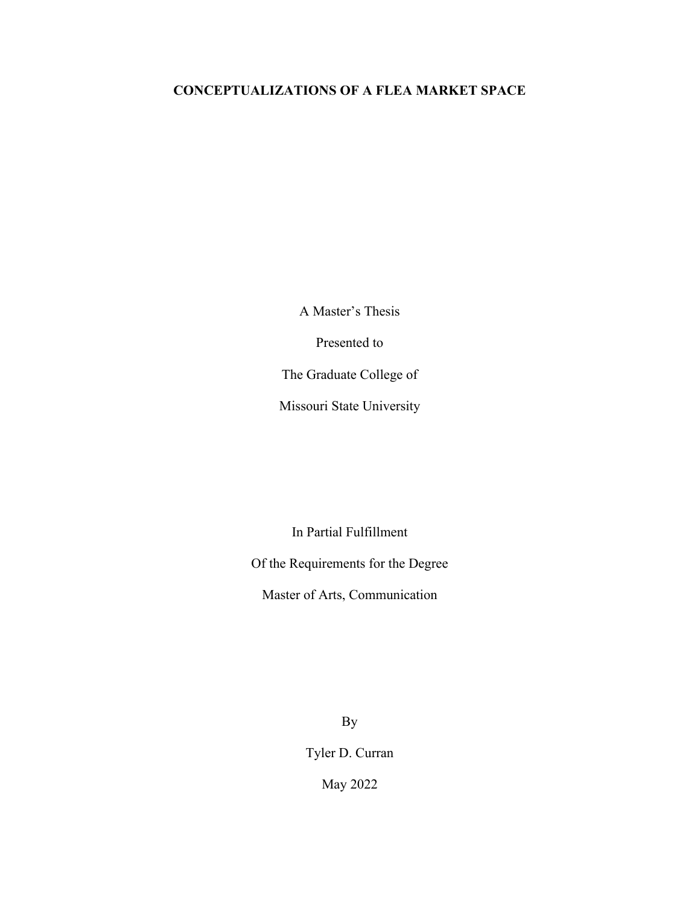# CONCEPTUALIZATIONS OF A FLEA MARKET SPACE

A Master's Thesis

Presented to

The Graduate College of

Missouri State University

In Partial Fulfillment

Of the Requirements for the Degree

Master of Arts, Communication

By

Tyler D. Curran

May 2022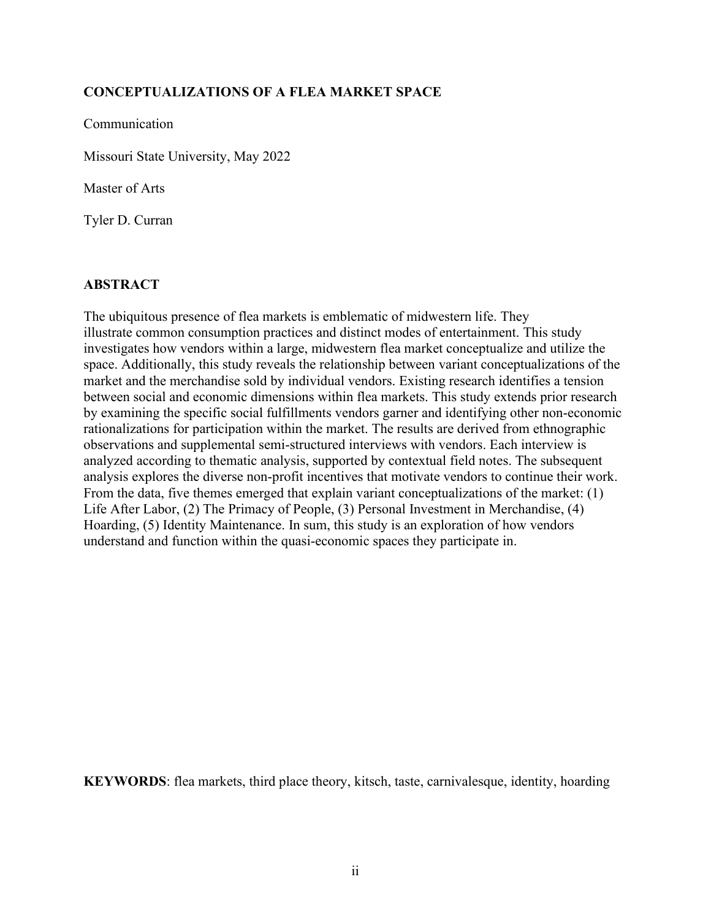**CONCEPTUALIZATIONS OF A FLEA MARKET SPACE**

Communication

Missouri State University, May 2022

Master of Arts

Tyler D. Curran

## ABSTRACT

The ubiquitous presence of flea markets is emblematic of midwestern life. They illustrate common consumption practices and distinct modes of entertainment. This study investigates how vendors within a large, midwestern flea market conceptualize and utilize the space. Additionally, this study reveals the relationship between variant conceptualizations of the market and the merchandise sold by individual vendors. Existing research identifies a tension between social and economic dimensions within flea markets. This study extends prior research by examining the specific social fulfillments vendors garner and identifying other non-economic rationalizations for participation within the market. The results are derived from ethnographic observations and supplemental semi-structured interviews with vendors. Each interview is analyzed according to thematic analysis, supported by contextual field notes. The subsequent analysis explores the diverse non-profit incentives that motivate vendors to continue their work. From the data, five themes emerged that explain variant conceptualizations of the market: (1) Life After Labor, (2) The Primacy of People, (3) Personal Investment in Merchandise, (4) Hoarding, (5) Identity Maintenance. In sum, this study is an exploration of how vendors understand and function within the quasi-economic spaces they participate in.

**KEYWORDS**: flea markets, third place theory, kitsch, taste, carnivalesque, identity, hoarding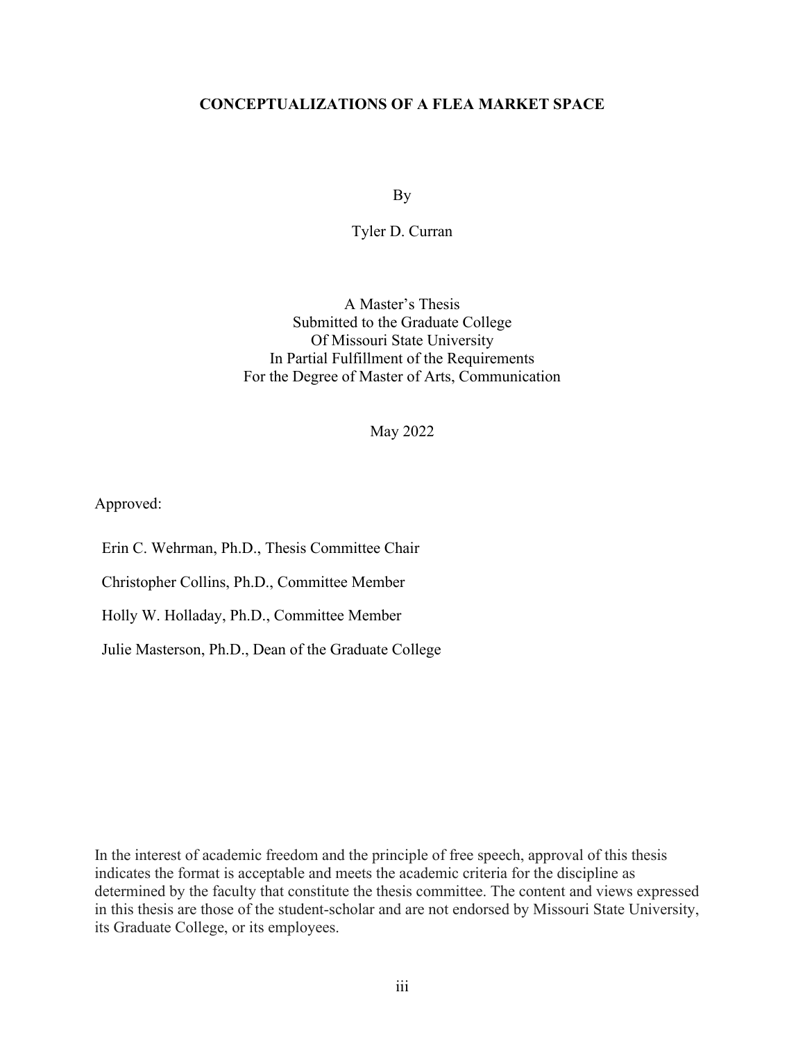**CONCEPTUALIZATIONS OF A FLEA MARKET SPACE**

By

Tyler D. Curran

A Master's Thesis
Submitted to the Graduate College
Of Missouri State University
In Partial Fulfillment of the Requirements
For the Degree of Master of Arts, Communication

May 2022

Approved:

Erin C. Wehrman, Ph.D., Thesis Committee Chair

Christopher Collins, Ph.D., Committee Member

Holly W. Holladay, Ph.D., Committee Member

Julie Masterson, Ph.D., Dean of the Graduate College

In the interest of academic freedom and the principle of free speech, approval of this thesis indicates the format is acceptable and meets the academic criteria for the discipline as determined by the faculty that constitute the thesis committee. The content and views expressed in this thesis are those of the student-scholar and are not endorsed by Missouri State University, its Graduate College, or its employees.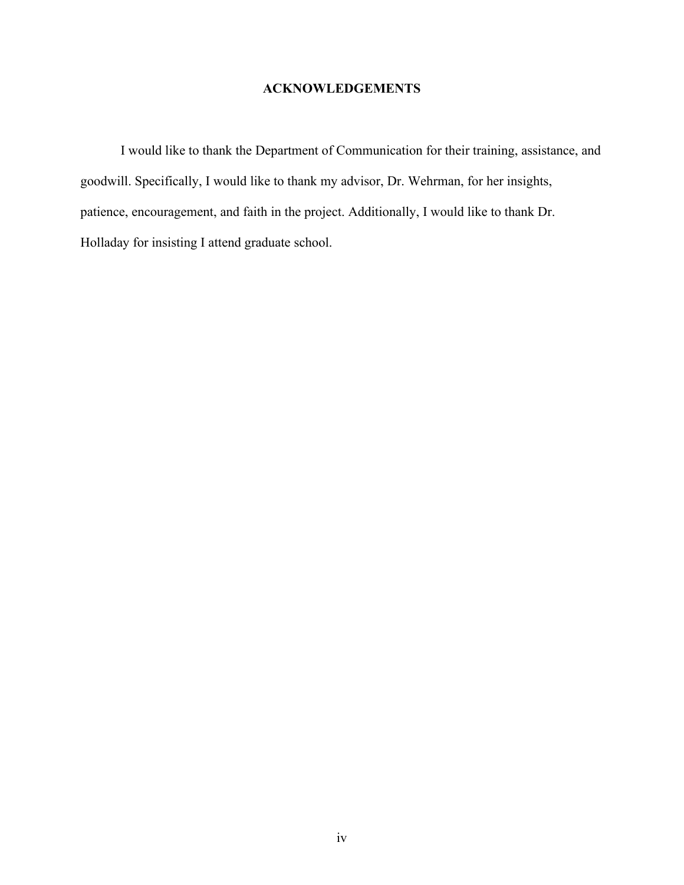# ACKNOWLEDGEMENTS

I would like to thank the Department of Communication for their training, assistance, and goodwill. Specifically, I would like to thank my advisor, Dr. Wehrman, for her insights, patience, encouragement, and faith in the project. Additionally, I would like to thank Dr. Holladay for insisting I attend graduate school.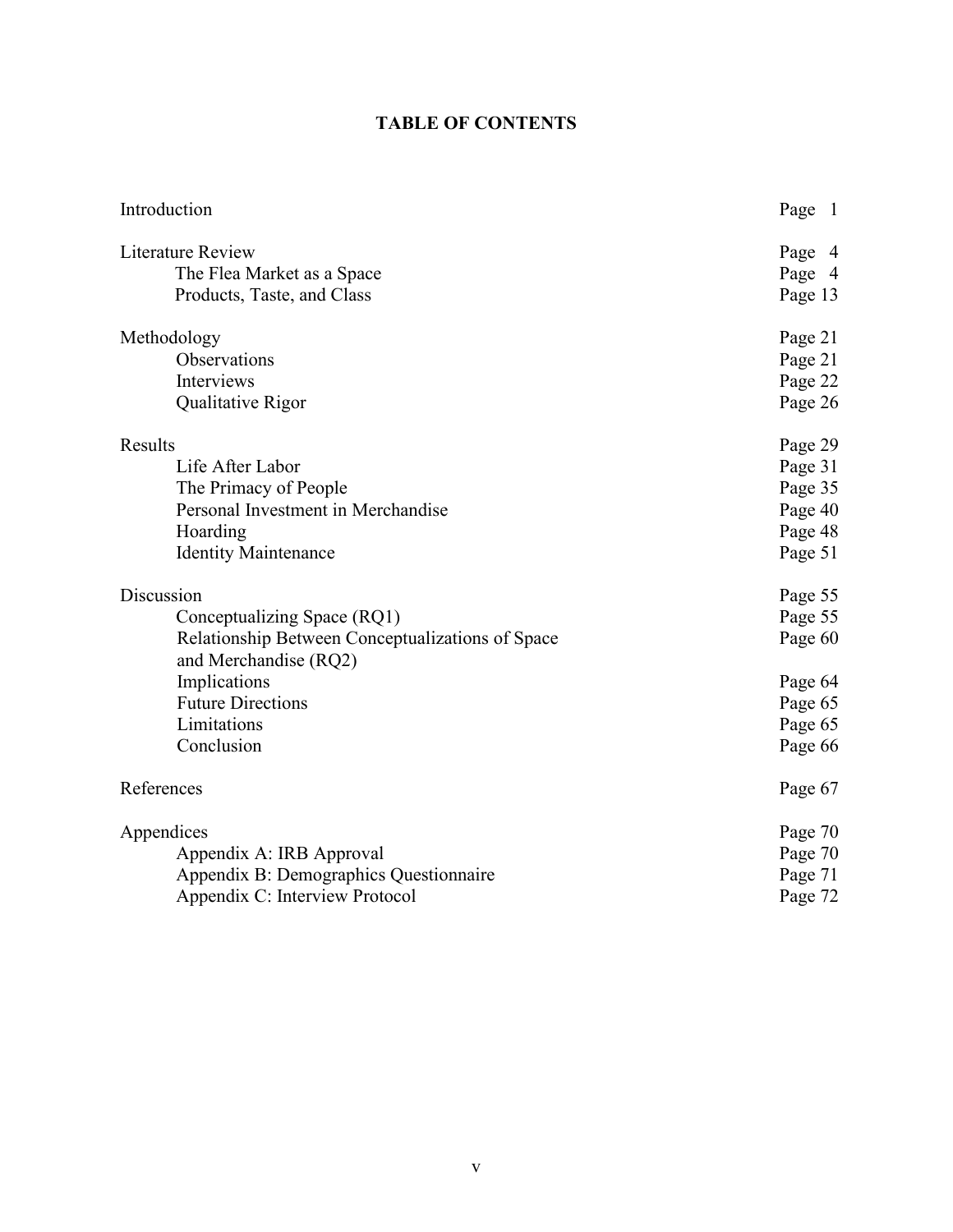# TABLE OF CONTENTS

| | |
|---|---|
| Introduction | Page 1 |
| Literature Review | Page 4 |
| The Flea Market as a Space | Page 4 |
| Products, Taste, and Class | Page 13 |
| Methodology | Page 21 |
| Observations | Page 21 |
| Interviews | Page 22 |
| Qualitative Rigor | Page 26 |
| Results | Page 29 |
| Life After Labor | Page 31 |
| The Primacy of People | Page 35 |
| Personal Investment in Merchandise | Page 40 |
| Hoarding | Page 48 |
| Identity Maintenance | Page 51 |
| Discussion | Page 55 |
| Conceptualizing Space (RQ1) | Page 55 |
| Relationship Between Conceptualizations of Space and Merchandise (RQ2) | Page 60 |
| Implications | Page 64 |
| Future Directions | Page 65 |
| Limitations | Page 65 |
| Conclusion | Page 66 |
| References | Page 67 |
| Appendices | Page 70 |
| Appendix A: IRB Approval | Page 70 |
| Appendix B: Demographics Questionnaire | Page 71 |
| Appendix C: Interview Protocol | Page 72 |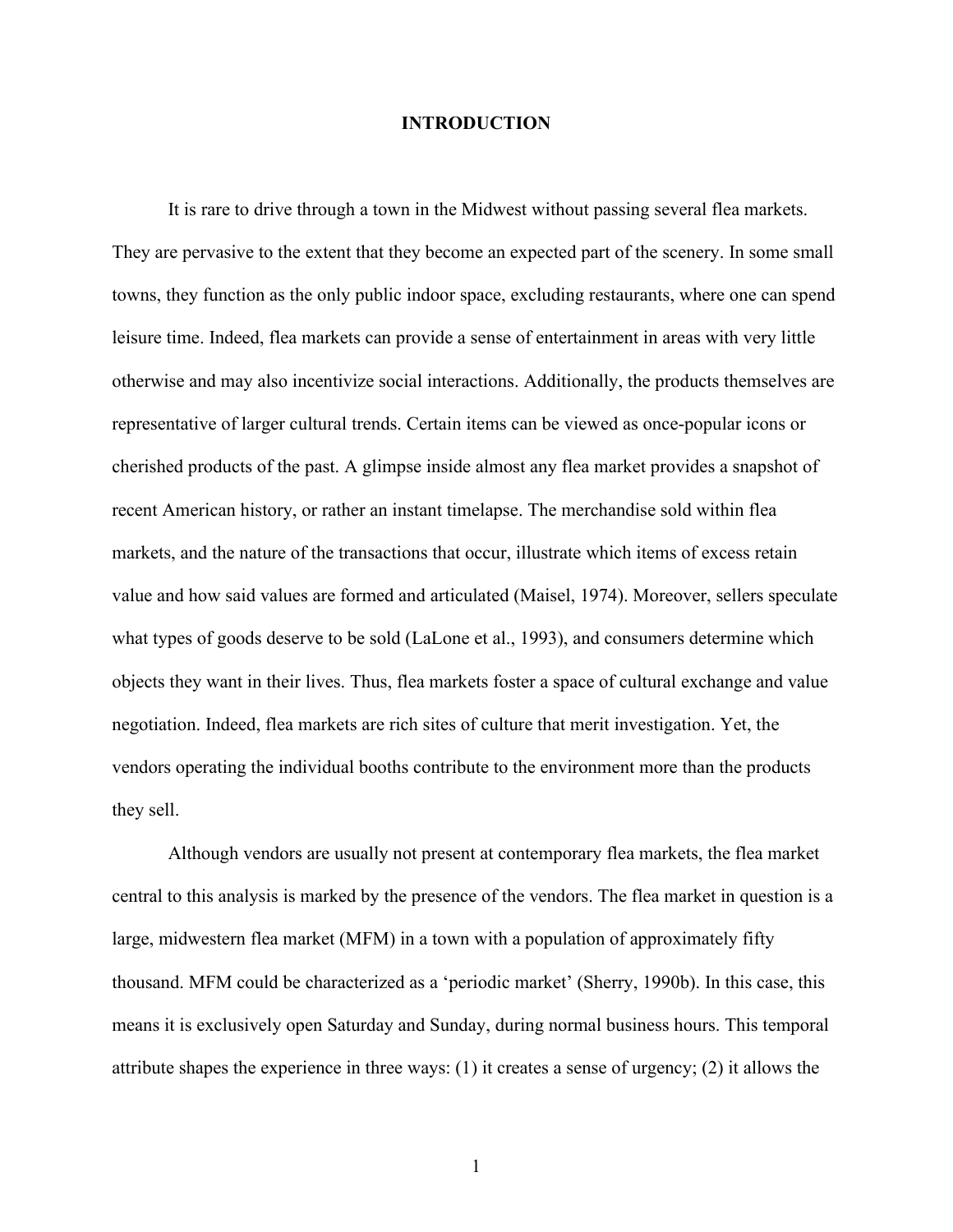# INTRODUCTION

It is rare to drive through a town in the Midwest without passing several flea markets. They are pervasive to the extent that they become an expected part of the scenery. In some small towns, they function as the only public indoor space, excluding restaurants, where one can spend leisure time. Indeed, flea markets can provide a sense of entertainment in areas with very little otherwise and may also incentivize social interactions. Additionally, the products themselves are representative of larger cultural trends. Certain items can be viewed as once-popular icons or cherished products of the past. A glimpse inside almost any flea market provides a snapshot of recent American history, or rather an instant timelapse. The merchandise sold within flea markets, and the nature of the transactions that occur, illustrate which items of excess retain value and how said values are formed and articulated (Maisel, 1974). Moreover, sellers speculate what types of goods deserve to be sold (LaLone et al., 1993), and consumers determine which objects they want in their lives. Thus, flea markets foster a space of cultural exchange and value negotiation. Indeed, flea markets are rich sites of culture that merit investigation. Yet, the vendors operating the individual booths contribute to the environment more than the products they sell.

Although vendors are usually not present at contemporary flea markets, the flea market central to this analysis is marked by the presence of the vendors. The flea market in question is a large, midwestern flea market (MFM) in a town with a population of approximately fifty thousand. MFM could be characterized as a 'periodic market' (Sherry, 1990b). In this case, this means it is exclusively open Saturday and Sunday, during normal business hours. This temporal attribute shapes the experience in three ways: (1) it creates a sense of urgency; (2) it allows the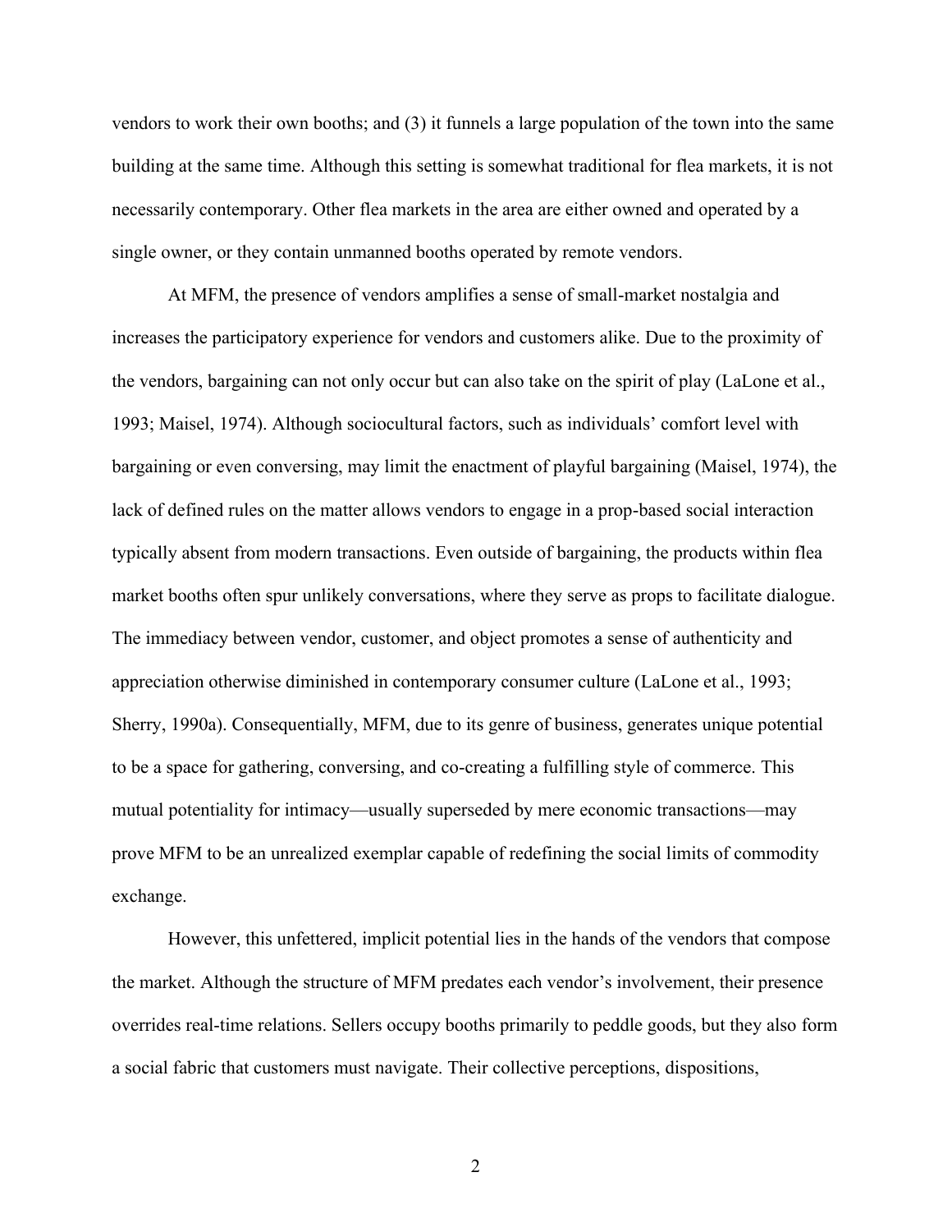vendors to work their own booths; and (3) it funnels a large population of the town into the same building at the same time. Although this setting is somewhat traditional for flea markets, it is not necessarily contemporary. Other flea markets in the area are either owned and operated by a single owner, or they contain unmanned booths operated by remote vendors.

At MFM, the presence of vendors amplifies a sense of small-market nostalgia and increases the participatory experience for vendors and customers alike. Due to the proximity of the vendors, bargaining can not only occur but can also take on the spirit of play (LaLone et al., 1993; Maisel, 1974). Although sociocultural factors, such as individuals' comfort level with bargaining or even conversing, may limit the enactment of playful bargaining (Maisel, 1974), the lack of defined rules on the matter allows vendors to engage in a prop-based social interaction typically absent from modern transactions. Even outside of bargaining, the products within flea market booths often spur unlikely conversations, where they serve as props to facilitate dialogue. The immediacy between vendor, customer, and object promotes a sense of authenticity and appreciation otherwise diminished in contemporary consumer culture (LaLone et al., 1993; Sherry, 1990a). Consequentially, MFM, due to its genre of business, generates unique potential to be a space for gathering, conversing, and co-creating a fulfilling style of commerce. This mutual potentiality for intimacy—usually superseded by mere economic transactions—may prove MFM to be an unrealized exemplar capable of redefining the social limits of commodity exchange.

However, this unfettered, implicit potential lies in the hands of the vendors that compose the market. Although the structure of MFM predates each vendor's involvement, their presence overrides real-time relations. Sellers occupy booths primarily to peddle goods, but they also form a social fabric that customers must navigate. Their collective perceptions, dispositions,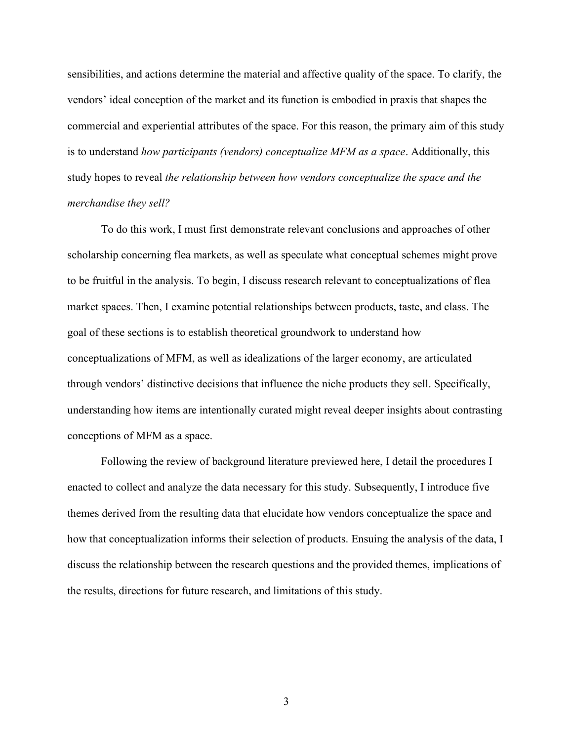sensibilities, and actions determine the material and affective quality of the space. To clarify, the vendors' ideal conception of the market and its function is embodied in praxis that shapes the commercial and experiential attributes of the space. For this reason, the primary aim of this study is to understand *how participants (vendors) conceptualize MFM as a space*. Additionally, this study hopes to reveal *the relationship between how vendors conceptualize the space and the merchandise they sell?*

To do this work, I must first demonstrate relevant conclusions and approaches of other scholarship concerning flea markets, as well as speculate what conceptual schemes might prove to be fruitful in the analysis. To begin, I discuss research relevant to conceptualizations of flea market spaces. Then, I examine potential relationships between products, taste, and class. The goal of these sections is to establish theoretical groundwork to understand how conceptualizations of MFM, as well as idealizations of the larger economy, are articulated through vendors' distinctive decisions that influence the niche products they sell. Specifically, understanding how items are intentionally curated might reveal deeper insights about contrasting conceptions of MFM as a space.

Following the review of background literature previewed here, I detail the procedures I enacted to collect and analyze the data necessary for this study. Subsequently, I introduce five themes derived from the resulting data that elucidate how vendors conceptualize the space and how that conceptualization informs their selection of products. Ensuing the analysis of the data, I discuss the relationship between the research questions and the provided themes, implications of the results, directions for future research, and limitations of this study.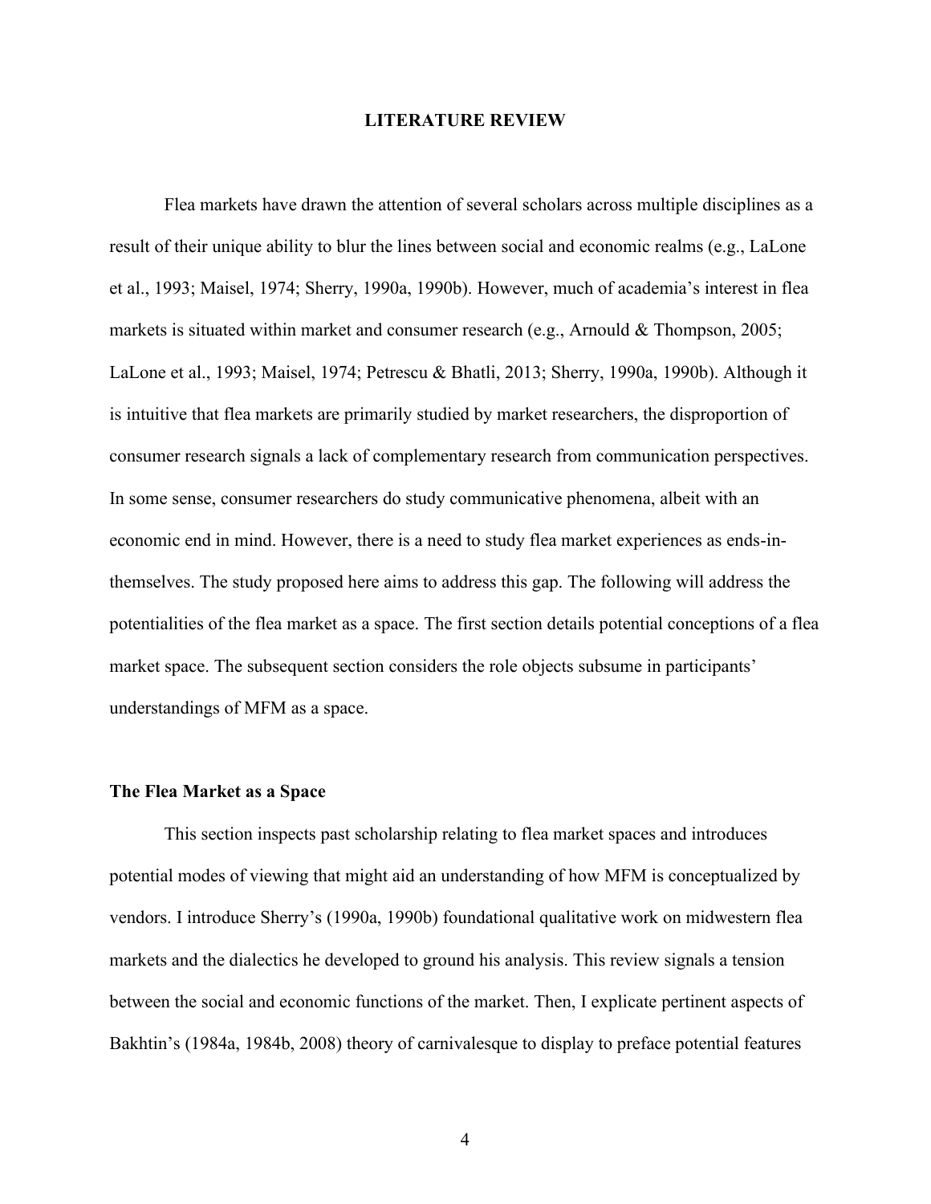# LITERATURE REVIEW

Flea markets have drawn the attention of several scholars across multiple disciplines as a result of their unique ability to blur the lines between social and economic realms (e.g., LaLone et al., 1993; Maisel, 1974; Sherry, 1990a, 1990b). However, much of academia's interest in flea markets is situated within market and consumer research (e.g., Arnould & Thompson, 2005; LaLone et al., 1993; Maisel, 1974; Petrescu & Bhatli, 2013; Sherry, 1990a, 1990b). Although it is intuitive that flea markets are primarily studied by market researchers, the disproportion of consumer research signals a lack of complementary research from communication perspectives. In some sense, consumer researchers do study communicative phenomena, albeit with an economic end in mind. However, there is a need to study flea market experiences as ends-in-themselves. The study proposed here aims to address this gap. The following will address the potentialities of the flea market as a space. The first section details potential conceptions of a flea market space. The subsequent section considers the role objects subsume in participants' understandings of MFM as a space.

## The Flea Market as a Space

This section inspects past scholarship relating to flea market spaces and introduces potential modes of viewing that might aid an understanding of how MFM is conceptualized by vendors. I introduce Sherry's (1990a, 1990b) foundational qualitative work on midwestern flea markets and the dialectics he developed to ground his analysis. This review signals a tension between the social and economic functions of the market. Then, I explicate pertinent aspects of Bakhtin's (1984a, 1984b, 2008) theory of carnivalesque to display to preface potential features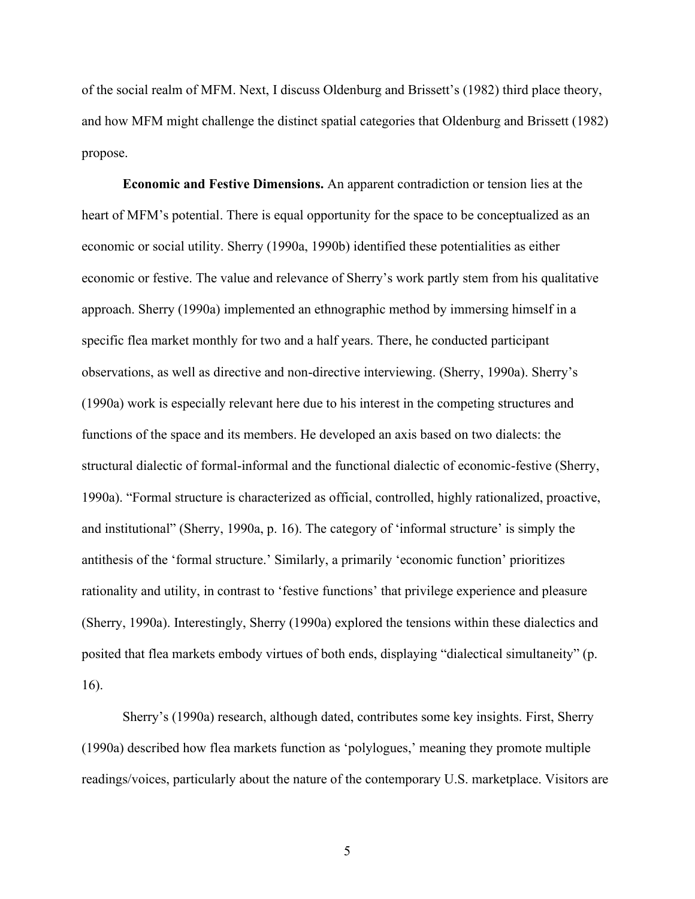of the social realm of MFM. Next, I discuss Oldenburg and Brissett's (1982) third place theory, and how MFM might challenge the distinct spatial categories that Oldenburg and Brissett (1982) propose.

**Economic and Festive Dimensions.** An apparent contradiction or tension lies at the heart of MFM's potential. There is equal opportunity for the space to be conceptualized as an economic or social utility. Sherry (1990a, 1990b) identified these potentialities as either economic or festive. The value and relevance of Sherry's work partly stem from his qualitative approach. Sherry (1990a) implemented an ethnographic method by immersing himself in a specific flea market monthly for two and a half years. There, he conducted participant observations, as well as directive and non-directive interviewing. (Sherry, 1990a). Sherry's (1990a) work is especially relevant here due to his interest in the competing structures and functions of the space and its members. He developed an axis based on two dialects: the structural dialectic of formal-informal and the functional dialectic of economic-festive (Sherry, 1990a). "Formal structure is characterized as official, controlled, highly rationalized, proactive, and institutional" (Sherry, 1990a, p. 16). The category of 'informal structure' is simply the antithesis of the 'formal structure.' Similarly, a primarily 'economic function' prioritizes rationality and utility, in contrast to 'festive functions' that privilege experience and pleasure (Sherry, 1990a). Interestingly, Sherry (1990a) explored the tensions within these dialectics and posited that flea markets embody virtues of both ends, displaying "dialectical simultaneity" (p. 16).

Sherry's (1990a) research, although dated, contributes some key insights. First, Sherry (1990a) described how flea markets function as 'polylogues,' meaning they promote multiple readings/voices, particularly about the nature of the contemporary U.S. marketplace. Visitors are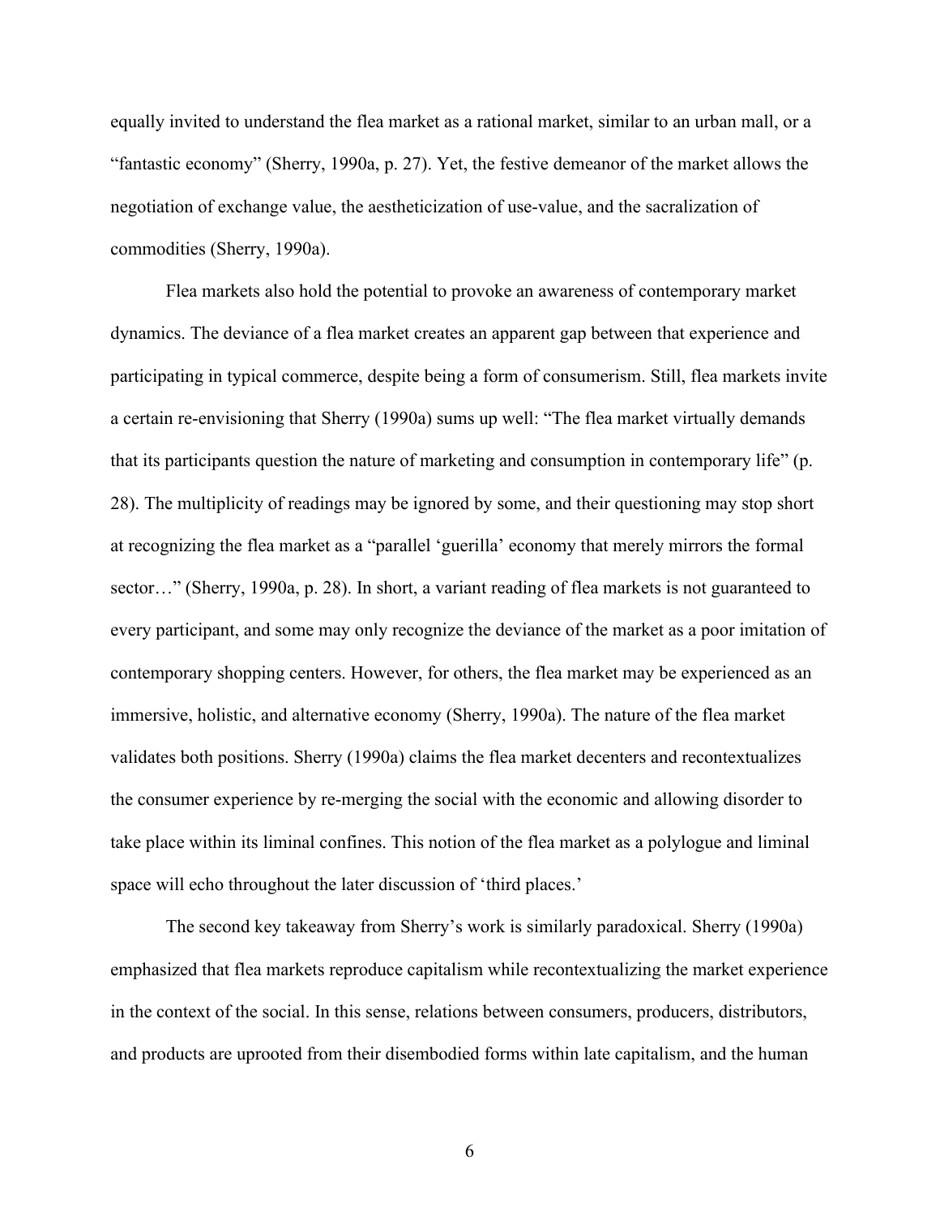equally invited to understand the flea market as a rational market, similar to an urban mall, or a "fantastic economy" (Sherry, 1990a, p. 27). Yet, the festive demeanor of the market allows the negotiation of exchange value, the aestheticization of use-value, and the sacralization of commodities (Sherry, 1990a).

Flea markets also hold the potential to provoke an awareness of contemporary market dynamics. The deviance of a flea market creates an apparent gap between that experience and participating in typical commerce, despite being a form of consumerism. Still, flea markets invite a certain re-envisioning that Sherry (1990a) sums up well: "The flea market virtually demands that its participants question the nature of marketing and consumption in contemporary life" (p. 28). The multiplicity of readings may be ignored by some, and their questioning may stop short at recognizing the flea market as a "parallel 'guerilla' economy that merely mirrors the formal sector…" (Sherry, 1990a, p. 28). In short, a variant reading of flea markets is not guaranteed to every participant, and some may only recognize the deviance of the market as a poor imitation of contemporary shopping centers. However, for others, the flea market may be experienced as an immersive, holistic, and alternative economy (Sherry, 1990a). The nature of the flea market validates both positions. Sherry (1990a) claims the flea market decenters and recontextualizes the consumer experience by re-merging the social with the economic and allowing disorder to take place within its liminal confines. This notion of the flea market as a polylogue and liminal space will echo throughout the later discussion of 'third places.'

The second key takeaway from Sherry's work is similarly paradoxical. Sherry (1990a) emphasized that flea markets reproduce capitalism while recontextualizing the market experience in the context of the social. In this sense, relations between consumers, producers, distributors, and products are uprooted from their disembodied forms within late capitalism, and the human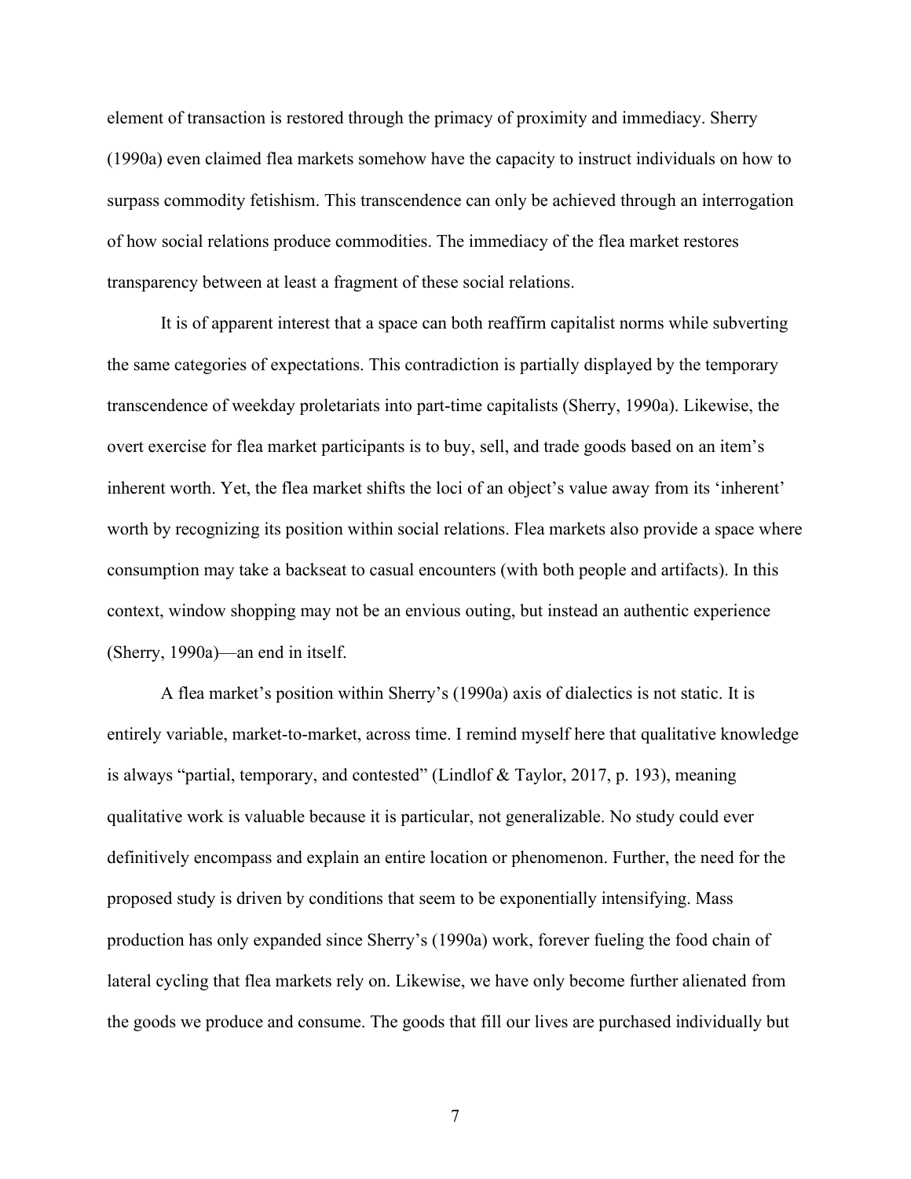element of transaction is restored through the primacy of proximity and immediacy. Sherry (1990a) even claimed flea markets somehow have the capacity to instruct individuals on how to surpass commodity fetishism. This transcendence can only be achieved through an interrogation of how social relations produce commodities. The immediacy of the flea market restores transparency between at least a fragment of these social relations.

It is of apparent interest that a space can both reaffirm capitalist norms while subverting the same categories of expectations. This contradiction is partially displayed by the temporary transcendence of weekday proletariats into part-time capitalists (Sherry, 1990a). Likewise, the overt exercise for flea market participants is to buy, sell, and trade goods based on an item's inherent worth. Yet, the flea market shifts the loci of an object's value away from its 'inherent' worth by recognizing its position within social relations. Flea markets also provide a space where consumption may take a backseat to casual encounters (with both people and artifacts). In this context, window shopping may not be an envious outing, but instead an authentic experience (Sherry, 1990a)—an end in itself.

A flea market's position within Sherry's (1990a) axis of dialectics is not static. It is entirely variable, market-to-market, across time. I remind myself here that qualitative knowledge is always "partial, temporary, and contested" (Lindlof & Taylor, 2017, p. 193), meaning qualitative work is valuable because it is particular, not generalizable. No study could ever definitively encompass and explain an entire location or phenomenon. Further, the need for the proposed study is driven by conditions that seem to be exponentially intensifying. Mass production has only expanded since Sherry's (1990a) work, forever fueling the food chain of lateral cycling that flea markets rely on. Likewise, we have only become further alienated from the goods we produce and consume. The goods that fill our lives are purchased individually but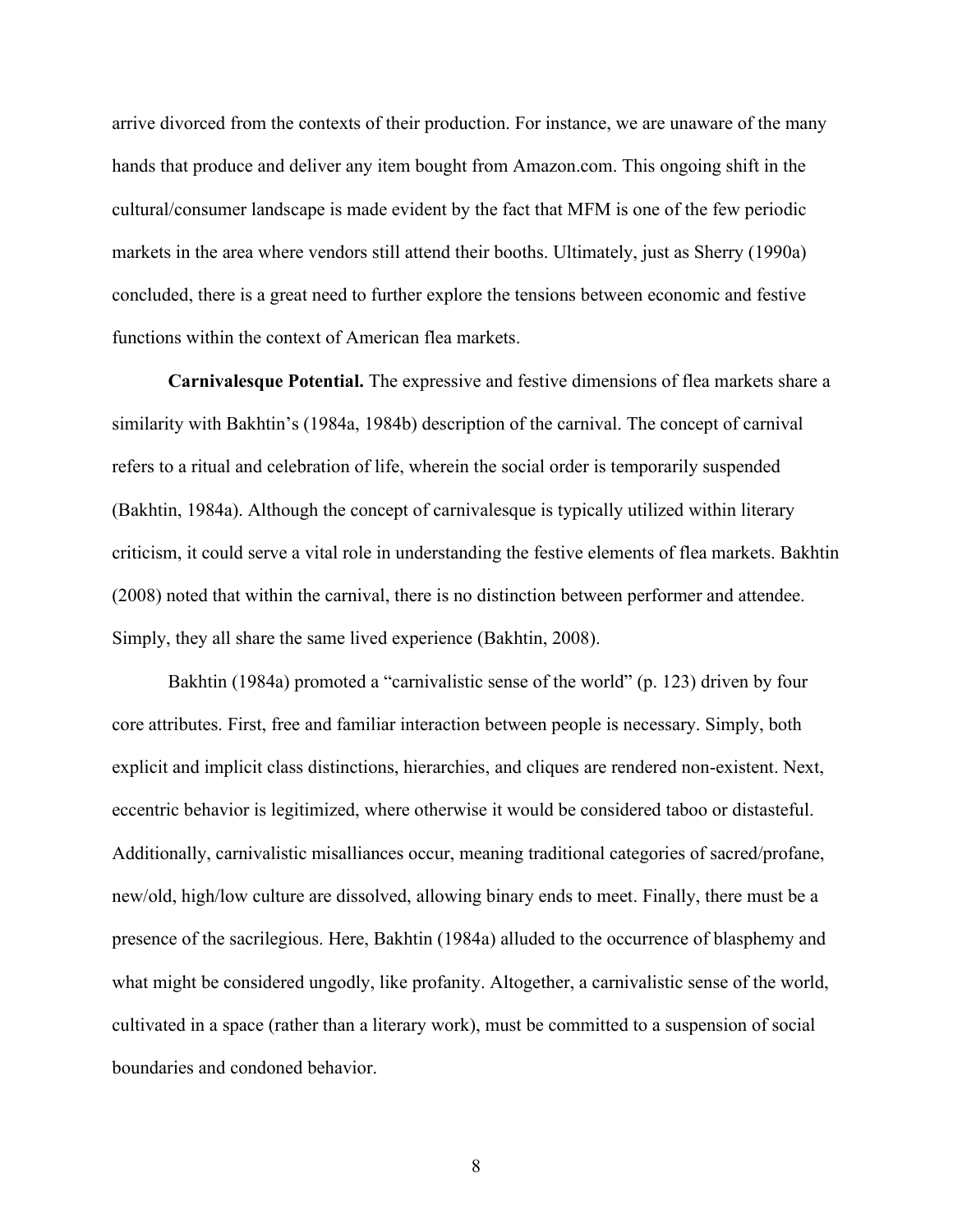arrive divorced from the contexts of their production. For instance, we are unaware of the many hands that produce and deliver any item bought from Amazon.com. This ongoing shift in the cultural/consumer landscape is made evident by the fact that MFM is one of the few periodic markets in the area where vendors still attend their booths. Ultimately, just as Sherry (1990a) concluded, there is a great need to further explore the tensions between economic and festive functions within the context of American flea markets.

**Carnivalesque Potential.** The expressive and festive dimensions of flea markets share a similarity with Bakhtin's (1984a, 1984b) description of the carnival. The concept of carnival refers to a ritual and celebration of life, wherein the social order is temporarily suspended (Bakhtin, 1984a). Although the concept of carnivalesque is typically utilized within literary criticism, it could serve a vital role in understanding the festive elements of flea markets. Bakhtin (2008) noted that within the carnival, there is no distinction between performer and attendee. Simply, they all share the same lived experience (Bakhtin, 2008).

Bakhtin (1984a) promoted a "carnivalistic sense of the world" (p. 123) driven by four core attributes. First, free and familiar interaction between people is necessary. Simply, both explicit and implicit class distinctions, hierarchies, and cliques are rendered non-existent. Next, eccentric behavior is legitimized, where otherwise it would be considered taboo or distasteful. Additionally, carnivalistic misalliances occur, meaning traditional categories of sacred/profane, new/old, high/low culture are dissolved, allowing binary ends to meet. Finally, there must be a presence of the sacrilegious. Here, Bakhtin (1984a) alluded to the occurrence of blasphemy and what might be considered ungodly, like profanity. Altogether, a carnivalistic sense of the world, cultivated in a space (rather than a literary work), must be committed to a suspension of social boundaries and condoned behavior.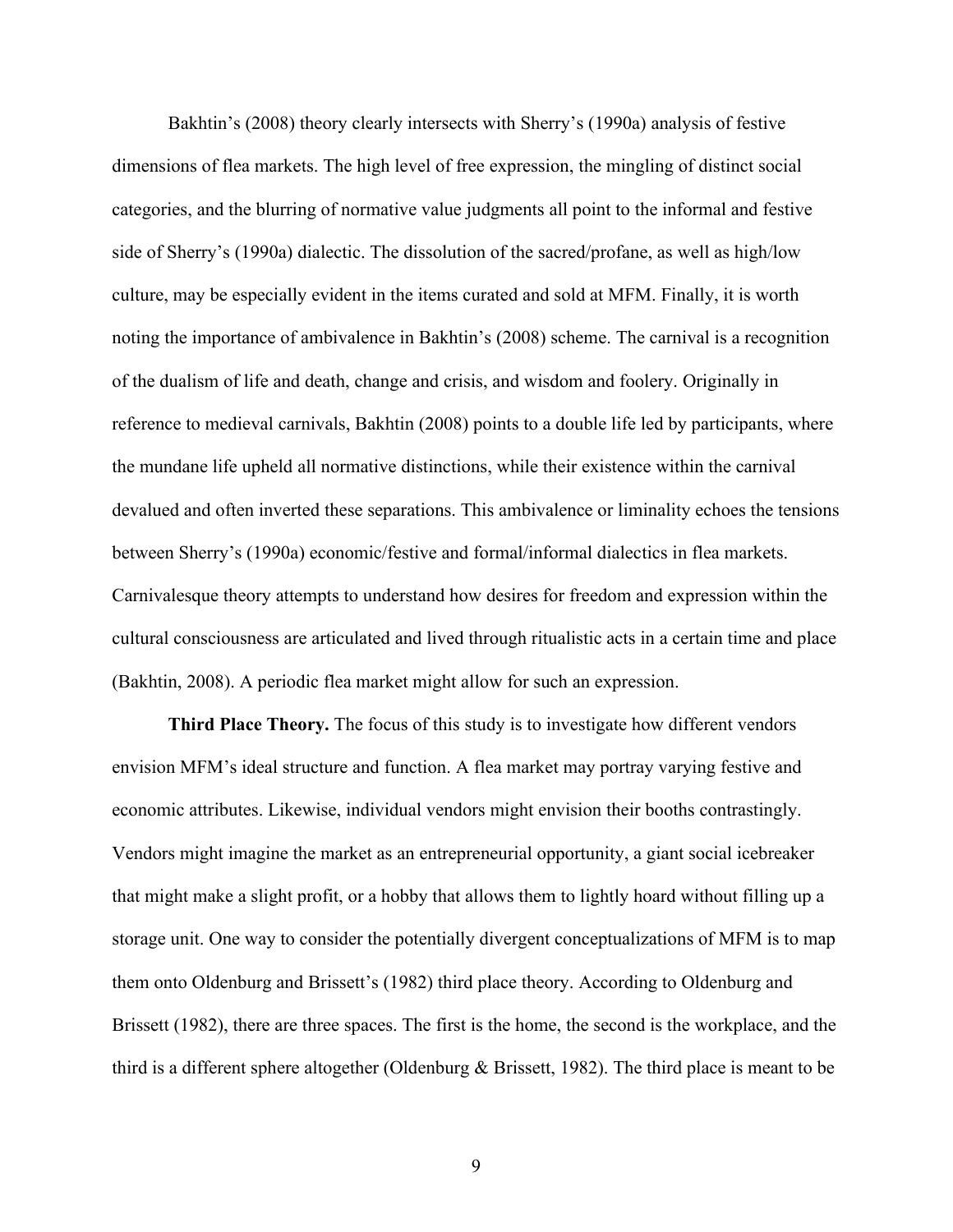Bakhtin's (2008) theory clearly intersects with Sherry's (1990a) analysis of festive dimensions of flea markets. The high level of free expression, the mingling of distinct social categories, and the blurring of normative value judgments all point to the informal and festive side of Sherry's (1990a) dialectic. The dissolution of the sacred/profane, as well as high/low culture, may be especially evident in the items curated and sold at MFM. Finally, it is worth noting the importance of ambivalence in Bakhtin's (2008) scheme. The carnival is a recognition of the dualism of life and death, change and crisis, and wisdom and foolery. Originally in reference to medieval carnivals, Bakhtin (2008) points to a double life led by participants, where the mundane life upheld all normative distinctions, while their existence within the carnival devalued and often inverted these separations. This ambivalence or liminality echoes the tensions between Sherry's (1990a) economic/festive and formal/informal dialectics in flea markets. Carnivalesque theory attempts to understand how desires for freedom and expression within the cultural consciousness are articulated and lived through ritualistic acts in a certain time and place (Bakhtin, 2008). A periodic flea market might allow for such an expression.

**Third Place Theory.** The focus of this study is to investigate how different vendors envision MFM's ideal structure and function. A flea market may portray varying festive and economic attributes. Likewise, individual vendors might envision their booths contrastingly. Vendors might imagine the market as an entrepreneurial opportunity, a giant social icebreaker that might make a slight profit, or a hobby that allows them to lightly hoard without filling up a storage unit. One way to consider the potentially divergent conceptualizations of MFM is to map them onto Oldenburg and Brissett's (1982) third place theory. According to Oldenburg and Brissett (1982), there are three spaces. The first is the home, the second is the workplace, and the third is a different sphere altogether (Oldenburg & Brissett, 1982). The third place is meant to be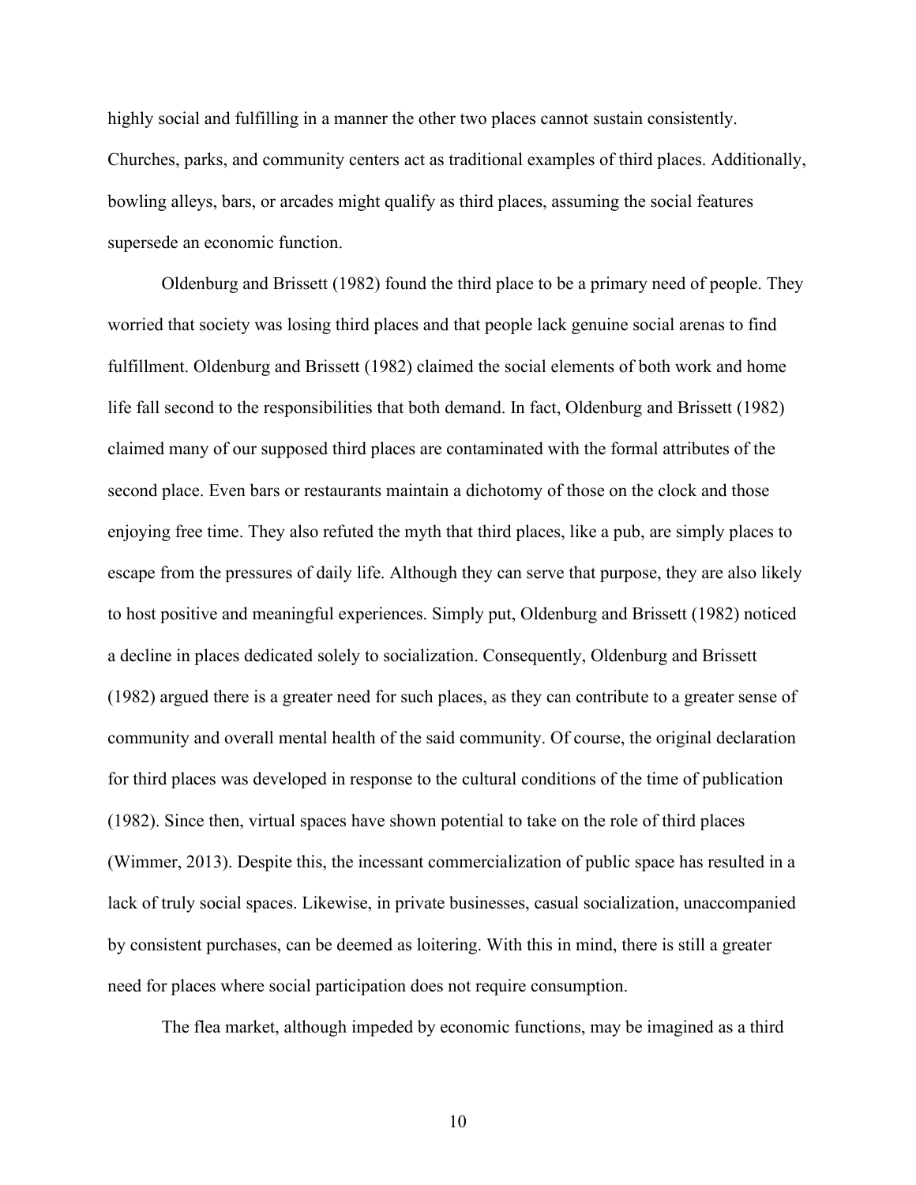highly social and fulfilling in a manner the other two places cannot sustain consistently. Churches, parks, and community centers act as traditional examples of third places. Additionally, bowling alleys, bars, or arcades might qualify as third places, assuming the social features supersede an economic function.

Oldenburg and Brissett (1982) found the third place to be a primary need of people. They worried that society was losing third places and that people lack genuine social arenas to find fulfillment. Oldenburg and Brissett (1982) claimed the social elements of both work and home life fall second to the responsibilities that both demand. In fact, Oldenburg and Brissett (1982) claimed many of our supposed third places are contaminated with the formal attributes of the second place. Even bars or restaurants maintain a dichotomy of those on the clock and those enjoying free time. They also refuted the myth that third places, like a pub, are simply places to escape from the pressures of daily life. Although they can serve that purpose, they are also likely to host positive and meaningful experiences. Simply put, Oldenburg and Brissett (1982) noticed a decline in places dedicated solely to socialization. Consequently, Oldenburg and Brissett (1982) argued there is a greater need for such places, as they can contribute to a greater sense of community and overall mental health of the said community. Of course, the original declaration for third places was developed in response to the cultural conditions of the time of publication (1982). Since then, virtual spaces have shown potential to take on the role of third places (Wimmer, 2013). Despite this, the incessant commercialization of public space has resulted in a lack of truly social spaces. Likewise, in private businesses, casual socialization, unaccompanied by consistent purchases, can be deemed as loitering. With this in mind, there is still a greater need for places where social participation does not require consumption.

The flea market, although impeded by economic functions, may be imagined as a third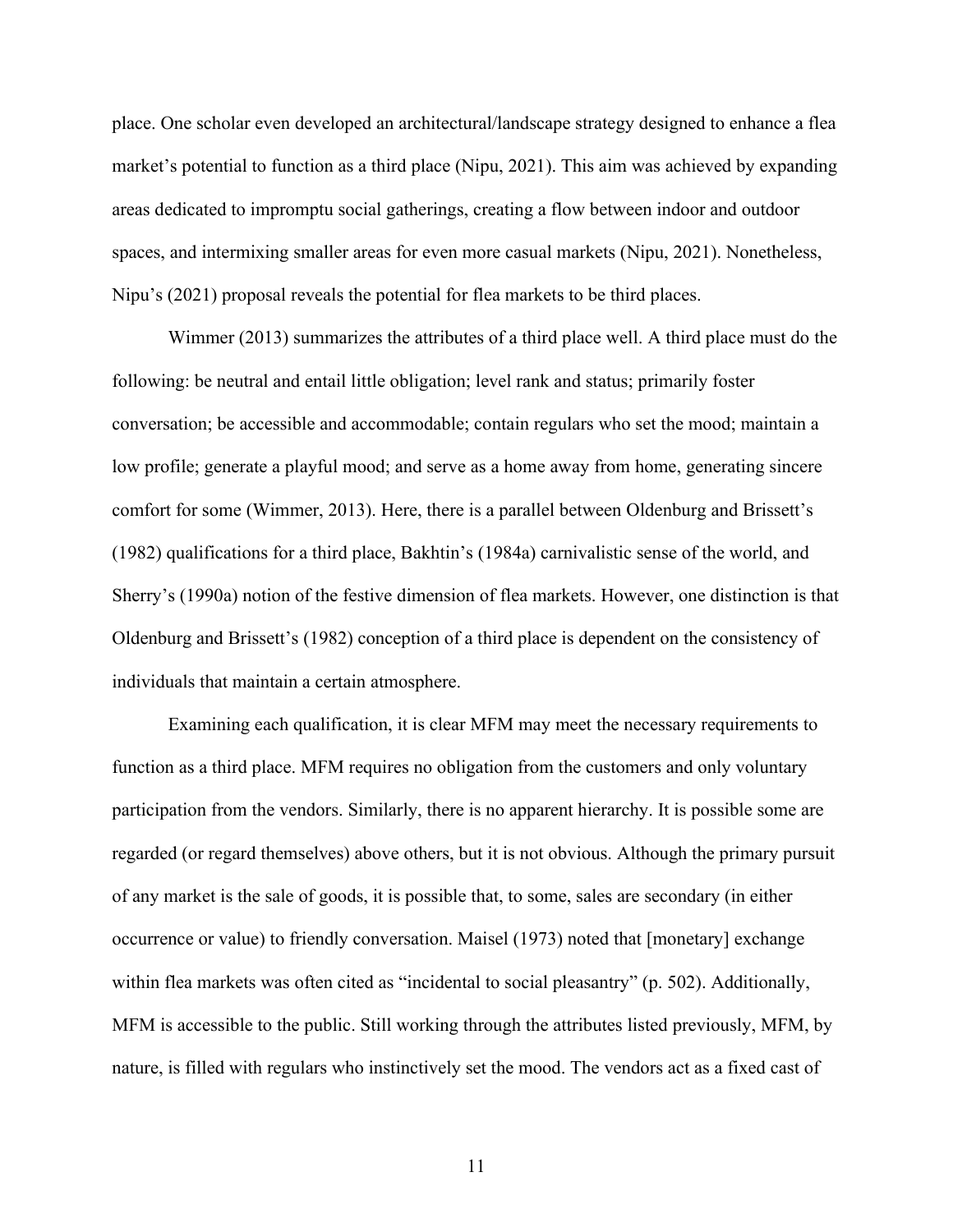place. One scholar even developed an architectural/landscape strategy designed to enhance a flea market's potential to function as a third place (Nipu, 2021). This aim was achieved by expanding areas dedicated to impromptu social gatherings, creating a flow between indoor and outdoor spaces, and intermixing smaller areas for even more casual markets (Nipu, 2021). Nonetheless, Nipu's (2021) proposal reveals the potential for flea markets to be third places.

Wimmer (2013) summarizes the attributes of a third place well. A third place must do the following: be neutral and entail little obligation; level rank and status; primarily foster conversation; be accessible and accommodable; contain regulars who set the mood; maintain a low profile; generate a playful mood; and serve as a home away from home, generating sincere comfort for some (Wimmer, 2013). Here, there is a parallel between Oldenburg and Brissett's (1982) qualifications for a third place, Bakhtin's (1984a) carnivalistic sense of the world, and Sherry's (1990a) notion of the festive dimension of flea markets. However, one distinction is that Oldenburg and Brissett's (1982) conception of a third place is dependent on the consistency of individuals that maintain a certain atmosphere.

Examining each qualification, it is clear MFM may meet the necessary requirements to function as a third place. MFM requires no obligation from the customers and only voluntary participation from the vendors. Similarly, there is no apparent hierarchy. It is possible some are regarded (or regard themselves) above others, but it is not obvious. Although the primary pursuit of any market is the sale of goods, it is possible that, to some, sales are secondary (in either occurrence or value) to friendly conversation. Maisel (1973) noted that [monetary] exchange within flea markets was often cited as "incidental to social pleasantry" (p. 502). Additionally, MFM is accessible to the public. Still working through the attributes listed previously, MFM, by nature, is filled with regulars who instinctively set the mood. The vendors act as a fixed cast of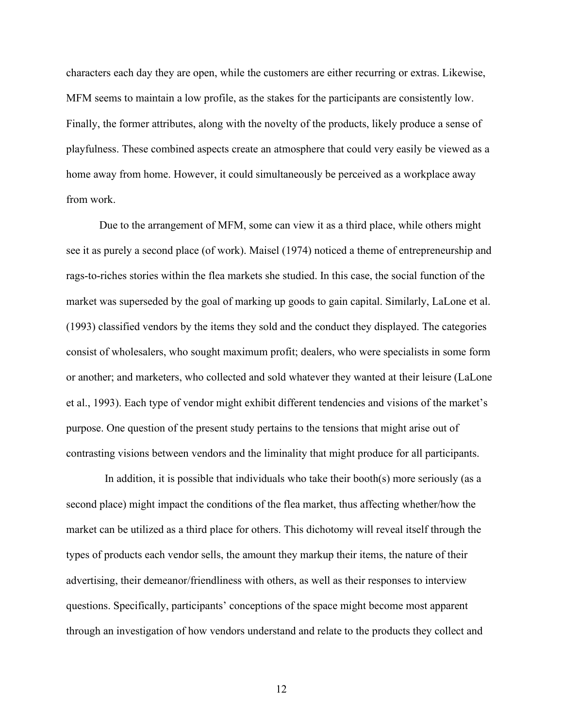characters each day they are open, while the customers are either recurring or extras. Likewise, MFM seems to maintain a low profile, as the stakes for the participants are consistently low. Finally, the former attributes, along with the novelty of the products, likely produce a sense of playfulness. These combined aspects create an atmosphere that could very easily be viewed as a home away from home. However, it could simultaneously be perceived as a workplace away from work.

Due to the arrangement of MFM, some can view it as a third place, while others might see it as purely a second place (of work). Maisel (1974) noticed a theme of entrepreneurship and rags-to-riches stories within the flea markets she studied. In this case, the social function of the market was superseded by the goal of marking up goods to gain capital. Similarly, LaLone et al. (1993) classified vendors by the items they sold and the conduct they displayed. The categories consist of wholesalers, who sought maximum profit; dealers, who were specialists in some form or another; and marketers, who collected and sold whatever they wanted at their leisure (LaLone et al., 1993). Each type of vendor might exhibit different tendencies and visions of the market's purpose. One question of the present study pertains to the tensions that might arise out of contrasting visions between vendors and the liminality that might produce for all participants.

In addition, it is possible that individuals who take their booth(s) more seriously (as a second place) might impact the conditions of the flea market, thus affecting whether/how the market can be utilized as a third place for others. This dichotomy will reveal itself through the types of products each vendor sells, the amount they markup their items, the nature of their advertising, their demeanor/friendliness with others, as well as their responses to interview questions. Specifically, participants' conceptions of the space might become most apparent through an investigation of how vendors understand and relate to the products they collect and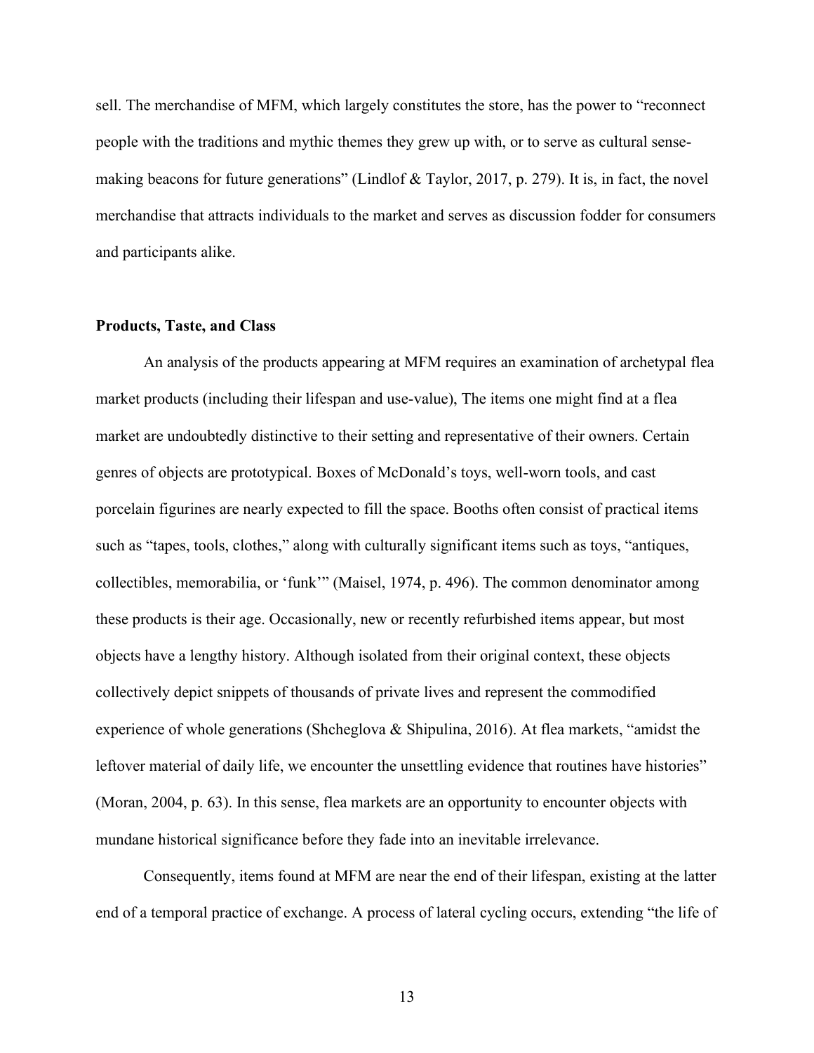sell. The merchandise of MFM, which largely constitutes the store, has the power to "reconnect people with the traditions and mythic themes they grew up with, or to serve as cultural sense-making beacons for future generations" (Lindlof & Taylor, 2017, p. 279). It is, in fact, the novel merchandise that attracts individuals to the market and serves as discussion fodder for consumers and participants alike.

**Products, Taste, and Class**

An analysis of the products appearing at MFM requires an examination of archetypal flea market products (including their lifespan and use-value), The items one might find at a flea market are undoubtedly distinctive to their setting and representative of their owners. Certain genres of objects are prototypical. Boxes of McDonald's toys, well-worn tools, and cast porcelain figurines are nearly expected to fill the space. Booths often consist of practical items such as "tapes, tools, clothes," along with culturally significant items such as toys, "antiques, collectibles, memorabilia, or 'funk'" (Maisel, 1974, p. 496). The common denominator among these products is their age. Occasionally, new or recently refurbished items appear, but most objects have a lengthy history. Although isolated from their original context, these objects collectively depict snippets of thousands of private lives and represent the commodified experience of whole generations (Shcheglova & Shipulina, 2016). At flea markets, "amidst the leftover material of daily life, we encounter the unsettling evidence that routines have histories" (Moran, 2004, p. 63). In this sense, flea markets are an opportunity to encounter objects with mundane historical significance before they fade into an inevitable irrelevance.

Consequently, items found at MFM are near the end of their lifespan, existing at the latter end of a temporal practice of exchange. A process of lateral cycling occurs, extending "the life of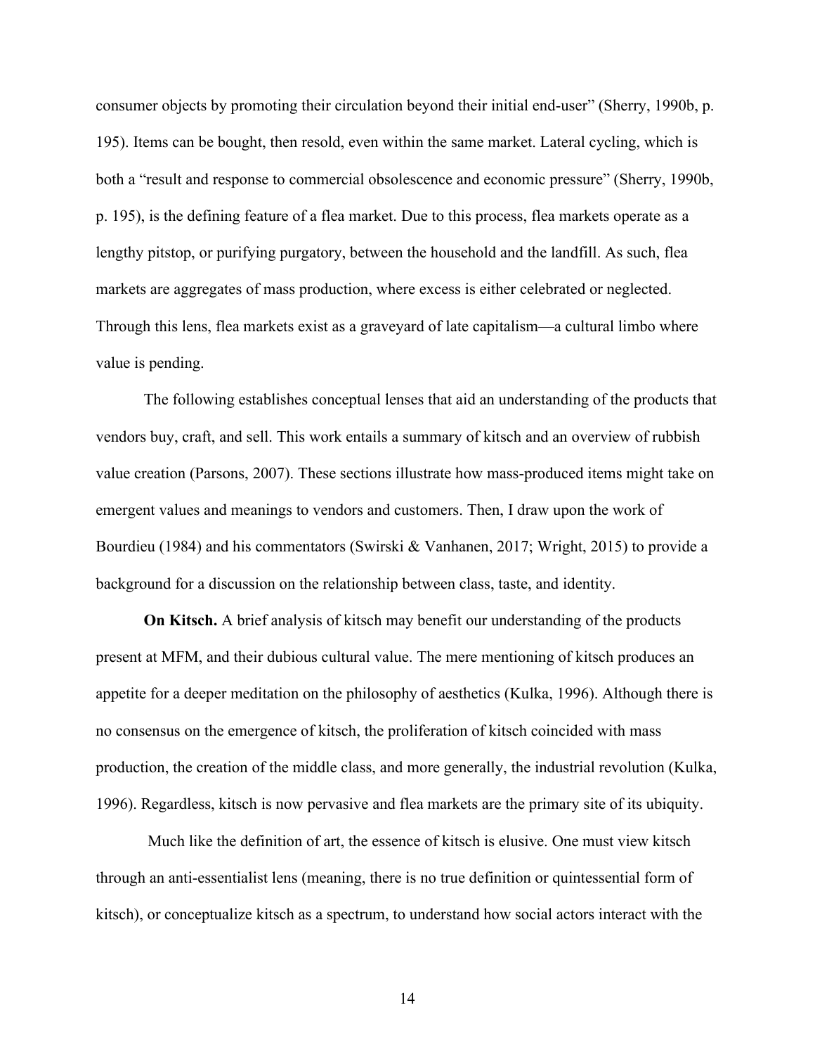consumer objects by promoting their circulation beyond their initial end-user" (Sherry, 1990b, p. 195). Items can be bought, then resold, even within the same market. Lateral cycling, which is both a "result and response to commercial obsolescence and economic pressure" (Sherry, 1990b, p. 195), is the defining feature of a flea market. Due to this process, flea markets operate as a lengthy pitstop, or purifying purgatory, between the household and the landfill. As such, flea markets are aggregates of mass production, where excess is either celebrated or neglected. Through this lens, flea markets exist as a graveyard of late capitalism—a cultural limbo where value is pending.

The following establishes conceptual lenses that aid an understanding of the products that vendors buy, craft, and sell. This work entails a summary of kitsch and an overview of rubbish value creation (Parsons, 2007). These sections illustrate how mass-produced items might take on emergent values and meanings to vendors and customers. Then, I draw upon the work of Bourdieu (1984) and his commentators (Swirski & Vanhanen, 2017; Wright, 2015) to provide a background for a discussion on the relationship between class, taste, and identity.

**On Kitsch.** A brief analysis of kitsch may benefit our understanding of the products present at MFM, and their dubious cultural value. The mere mentioning of kitsch produces an appetite for a deeper meditation on the philosophy of aesthetics (Kulka, 1996). Although there is no consensus on the emergence of kitsch, the proliferation of kitsch coincided with mass production, the creation of the middle class, and more generally, the industrial revolution (Kulka, 1996). Regardless, kitsch is now pervasive and flea markets are the primary site of its ubiquity.

Much like the definition of art, the essence of kitsch is elusive. One must view kitsch through an anti-essentialist lens (meaning, there is no true definition or quintessential form of kitsch), or conceptualize kitsch as a spectrum, to understand how social actors interact with the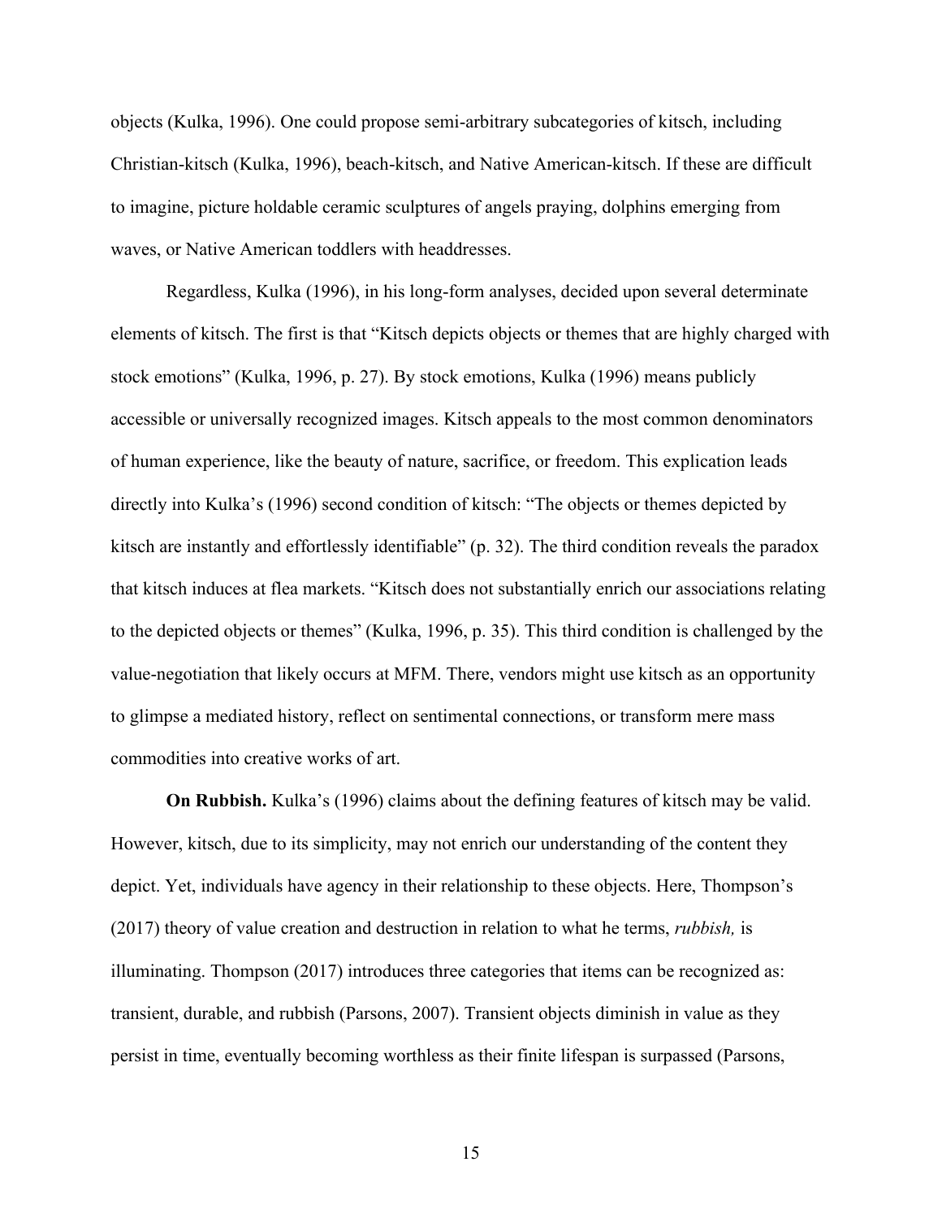objects (Kulka, 1996). One could propose semi-arbitrary subcategories of kitsch, including Christian-kitsch (Kulka, 1996), beach-kitsch, and Native American-kitsch. If these are difficult to imagine, picture holdable ceramic sculptures of angels praying, dolphins emerging from waves, or Native American toddlers with headdresses.

Regardless, Kulka (1996), in his long-form analyses, decided upon several determinate elements of kitsch. The first is that "Kitsch depicts objects or themes that are highly charged with stock emotions" (Kulka, 1996, p. 27). By stock emotions, Kulka (1996) means publicly accessible or universally recognized images. Kitsch appeals to the most common denominators of human experience, like the beauty of nature, sacrifice, or freedom. This explication leads directly into Kulka's (1996) second condition of kitsch: "The objects or themes depicted by kitsch are instantly and effortlessly identifiable" (p. 32). The third condition reveals the paradox that kitsch induces at flea markets. "Kitsch does not substantially enrich our associations relating to the depicted objects or themes" (Kulka, 1996, p. 35). This third condition is challenged by the value-negotiation that likely occurs at MFM. There, vendors might use kitsch as an opportunity to glimpse a mediated history, reflect on sentimental connections, or transform mere mass commodities into creative works of art.

**On Rubbish.** Kulka's (1996) claims about the defining features of kitsch may be valid. However, kitsch, due to its simplicity, may not enrich our understanding of the content they depict. Yet, individuals have agency in their relationship to these objects. Here, Thompson's (2017) theory of value creation and destruction in relation to what he terms, *rubbish,* is illuminating. Thompson (2017) introduces three categories that items can be recognized as: transient, durable, and rubbish (Parsons, 2007). Transient objects diminish in value as they persist in time, eventually becoming worthless as their finite lifespan is surpassed (Parsons,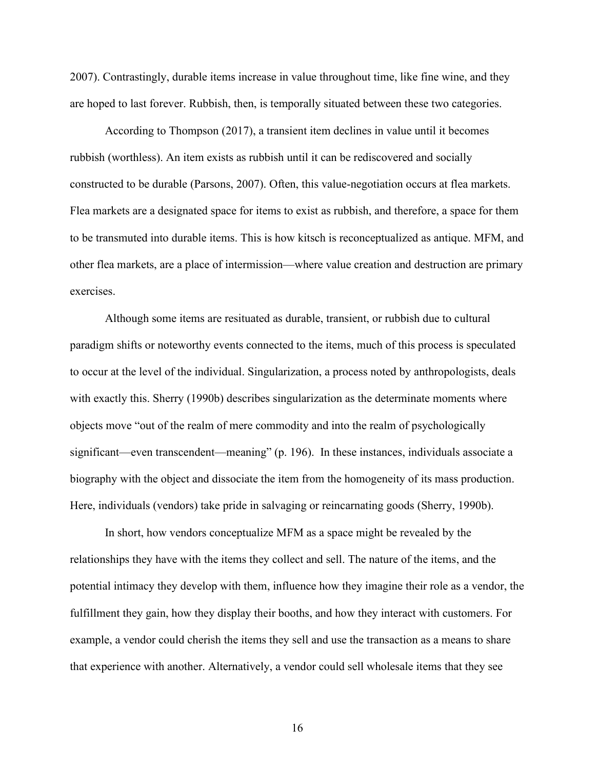2007). Contrastingly, durable items increase in value throughout time, like fine wine, and they are hoped to last forever. Rubbish, then, is temporally situated between these two categories.

According to Thompson (2017), a transient item declines in value until it becomes rubbish (worthless). An item exists as rubbish until it can be rediscovered and socially constructed to be durable (Parsons, 2007). Often, this value-negotiation occurs at flea markets. Flea markets are a designated space for items to exist as rubbish, and therefore, a space for them to be transmuted into durable items. This is how kitsch is reconceptualized as antique. MFM, and other flea markets, are a place of intermission—where value creation and destruction are primary exercises.

Although some items are resituated as durable, transient, or rubbish due to cultural paradigm shifts or noteworthy events connected to the items, much of this process is speculated to occur at the level of the individual. Singularization, a process noted by anthropologists, deals with exactly this. Sherry (1990b) describes singularization as the determinate moments where objects move "out of the realm of mere commodity and into the realm of psychologically significant—even transcendent—meaning" (p. 196). In these instances, individuals associate a biography with the object and dissociate the item from the homogeneity of its mass production. Here, individuals (vendors) take pride in salvaging or reincarnating goods (Sherry, 1990b).

In short, how vendors conceptualize MFM as a space might be revealed by the relationships they have with the items they collect and sell. The nature of the items, and the potential intimacy they develop with them, influence how they imagine their role as a vendor, the fulfillment they gain, how they display their booths, and how they interact with customers. For example, a vendor could cherish the items they sell and use the transaction as a means to share that experience with another. Alternatively, a vendor could sell wholesale items that they see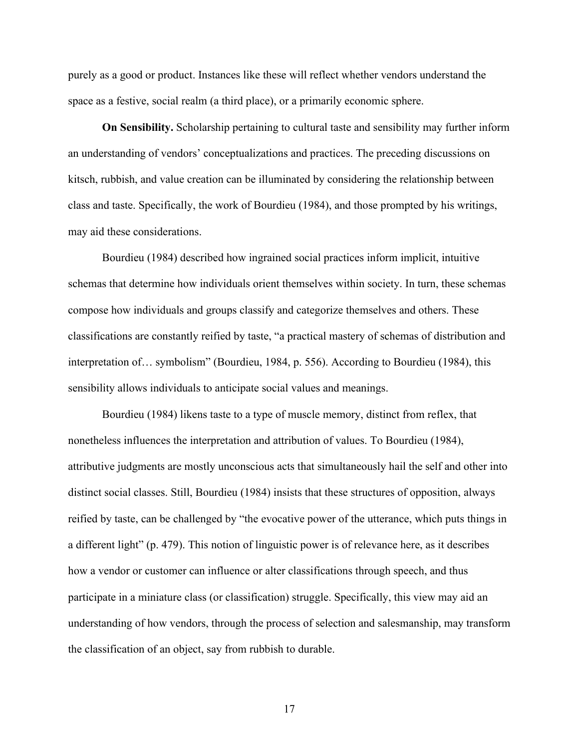purely as a good or product. Instances like these will reflect whether vendors understand the space as a festive, social realm (a third place), or a primarily economic sphere.

**On Sensibility.** Scholarship pertaining to cultural taste and sensibility may further inform an understanding of vendors' conceptualizations and practices. The preceding discussions on kitsch, rubbish, and value creation can be illuminated by considering the relationship between class and taste. Specifically, the work of Bourdieu (1984), and those prompted by his writings, may aid these considerations.

Bourdieu (1984) described how ingrained social practices inform implicit, intuitive schemas that determine how individuals orient themselves within society. In turn, these schemas compose how individuals and groups classify and categorize themselves and others. These classifications are constantly reified by taste, "a practical mastery of schemas of distribution and interpretation of… symbolism" (Bourdieu, 1984, p. 556). According to Bourdieu (1984), this sensibility allows individuals to anticipate social values and meanings.

Bourdieu (1984) likens taste to a type of muscle memory, distinct from reflex, that nonetheless influences the interpretation and attribution of values. To Bourdieu (1984), attributive judgments are mostly unconscious acts that simultaneously hail the self and other into distinct social classes. Still, Bourdieu (1984) insists that these structures of opposition, always reified by taste, can be challenged by "the evocative power of the utterance, which puts things in a different light" (p. 479). This notion of linguistic power is of relevance here, as it describes how a vendor or customer can influence or alter classifications through speech, and thus participate in a miniature class (or classification) struggle. Specifically, this view may aid an understanding of how vendors, through the process of selection and salesmanship, may transform the classification of an object, say from rubbish to durable.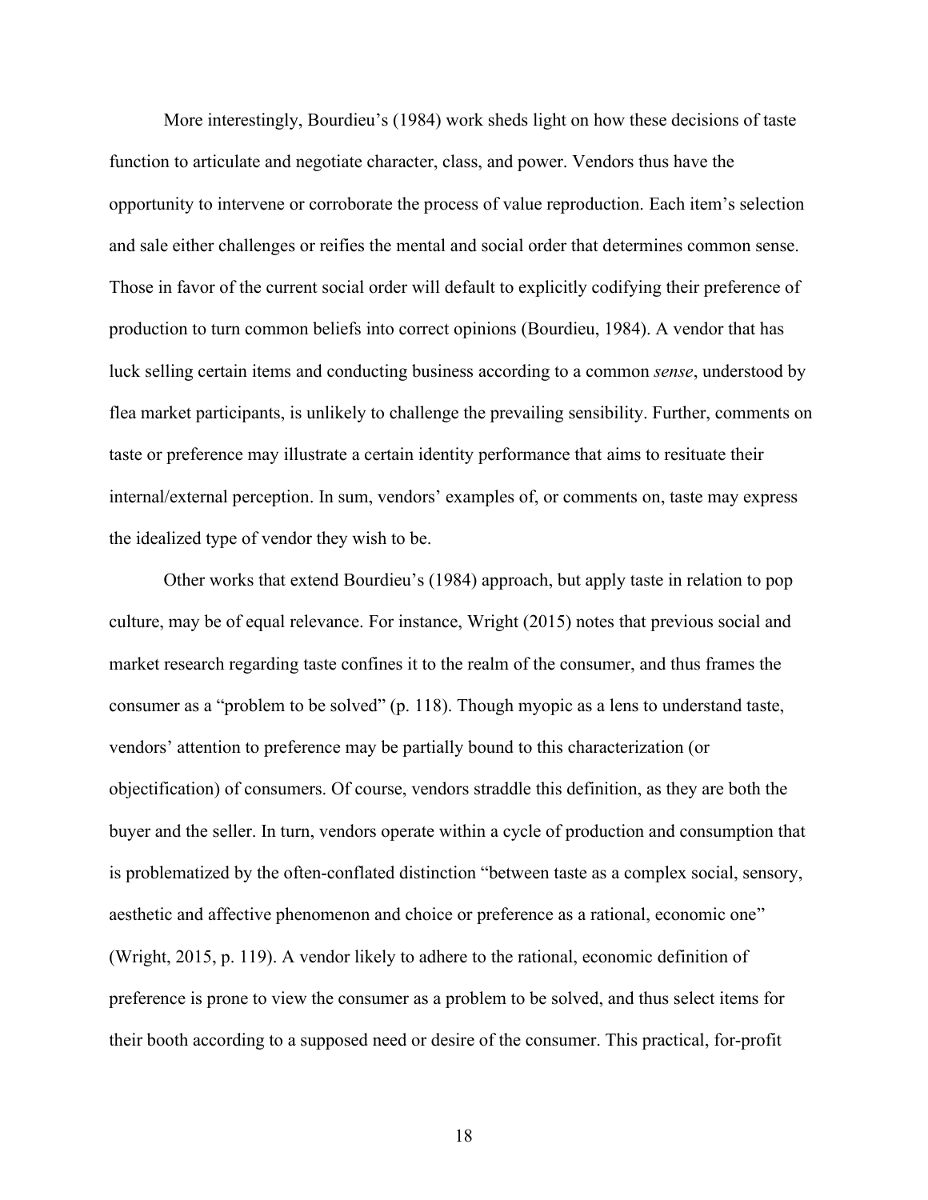More interestingly, Bourdieu's (1984) work sheds light on how these decisions of taste function to articulate and negotiate character, class, and power. Vendors thus have the opportunity to intervene or corroborate the process of value reproduction. Each item's selection and sale either challenges or reifies the mental and social order that determines common sense. Those in favor of the current social order will default to explicitly codifying their preference of production to turn common beliefs into correct opinions (Bourdieu, 1984). A vendor that has luck selling certain items and conducting business according to a common *sense*, understood by flea market participants, is unlikely to challenge the prevailing sensibility. Further, comments on taste or preference may illustrate a certain identity performance that aims to resituate their internal/external perception. In sum, vendors' examples of, or comments on, taste may express the idealized type of vendor they wish to be.

Other works that extend Bourdieu's (1984) approach, but apply taste in relation to pop culture, may be of equal relevance. For instance, Wright (2015) notes that previous social and market research regarding taste confines it to the realm of the consumer, and thus frames the consumer as a "problem to be solved" (p. 118). Though myopic as a lens to understand taste, vendors' attention to preference may be partially bound to this characterization (or objectification) of consumers. Of course, vendors straddle this definition, as they are both the buyer and the seller. In turn, vendors operate within a cycle of production and consumption that is problematized by the often-conflated distinction "between taste as a complex social, sensory, aesthetic and affective phenomenon and choice or preference as a rational, economic one" (Wright, 2015, p. 119). A vendor likely to adhere to the rational, economic definition of preference is prone to view the consumer as a problem to be solved, and thus select items for their booth according to a supposed need or desire of the consumer. This practical, for-profit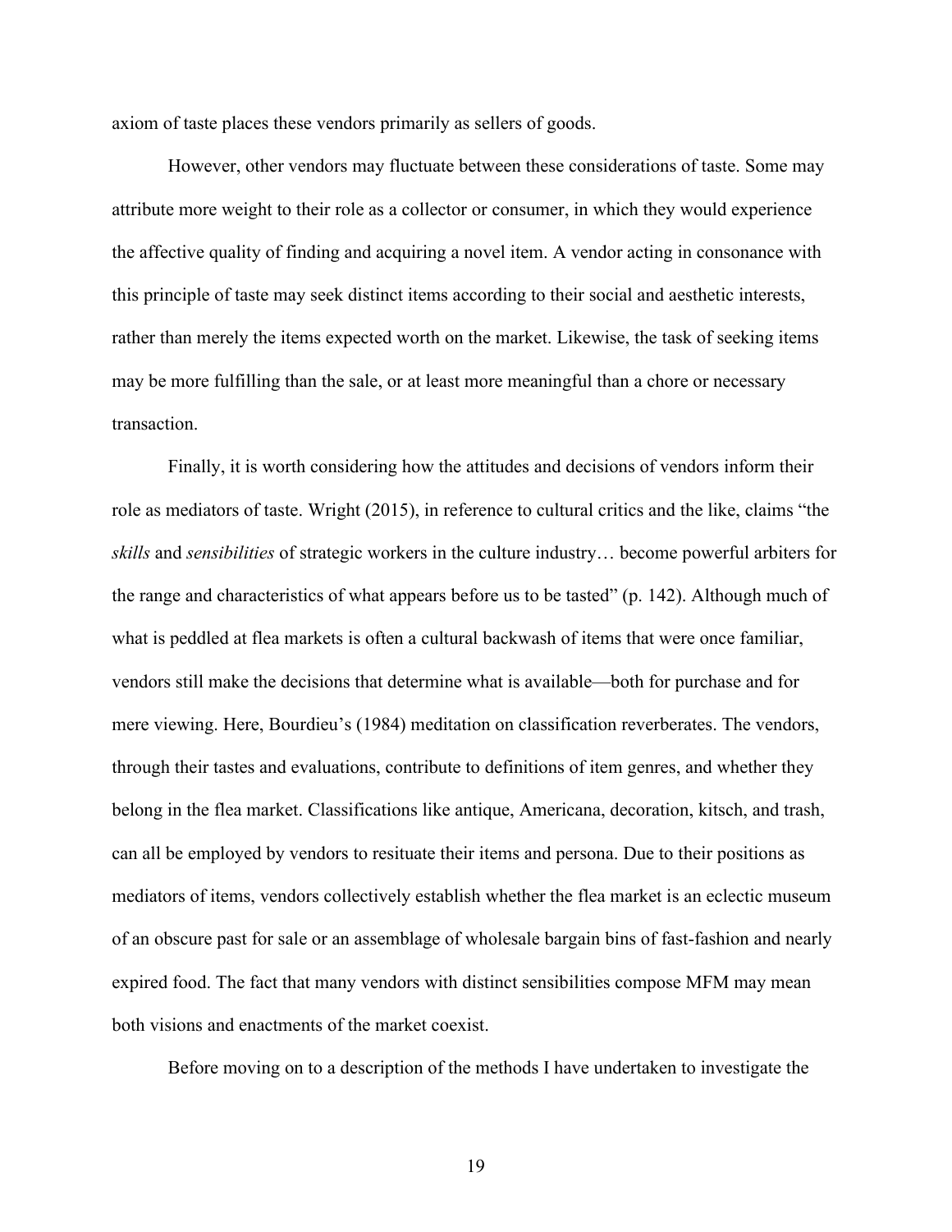axiom of taste places these vendors primarily as sellers of goods.

However, other vendors may fluctuate between these considerations of taste. Some may attribute more weight to their role as a collector or consumer, in which they would experience the affective quality of finding and acquiring a novel item. A vendor acting in consonance with this principle of taste may seek distinct items according to their social and aesthetic interests, rather than merely the items expected worth on the market. Likewise, the task of seeking items may be more fulfilling than the sale, or at least more meaningful than a chore or necessary transaction.

Finally, it is worth considering how the attitudes and decisions of vendors inform their role as mediators of taste. Wright (2015), in reference to cultural critics and the like, claims "the *skills* and *sensibilities* of strategic workers in the culture industry… become powerful arbiters for the range and characteristics of what appears before us to be tasted" (p. 142). Although much of what is peddled at flea markets is often a cultural backwash of items that were once familiar, vendors still make the decisions that determine what is available—both for purchase and for mere viewing. Here, Bourdieu's (1984) meditation on classification reverberates. The vendors, through their tastes and evaluations, contribute to definitions of item genres, and whether they belong in the flea market. Classifications like antique, Americana, decoration, kitsch, and trash, can all be employed by vendors to resituate their items and persona. Due to their positions as mediators of items, vendors collectively establish whether the flea market is an eclectic museum of an obscure past for sale or an assemblage of wholesale bargain bins of fast-fashion and nearly expired food. The fact that many vendors with distinct sensibilities compose MFM may mean both visions and enactments of the market coexist.

Before moving on to a description of the methods I have undertaken to investigate the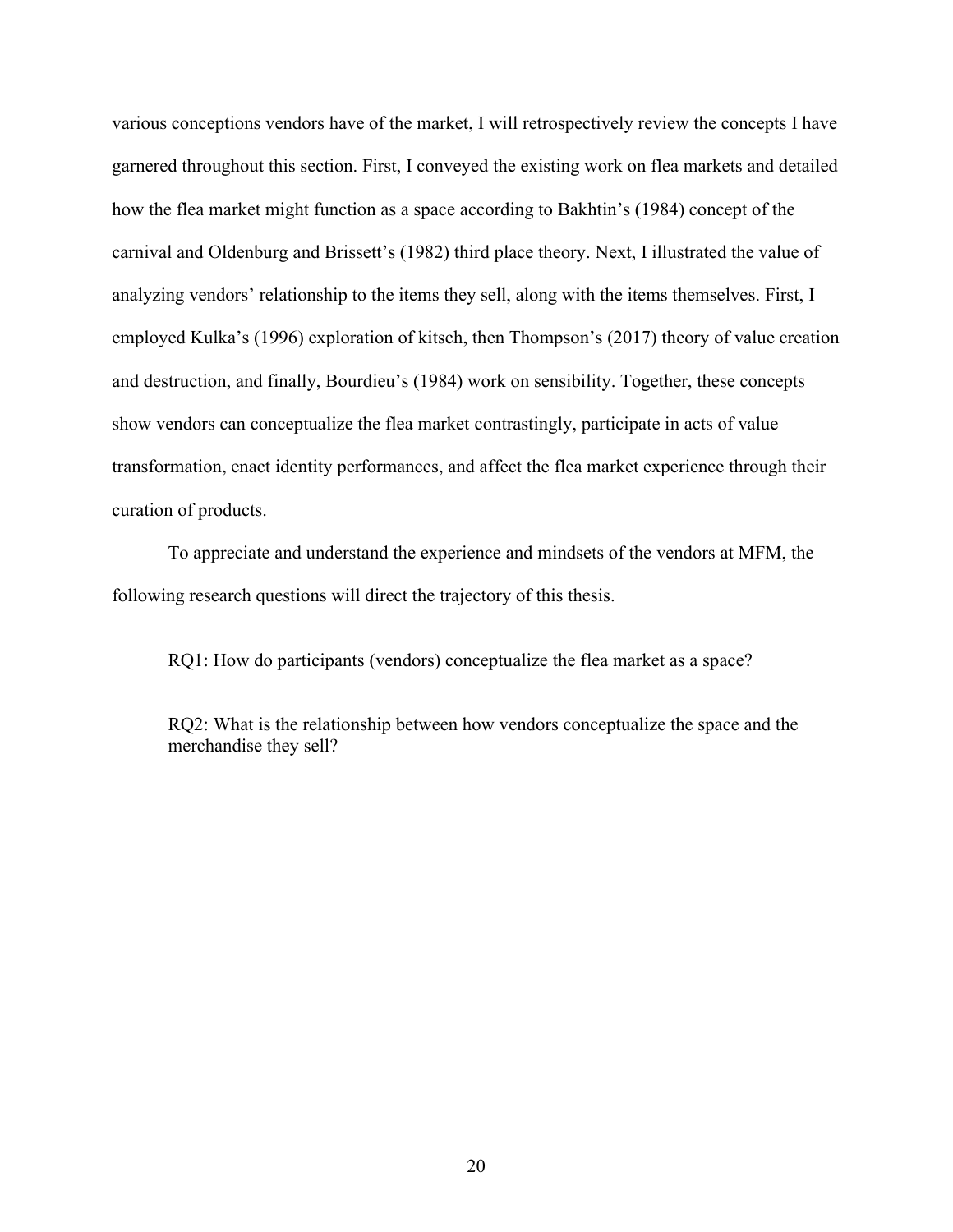various conceptions vendors have of the market, I will retrospectively review the concepts I have garnered throughout this section. First, I conveyed the existing work on flea markets and detailed how the flea market might function as a space according to Bakhtin's (1984) concept of the carnival and Oldenburg and Brissett's (1982) third place theory. Next, I illustrated the value of analyzing vendors' relationship to the items they sell, along with the items themselves. First, I employed Kulka's (1996) exploration of kitsch, then Thompson's (2017) theory of value creation and destruction, and finally, Bourdieu's (1984) work on sensibility. Together, these concepts show vendors can conceptualize the flea market contrastingly, participate in acts of value transformation, enact identity performances, and affect the flea market experience through their curation of products.

To appreciate and understand the experience and mindsets of the vendors at MFM, the following research questions will direct the trajectory of this thesis.

> RQ1: How do participants (vendors) conceptualize the flea market as a space?
>
> RQ2: What is the relationship between how vendors conceptualize the space and the merchandise they sell?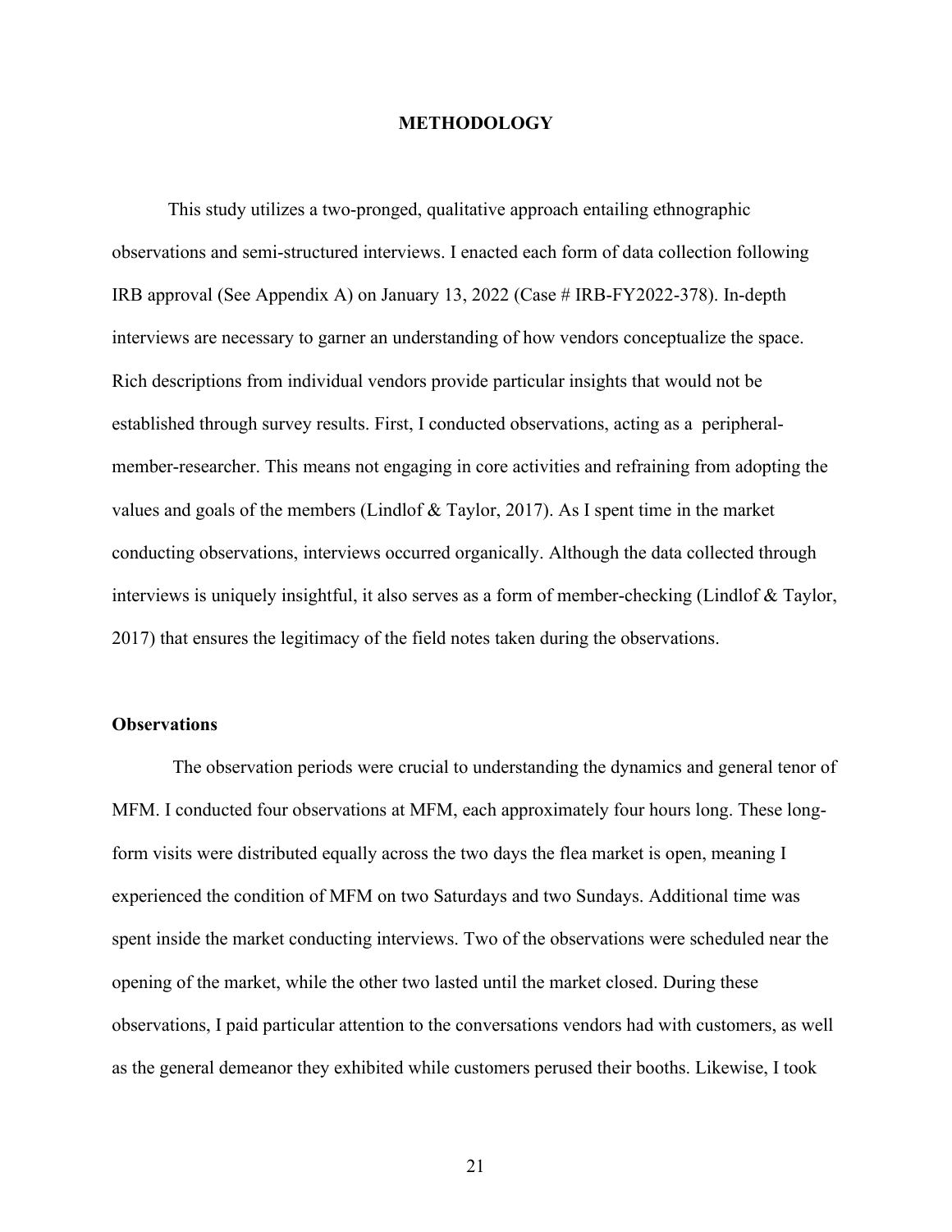# METHODOLOGY

This study utilizes a two-pronged, qualitative approach entailing ethnographic observations and semi-structured interviews. I enacted each form of data collection following IRB approval (See Appendix A) on January 13, 2022 (Case # IRB-FY2022-378). In-depth interviews are necessary to garner an understanding of how vendors conceptualize the space. Rich descriptions from individual vendors provide particular insights that would not be established through survey results. First, I conducted observations, acting as a peripheral-member-researcher. This means not engaging in core activities and refraining from adopting the values and goals of the members (Lindlof & Taylor, 2017). As I spent time in the market conducting observations, interviews occurred organically. Although the data collected through interviews is uniquely insightful, it also serves as a form of member-checking (Lindlof & Taylor, 2017) that ensures the legitimacy of the field notes taken during the observations.

## Observations

The observation periods were crucial to understanding the dynamics and general tenor of MFM. I conducted four observations at MFM, each approximately four hours long. These long-form visits were distributed equally across the two days the flea market is open, meaning I experienced the condition of MFM on two Saturdays and two Sundays. Additional time was spent inside the market conducting interviews. Two of the observations were scheduled near the opening of the market, while the other two lasted until the market closed. During these observations, I paid particular attention to the conversations vendors had with customers, as well as the general demeanor they exhibited while customers perused their booths. Likewise, I took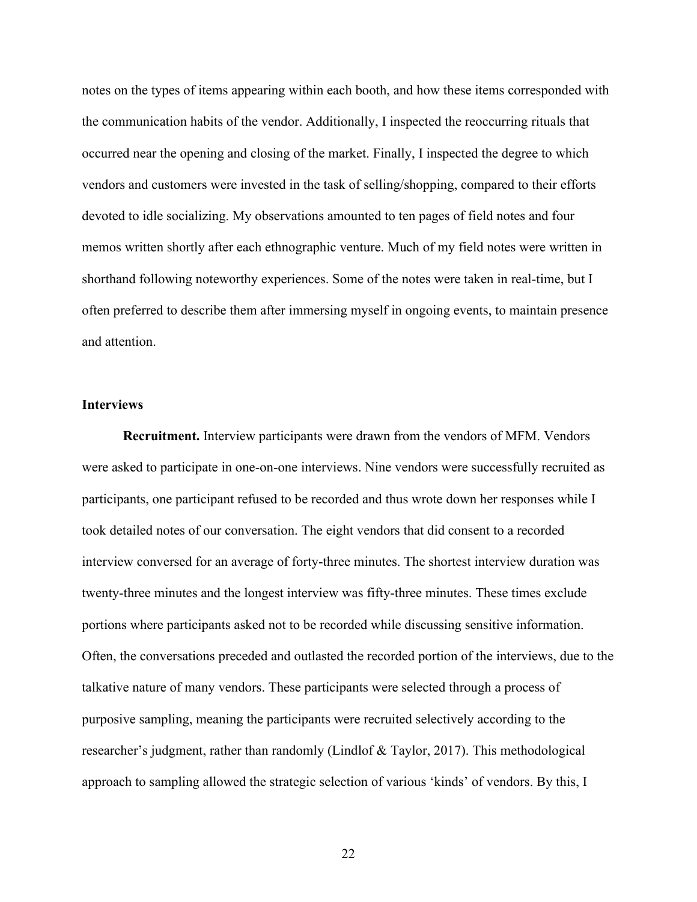notes on the types of items appearing within each booth, and how these items corresponded with the communication habits of the vendor. Additionally, I inspected the reoccurring rituals that occurred near the opening and closing of the market. Finally, I inspected the degree to which vendors and customers were invested in the task of selling/shopping, compared to their efforts devoted to idle socializing. My observations amounted to ten pages of field notes and four memos written shortly after each ethnographic venture. Much of my field notes were written in shorthand following noteworthy experiences. Some of the notes were taken in real-time, but I often preferred to describe them after immersing myself in ongoing events, to maintain presence and attention.

### Interviews

**Recruitment.** Interview participants were drawn from the vendors of MFM. Vendors were asked to participate in one-on-one interviews. Nine vendors were successfully recruited as participants, one participant refused to be recorded and thus wrote down her responses while I took detailed notes of our conversation. The eight vendors that did consent to a recorded interview conversed for an average of forty-three minutes. The shortest interview duration was twenty-three minutes and the longest interview was fifty-three minutes. These times exclude portions where participants asked not to be recorded while discussing sensitive information. Often, the conversations preceded and outlasted the recorded portion of the interviews, due to the talkative nature of many vendors. These participants were selected through a process of purposive sampling, meaning the participants were recruited selectively according to the researcher's judgment, rather than randomly (Lindlof & Taylor, 2017). This methodological approach to sampling allowed the strategic selection of various 'kinds' of vendors. By this, I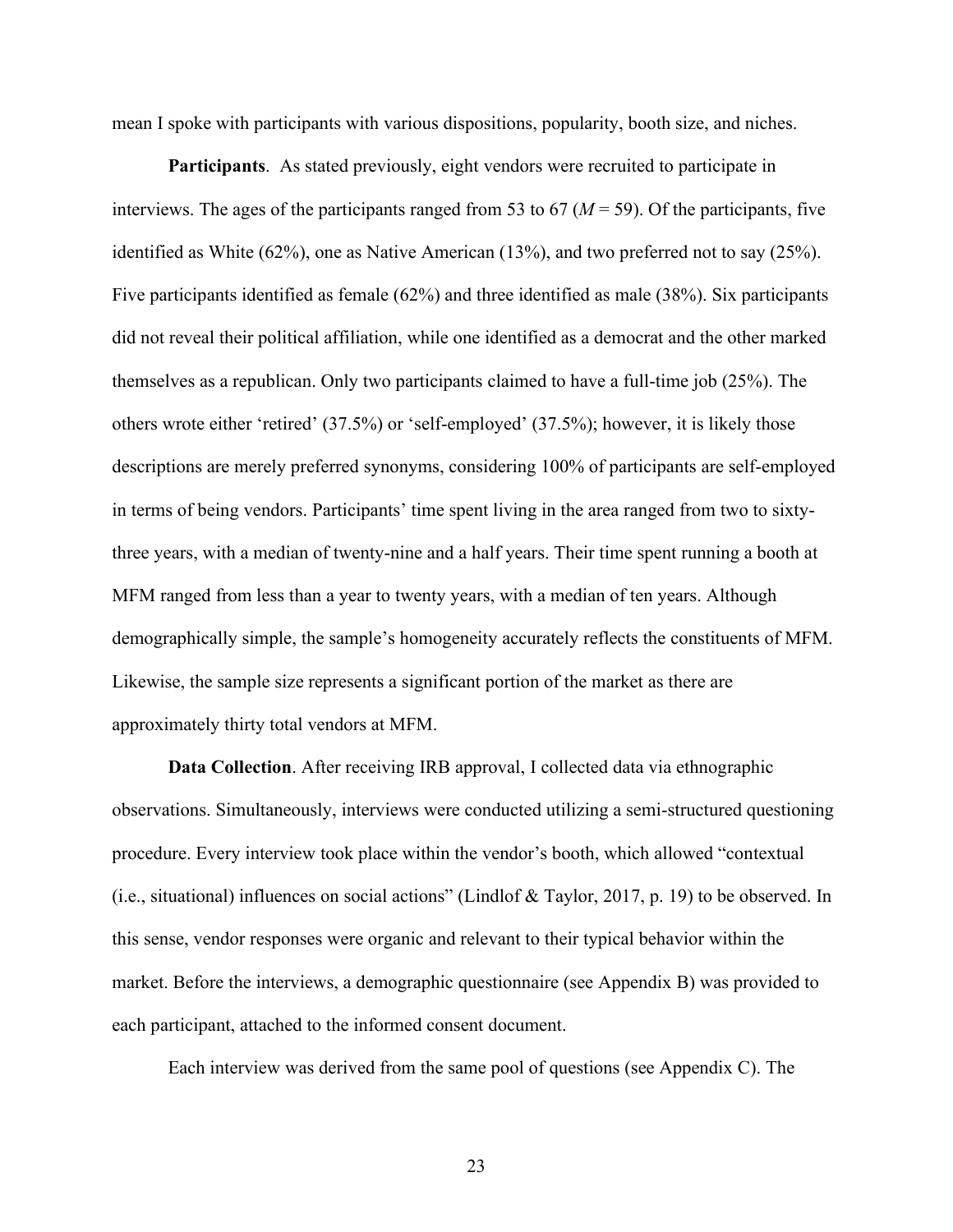mean I spoke with participants with various dispositions, popularity, booth size, and niches.

**Participants**. As stated previously, eight vendors were recruited to participate in interviews. The ages of the participants ranged from 53 to 67 ($M = 59$). Of the participants, five identified as White (62%), one as Native American (13%), and two preferred not to say (25%). Five participants identified as female (62%) and three identified as male (38%). Six participants did not reveal their political affiliation, while one identified as a democrat and the other marked themselves as a republican. Only two participants claimed to have a full-time job (25%). The others wrote either 'retired' (37.5%) or 'self-employed' (37.5%); however, it is likely those descriptions are merely preferred synonyms, considering 100% of participants are self-employed in terms of being vendors. Participants' time spent living in the area ranged from two to sixty-three years, with a median of twenty-nine and a half years. Their time spent running a booth at MFM ranged from less than a year to twenty years, with a median of ten years. Although demographically simple, the sample's homogeneity accurately reflects the constituents of MFM. Likewise, the sample size represents a significant portion of the market as there are approximately thirty total vendors at MFM.

**Data Collection**. After receiving IRB approval, I collected data via ethnographic observations. Simultaneously, interviews were conducted utilizing a semi-structured questioning procedure. Every interview took place within the vendor's booth, which allowed "contextual (i.e., situational) influences on social actions" (Lindlof & Taylor, 2017, p. 19) to be observed. In this sense, vendor responses were organic and relevant to their typical behavior within the market. Before the interviews, a demographic questionnaire (see Appendix B) was provided to each participant, attached to the informed consent document.

Each interview was derived from the same pool of questions (see Appendix C). The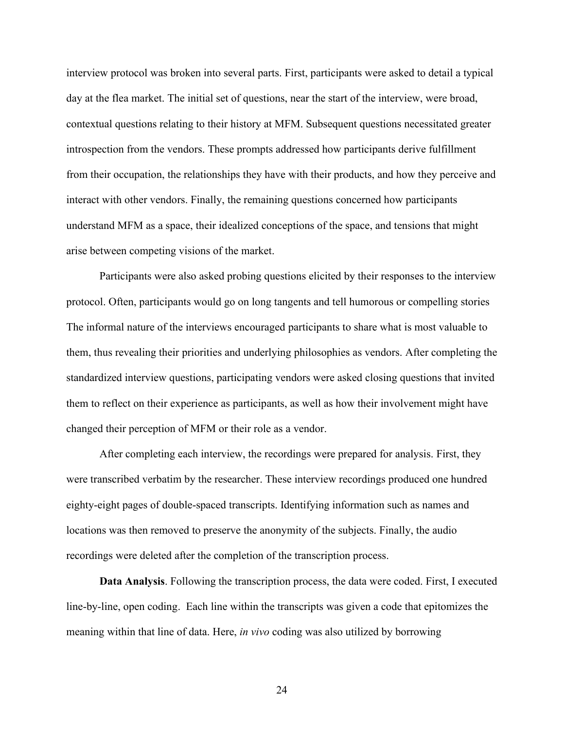interview protocol was broken into several parts. First, participants were asked to detail a typical day at the flea market. The initial set of questions, near the start of the interview, were broad, contextual questions relating to their history at MFM. Subsequent questions necessitated greater introspection from the vendors. These prompts addressed how participants derive fulfillment from their occupation, the relationships they have with their products, and how they perceive and interact with other vendors. Finally, the remaining questions concerned how participants understand MFM as a space, their idealized conceptions of the space, and tensions that might arise between competing visions of the market.

Participants were also asked probing questions elicited by their responses to the interview protocol. Often, participants would go on long tangents and tell humorous or compelling stories The informal nature of the interviews encouraged participants to share what is most valuable to them, thus revealing their priorities and underlying philosophies as vendors. After completing the standardized interview questions, participating vendors were asked closing questions that invited them to reflect on their experience as participants, as well as how their involvement might have changed their perception of MFM or their role as a vendor.

After completing each interview, the recordings were prepared for analysis. First, they were transcribed verbatim by the researcher. These interview recordings produced one hundred eighty-eight pages of double-spaced transcripts. Identifying information such as names and locations was then removed to preserve the anonymity of the subjects. Finally, the audio recordings were deleted after the completion of the transcription process.

**Data Analysis**. Following the transcription process, the data were coded. First, I executed line-by-line, open coding. Each line within the transcripts was given a code that epitomizes the meaning within that line of data. Here, *in vivo* coding was also utilized by borrowing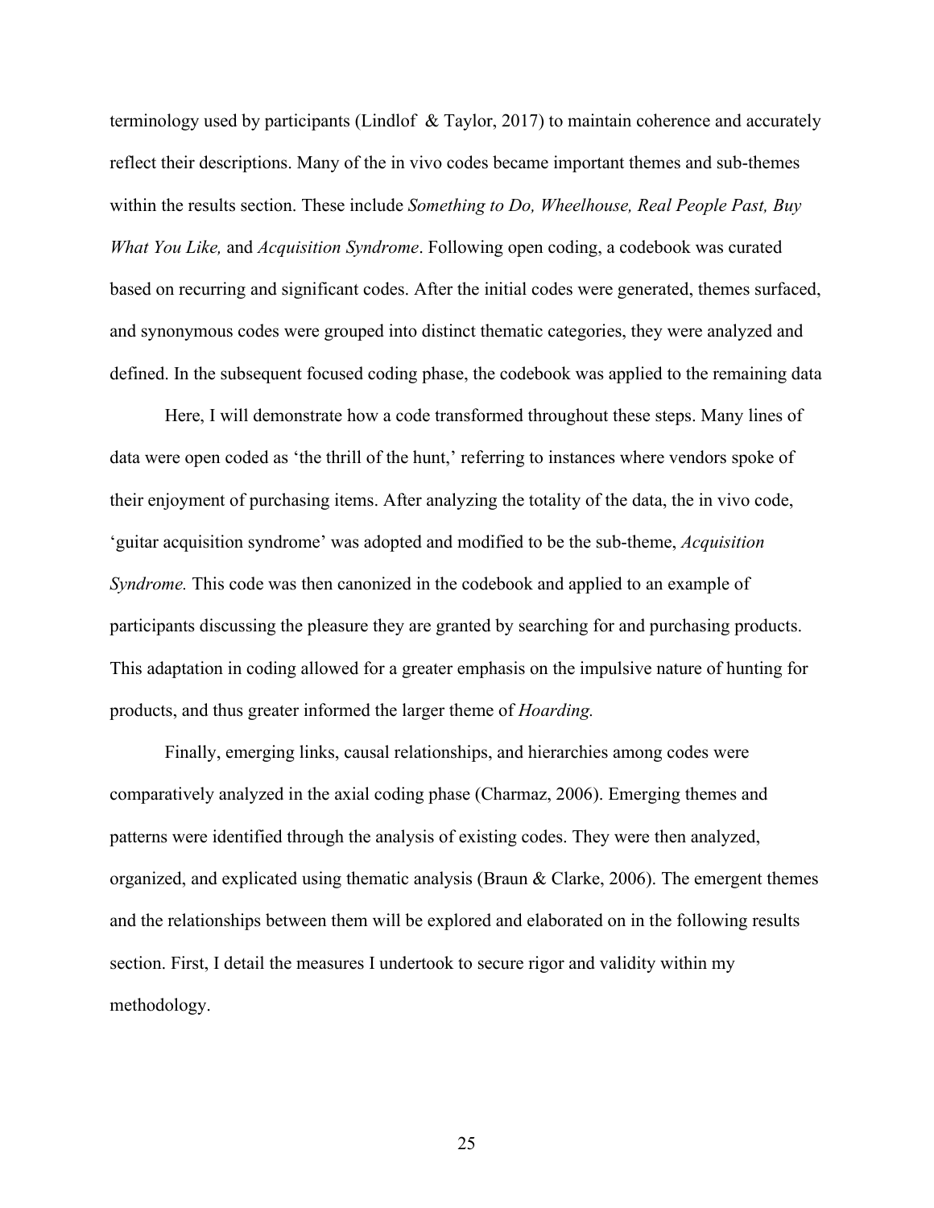terminology used by participants (Lindlof & Taylor, 2017) to maintain coherence and accurately reflect their descriptions. Many of the in vivo codes became important themes and sub-themes within the results section. These include *Something to Do, Wheelhouse, Real People Past, Buy What You Like,* and *Acquisition Syndrome*. Following open coding, a codebook was curated based on recurring and significant codes. After the initial codes were generated, themes surfaced, and synonymous codes were grouped into distinct thematic categories, they were analyzed and defined. In the subsequent focused coding phase, the codebook was applied to the remaining data

Here, I will demonstrate how a code transformed throughout these steps. Many lines of data were open coded as 'the thrill of the hunt,' referring to instances where vendors spoke of their enjoyment of purchasing items. After analyzing the totality of the data, the in vivo code, 'guitar acquisition syndrome' was adopted and modified to be the sub-theme, *Acquisition Syndrome.* This code was then canonized in the codebook and applied to an example of participants discussing the pleasure they are granted by searching for and purchasing products. This adaptation in coding allowed for a greater emphasis on the impulsive nature of hunting for products, and thus greater informed the larger theme of *Hoarding.*

Finally, emerging links, causal relationships, and hierarchies among codes were comparatively analyzed in the axial coding phase (Charmaz, 2006). Emerging themes and patterns were identified through the analysis of existing codes. They were then analyzed, organized, and explicated using thematic analysis (Braun & Clarke, 2006). The emergent themes and the relationships between them will be explored and elaborated on in the following results section. First, I detail the measures I undertook to secure rigor and validity within my methodology.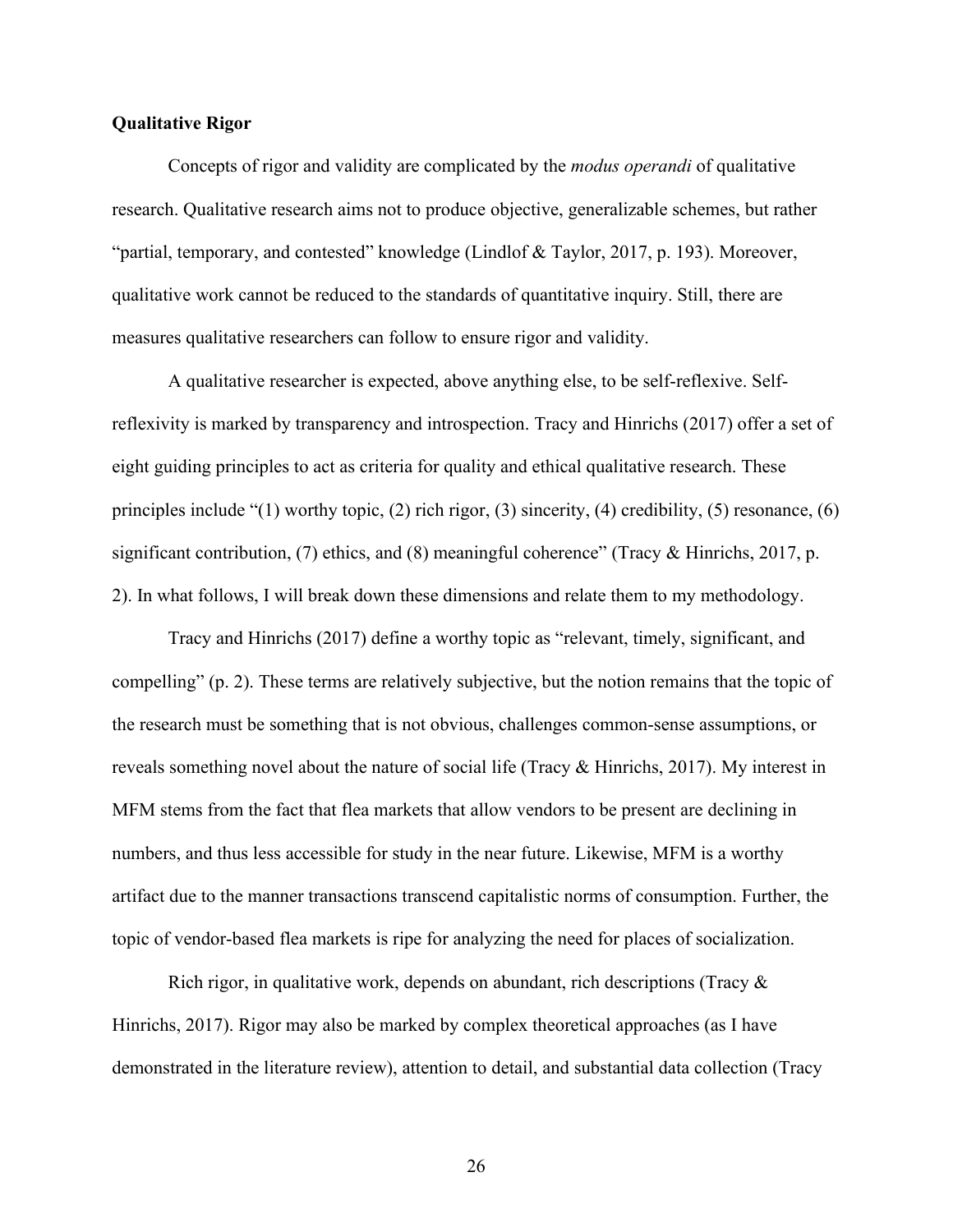**Qualitative Rigor**

Concepts of rigor and validity are complicated by the *modus operandi* of qualitative research. Qualitative research aims not to produce objective, generalizable schemes, but rather "partial, temporary, and contested" knowledge (Lindlof & Taylor, 2017, p. 193). Moreover, qualitative work cannot be reduced to the standards of quantitative inquiry. Still, there are measures qualitative researchers can follow to ensure rigor and validity.

A qualitative researcher is expected, above anything else, to be self-reflexive. Self-reflexivity is marked by transparency and introspection. Tracy and Hinrichs (2017) offer a set of eight guiding principles to act as criteria for quality and ethical qualitative research. These principles include "(1) worthy topic, (2) rich rigor, (3) sincerity, (4) credibility, (5) resonance, (6) significant contribution, (7) ethics, and (8) meaningful coherence" (Tracy & Hinrichs, 2017, p. 2). In what follows, I will break down these dimensions and relate them to my methodology.

Tracy and Hinrichs (2017) define a worthy topic as "relevant, timely, significant, and compelling" (p. 2). These terms are relatively subjective, but the notion remains that the topic of the research must be something that is not obvious, challenges common-sense assumptions, or reveals something novel about the nature of social life (Tracy & Hinrichs, 2017). My interest in MFM stems from the fact that flea markets that allow vendors to be present are declining in numbers, and thus less accessible for study in the near future. Likewise, MFM is a worthy artifact due to the manner transactions transcend capitalistic norms of consumption. Further, the topic of vendor-based flea markets is ripe for analyzing the need for places of socialization.

Rich rigor, in qualitative work, depends on abundant, rich descriptions (Tracy & Hinrichs, 2017). Rigor may also be marked by complex theoretical approaches (as I have demonstrated in the literature review), attention to detail, and substantial data collection (Tracy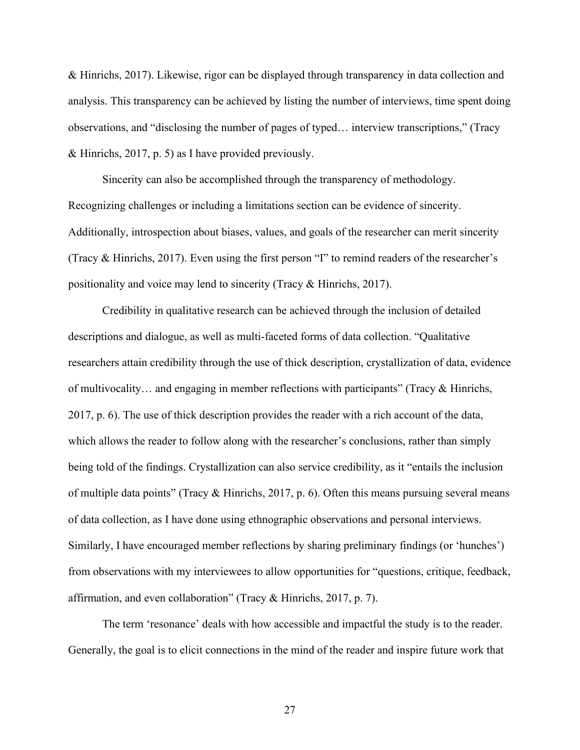& Hinrichs, 2017). Likewise, rigor can be displayed through transparency in data collection and analysis. This transparency can be achieved by listing the number of interviews, time spent doing observations, and "disclosing the number of pages of typed… interview transcriptions," (Tracy & Hinrichs, 2017, p. 5) as I have provided previously.

Sincerity can also be accomplished through the transparency of methodology. Recognizing challenges or including a limitations section can be evidence of sincerity. Additionally, introspection about biases, values, and goals of the researcher can merit sincerity (Tracy & Hinrichs, 2017). Even using the first person "I" to remind readers of the researcher's positionality and voice may lend to sincerity (Tracy & Hinrichs, 2017).

Credibility in qualitative research can be achieved through the inclusion of detailed descriptions and dialogue, as well as multi-faceted forms of data collection. "Qualitative researchers attain credibility through the use of thick description, crystallization of data, evidence of multivocality… and engaging in member reflections with participants" (Tracy & Hinrichs, 2017, p. 6). The use of thick description provides the reader with a rich account of the data, which allows the reader to follow along with the researcher's conclusions, rather than simply being told of the findings. Crystallization can also service credibility, as it "entails the inclusion of multiple data points" (Tracy & Hinrichs, 2017, p. 6). Often this means pursuing several means of data collection, as I have done using ethnographic observations and personal interviews. Similarly, I have encouraged member reflections by sharing preliminary findings (or 'hunches') from observations with my interviewees to allow opportunities for "questions, critique, feedback, affirmation, and even collaboration" (Tracy & Hinrichs, 2017, p. 7).

The term 'resonance' deals with how accessible and impactful the study is to the reader. Generally, the goal is to elicit connections in the mind of the reader and inspire future work that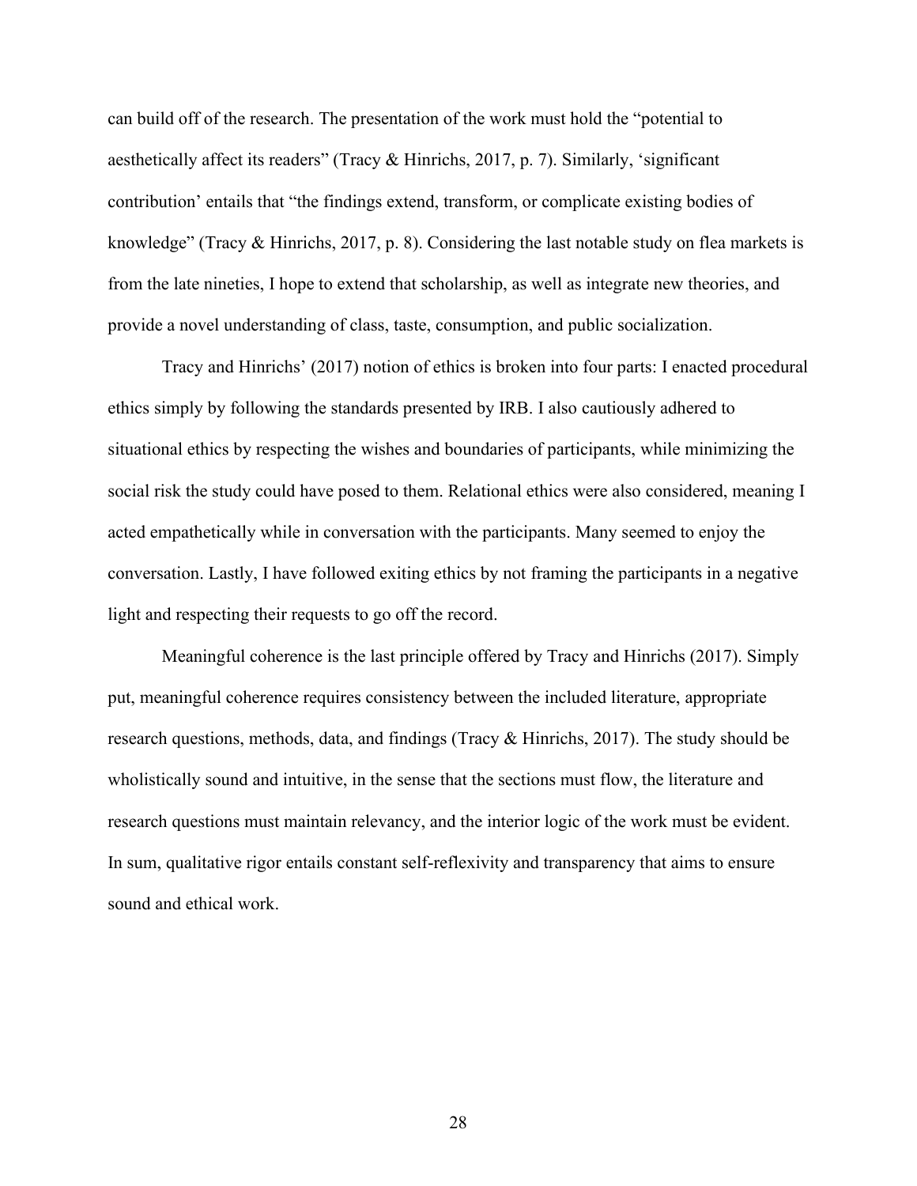can build off of the research. The presentation of the work must hold the "potential to aesthetically affect its readers" (Tracy & Hinrichs, 2017, p. 7). Similarly, 'significant contribution' entails that "the findings extend, transform, or complicate existing bodies of knowledge" (Tracy & Hinrichs, 2017, p. 8). Considering the last notable study on flea markets is from the late nineties, I hope to extend that scholarship, as well as integrate new theories, and provide a novel understanding of class, taste, consumption, and public socialization.

Tracy and Hinrichs' (2017) notion of ethics is broken into four parts: I enacted procedural ethics simply by following the standards presented by IRB. I also cautiously adhered to situational ethics by respecting the wishes and boundaries of participants, while minimizing the social risk the study could have posed to them. Relational ethics were also considered, meaning I acted empathetically while in conversation with the participants. Many seemed to enjoy the conversation. Lastly, I have followed exiting ethics by not framing the participants in a negative light and respecting their requests to go off the record.

Meaningful coherence is the last principle offered by Tracy and Hinrichs (2017). Simply put, meaningful coherence requires consistency between the included literature, appropriate research questions, methods, data, and findings (Tracy & Hinrichs, 2017). The study should be wholistically sound and intuitive, in the sense that the sections must flow, the literature and research questions must maintain relevancy, and the interior logic of the work must be evident. In sum, qualitative rigor entails constant self-reflexivity and transparency that aims to ensure sound and ethical work.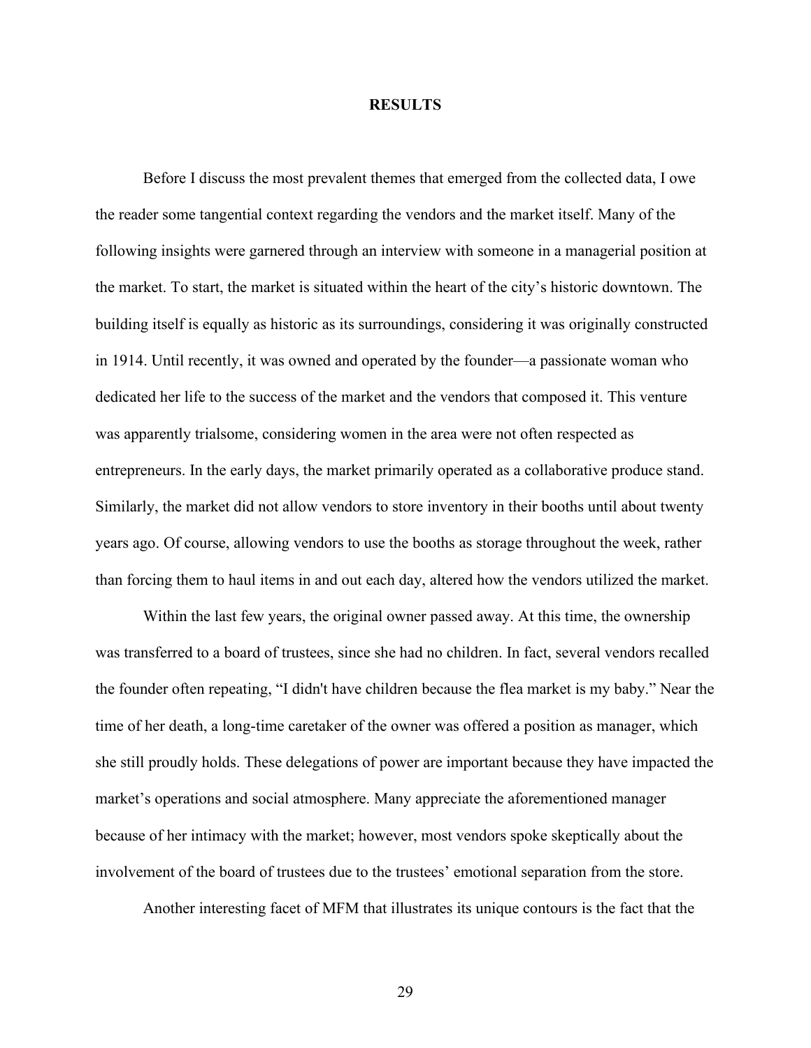# RESULTS

Before I discuss the most prevalent themes that emerged from the collected data, I owe the reader some tangential context regarding the vendors and the market itself. Many of the following insights were garnered through an interview with someone in a managerial position at the market. To start, the market is situated within the heart of the city's historic downtown. The building itself is equally as historic as its surroundings, considering it was originally constructed in 1914. Until recently, it was owned and operated by the founder—a passionate woman who dedicated her life to the success of the market and the vendors that composed it. This venture was apparently trialsome, considering women in the area were not often respected as entrepreneurs. In the early days, the market primarily operated as a collaborative produce stand. Similarly, the market did not allow vendors to store inventory in their booths until about twenty years ago. Of course, allowing vendors to use the booths as storage throughout the week, rather than forcing them to haul items in and out each day, altered how the vendors utilized the market.

Within the last few years, the original owner passed away. At this time, the ownership was transferred to a board of trustees, since she had no children. In fact, several vendors recalled the founder often repeating, "I didn't have children because the flea market is my baby." Near the time of her death, a long-time caretaker of the owner was offered a position as manager, which she still proudly holds. These delegations of power are important because they have impacted the market's operations and social atmosphere. Many appreciate the aforementioned manager because of her intimacy with the market; however, most vendors spoke skeptically about the involvement of the board of trustees due to the trustees' emotional separation from the store.

Another interesting facet of MFM that illustrates its unique contours is the fact that the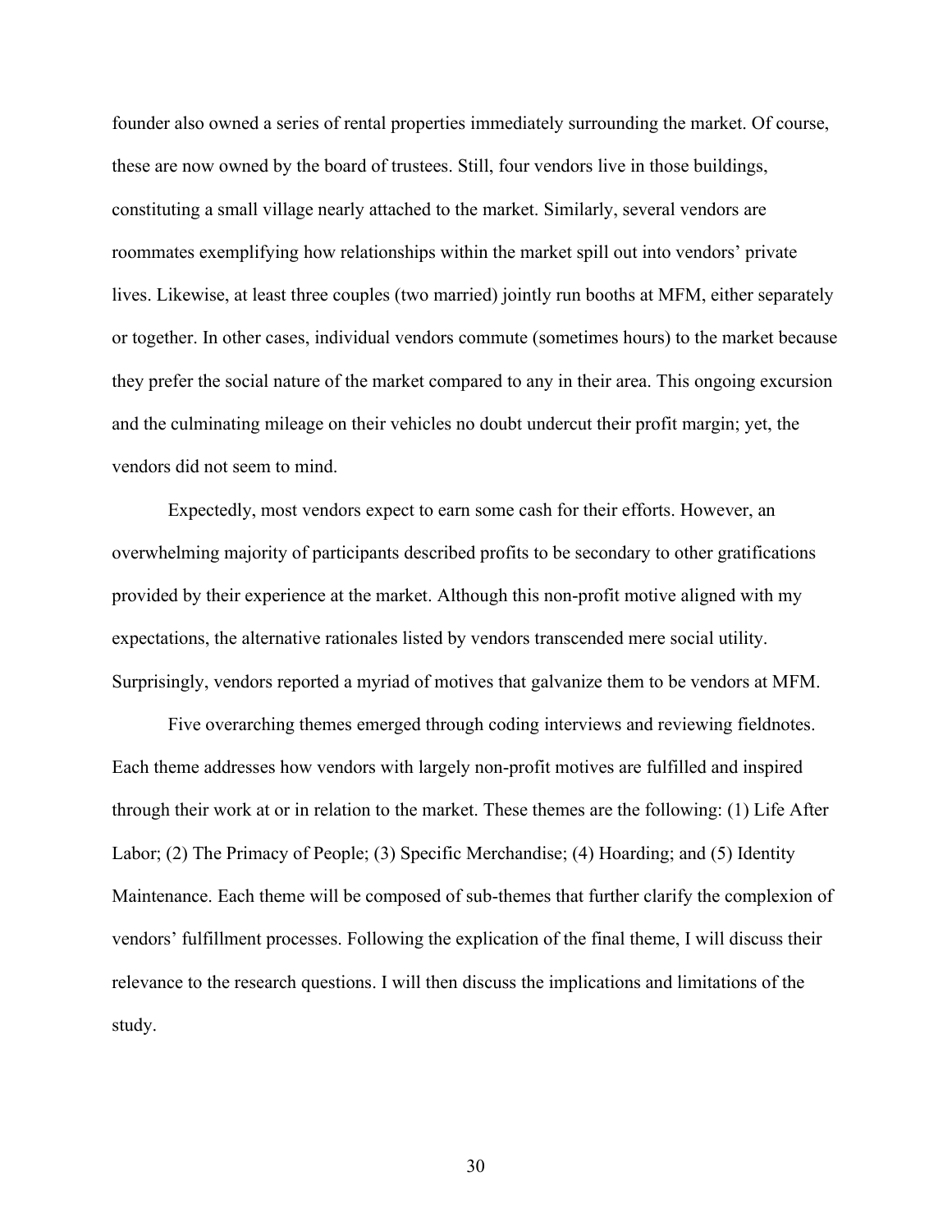founder also owned a series of rental properties immediately surrounding the market. Of course, these are now owned by the board of trustees. Still, four vendors live in those buildings, constituting a small village nearly attached to the market. Similarly, several vendors are roommates exemplifying how relationships within the market spill out into vendors' private lives. Likewise, at least three couples (two married) jointly run booths at MFM, either separately or together. In other cases, individual vendors commute (sometimes hours) to the market because they prefer the social nature of the market compared to any in their area. This ongoing excursion and the culminating mileage on their vehicles no doubt undercut their profit margin; yet, the vendors did not seem to mind.

Expectedly, most vendors expect to earn some cash for their efforts. However, an overwhelming majority of participants described profits to be secondary to other gratifications provided by their experience at the market. Although this non-profit motive aligned with my expectations, the alternative rationales listed by vendors transcended mere social utility. Surprisingly, vendors reported a myriad of motives that galvanize them to be vendors at MFM.

Five overarching themes emerged through coding interviews and reviewing fieldnotes. Each theme addresses how vendors with largely non-profit motives are fulfilled and inspired through their work at or in relation to the market. These themes are the following: (1) Life After Labor; (2) The Primacy of People; (3) Specific Merchandise; (4) Hoarding; and (5) Identity Maintenance. Each theme will be composed of sub-themes that further clarify the complexion of vendors' fulfillment processes. Following the explication of the final theme, I will discuss their relevance to the research questions. I will then discuss the implications and limitations of the study.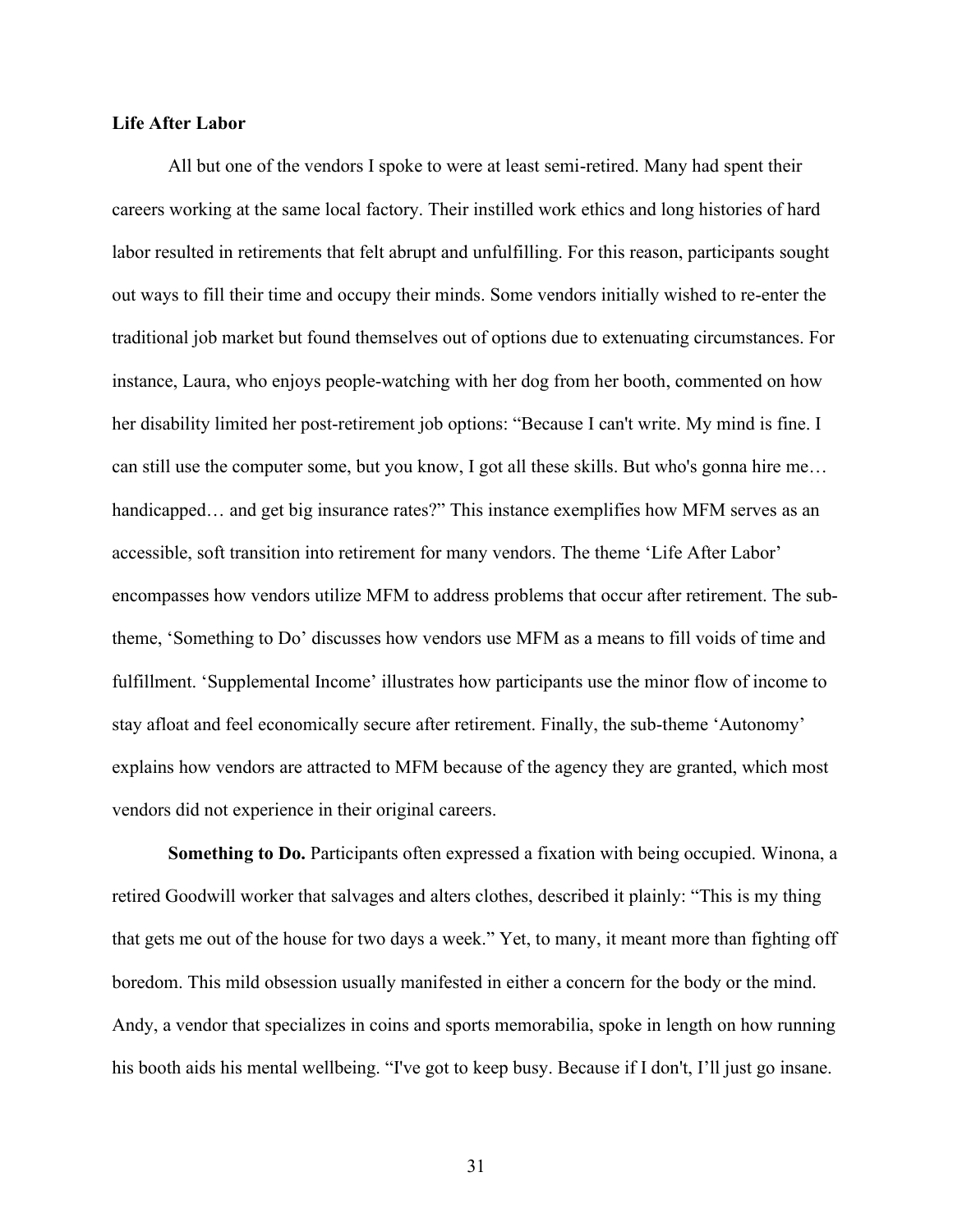**Life After Labor**

All but one of the vendors I spoke to were at least semi-retired. Many had spent their careers working at the same local factory. Their instilled work ethics and long histories of hard labor resulted in retirements that felt abrupt and unfulfilling. For this reason, participants sought out ways to fill their time and occupy their minds. Some vendors initially wished to re-enter the traditional job market but found themselves out of options due to extenuating circumstances. For instance, Laura, who enjoys people-watching with her dog from her booth, commented on how her disability limited her post-retirement job options: "Because I can't write. My mind is fine. I can still use the computer some, but you know, I got all these skills. But who's gonna hire me… handicapped… and get big insurance rates?" This instance exemplifies how MFM serves as an accessible, soft transition into retirement for many vendors. The theme 'Life After Labor' encompasses how vendors utilize MFM to address problems that occur after retirement. The sub-theme, 'Something to Do' discusses how vendors use MFM as a means to fill voids of time and fulfillment. 'Supplemental Income' illustrates how participants use the minor flow of income to stay afloat and feel economically secure after retirement. Finally, the sub-theme 'Autonomy' explains how vendors are attracted to MFM because of the agency they are granted, which most vendors did not experience in their original careers.

**Something to Do.** Participants often expressed a fixation with being occupied. Winona, a retired Goodwill worker that salvages and alters clothes, described it plainly: "This is my thing that gets me out of the house for two days a week." Yet, to many, it meant more than fighting off boredom. This mild obsession usually manifested in either a concern for the body or the mind. Andy, a vendor that specializes in coins and sports memorabilia, spoke in length on how running his booth aids his mental wellbeing. "I've got to keep busy. Because if I don't, I'll just go insane.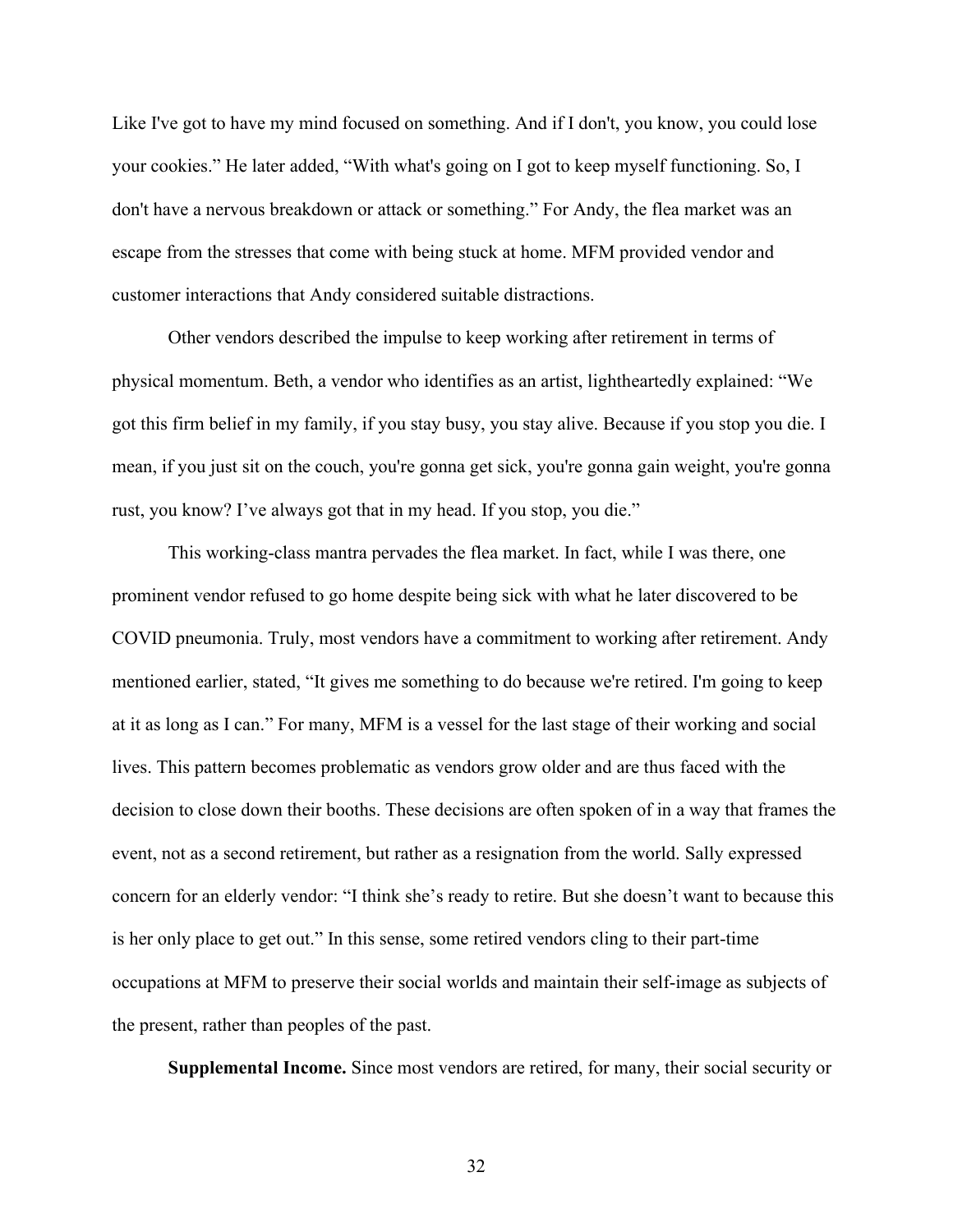Like I've got to have my mind focused on something. And if I don't, you know, you could lose your cookies." He later added, "With what's going on I got to keep myself functioning. So, I don't have a nervous breakdown or attack or something." For Andy, the flea market was an escape from the stresses that come with being stuck at home. MFM provided vendor and customer interactions that Andy considered suitable distractions.

Other vendors described the impulse to keep working after retirement in terms of physical momentum. Beth, a vendor who identifies as an artist, lightheartedly explained: "We got this firm belief in my family, if you stay busy, you stay alive. Because if you stop you die. I mean, if you just sit on the couch, you're gonna get sick, you're gonna gain weight, you're gonna rust, you know? I've always got that in my head. If you stop, you die."

This working-class mantra pervades the flea market. In fact, while I was there, one prominent vendor refused to go home despite being sick with what he later discovered to be COVID pneumonia. Truly, most vendors have a commitment to working after retirement. Andy mentioned earlier, stated, "It gives me something to do because we're retired. I'm going to keep at it as long as I can." For many, MFM is a vessel for the last stage of their working and social lives. This pattern becomes problematic as vendors grow older and are thus faced with the decision to close down their booths. These decisions are often spoken of in a way that frames the event, not as a second retirement, but rather as a resignation from the world. Sally expressed concern for an elderly vendor: "I think she's ready to retire. But she doesn't want to because this is her only place to get out." In this sense, some retired vendors cling to their part-time occupations at MFM to preserve their social worlds and maintain their self-image as subjects of the present, rather than peoples of the past.

**Supplemental Income.** Since most vendors are retired, for many, their social security or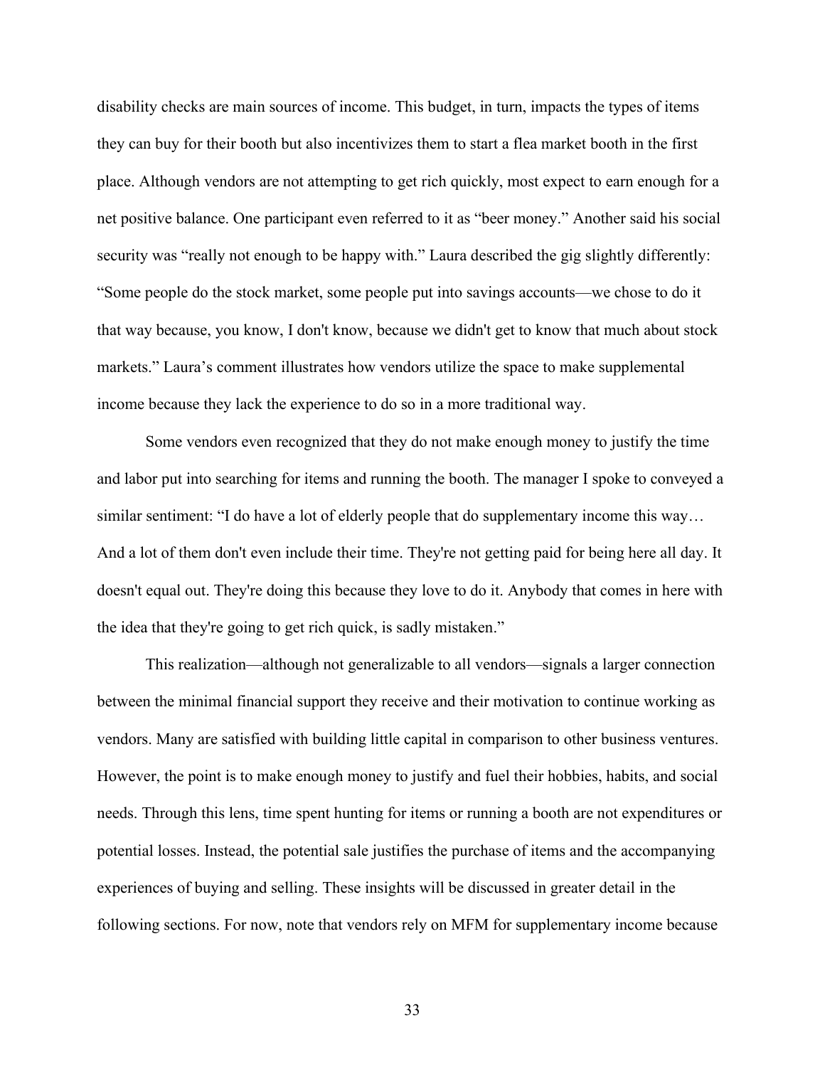disability checks are main sources of income. This budget, in turn, impacts the types of items they can buy for their booth but also incentivizes them to start a flea market booth in the first place. Although vendors are not attempting to get rich quickly, most expect to earn enough for a net positive balance. One participant even referred to it as "beer money." Another said his social security was "really not enough to be happy with." Laura described the gig slightly differently: "Some people do the stock market, some people put into savings accounts—we chose to do it that way because, you know, I don't know, because we didn't get to know that much about stock markets." Laura's comment illustrates how vendors utilize the space to make supplemental income because they lack the experience to do so in a more traditional way.

Some vendors even recognized that they do not make enough money to justify the time and labor put into searching for items and running the booth. The manager I spoke to conveyed a similar sentiment: "I do have a lot of elderly people that do supplementary income this way… And a lot of them don't even include their time. They're not getting paid for being here all day. It doesn't equal out. They're doing this because they love to do it. Anybody that comes in here with the idea that they're going to get rich quick, is sadly mistaken."

This realization—although not generalizable to all vendors—signals a larger connection between the minimal financial support they receive and their motivation to continue working as vendors. Many are satisfied with building little capital in comparison to other business ventures. However, the point is to make enough money to justify and fuel their hobbies, habits, and social needs. Through this lens, time spent hunting for items or running a booth are not expenditures or potential losses. Instead, the potential sale justifies the purchase of items and the accompanying experiences of buying and selling. These insights will be discussed in greater detail in the following sections. For now, note that vendors rely on MFM for supplementary income because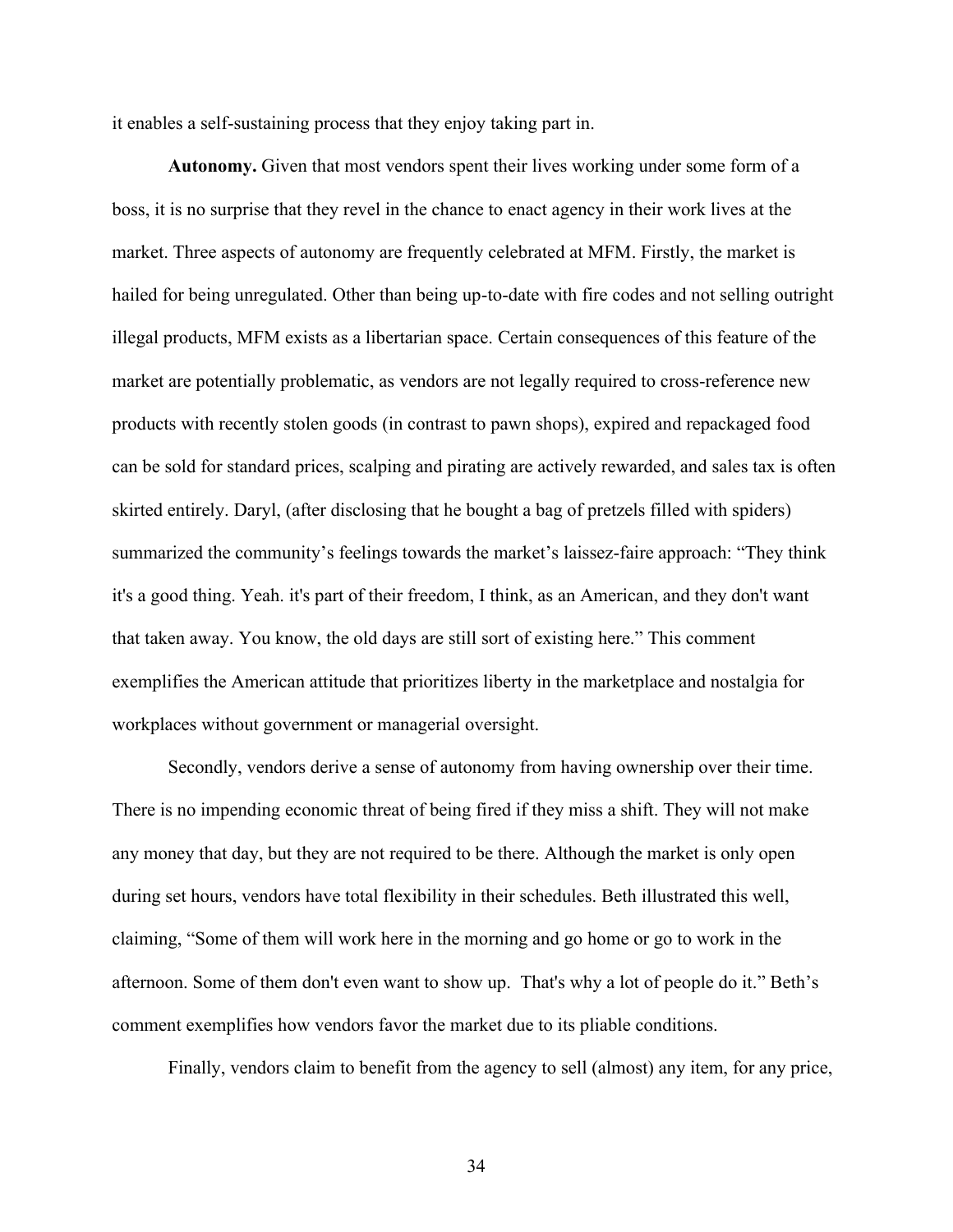it enables a self-sustaining process that they enjoy taking part in.

**Autonomy.** Given that most vendors spent their lives working under some form of a boss, it is no surprise that they revel in the chance to enact agency in their work lives at the market. Three aspects of autonomy are frequently celebrated at MFM. Firstly, the market is hailed for being unregulated. Other than being up-to-date with fire codes and not selling outright illegal products, MFM exists as a libertarian space. Certain consequences of this feature of the market are potentially problematic, as vendors are not legally required to cross-reference new products with recently stolen goods (in contrast to pawn shops), expired and repackaged food can be sold for standard prices, scalping and pirating are actively rewarded, and sales tax is often skirted entirely. Daryl, (after disclosing that he bought a bag of pretzels filled with spiders) summarized the community's feelings towards the market's laissez-faire approach: "They think it's a good thing. Yeah. it's part of their freedom, I think, as an American, and they don't want that taken away. You know, the old days are still sort of existing here." This comment exemplifies the American attitude that prioritizes liberty in the marketplace and nostalgia for workplaces without government or managerial oversight.

Secondly, vendors derive a sense of autonomy from having ownership over their time. There is no impending economic threat of being fired if they miss a shift. They will not make any money that day, but they are not required to be there. Although the market is only open during set hours, vendors have total flexibility in their schedules. Beth illustrated this well, claiming, "Some of them will work here in the morning and go home or go to work in the afternoon. Some of them don't even want to show up. That's why a lot of people do it." Beth's comment exemplifies how vendors favor the market due to its pliable conditions.

Finally, vendors claim to benefit from the agency to sell (almost) any item, for any price,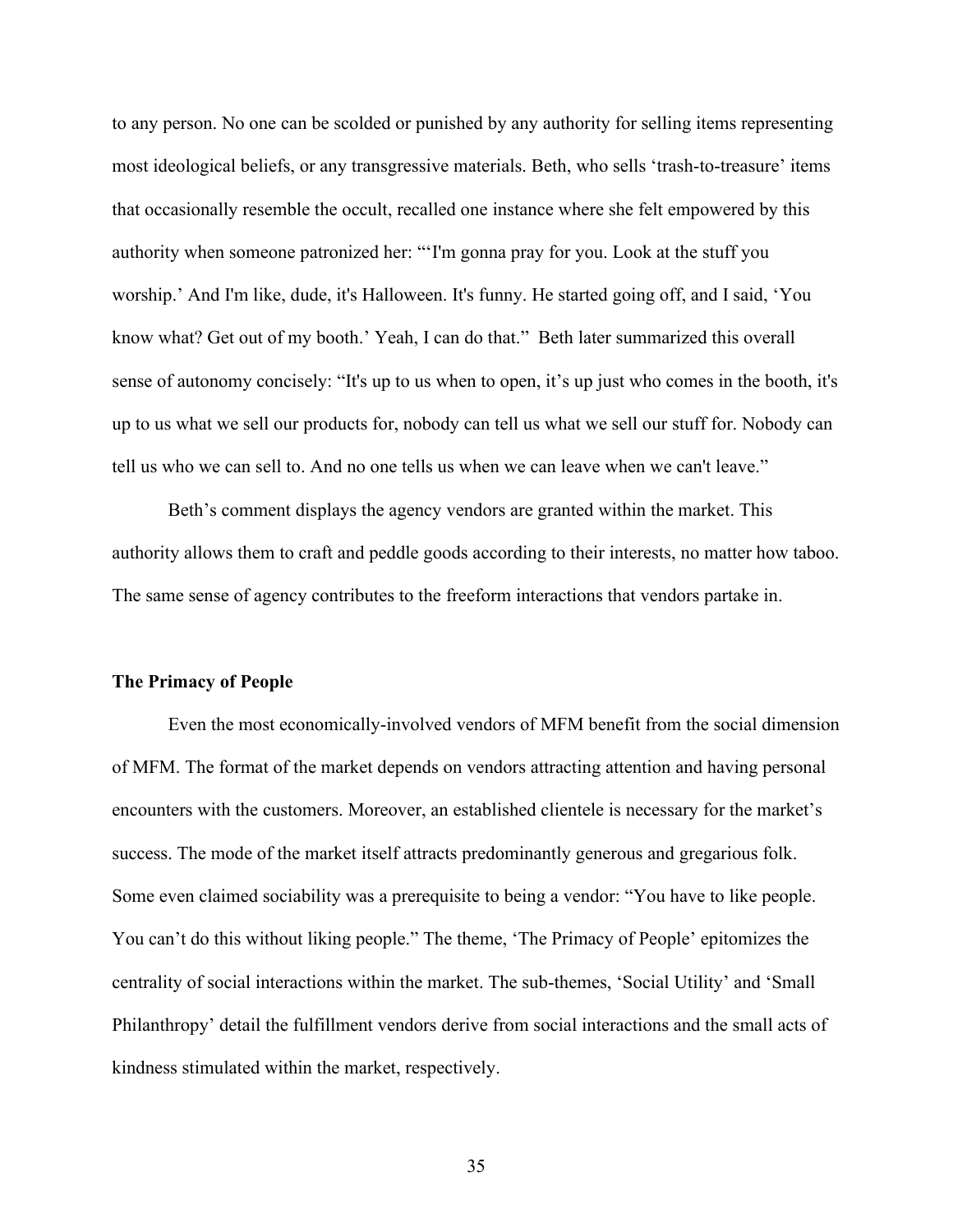to any person. No one can be scolded or punished by any authority for selling items representing most ideological beliefs, or any transgressive materials. Beth, who sells 'trash-to-treasure' items that occasionally resemble the occult, recalled one instance where she felt empowered by this authority when someone patronized her: "'I'm gonna pray for you. Look at the stuff you worship.' And I'm like, dude, it's Halloween. It's funny. He started going off, and I said, 'You know what? Get out of my booth.' Yeah, I can do that." Beth later summarized this overall sense of autonomy concisely: "It's up to us when to open, it's up just who comes in the booth, it's up to us what we sell our products for, nobody can tell us what we sell our stuff for. Nobody can tell us who we can sell to. And no one tells us when we can leave when we can't leave."

Beth's comment displays the agency vendors are granted within the market. This authority allows them to craft and peddle goods according to their interests, no matter how taboo. The same sense of agency contributes to the freeform interactions that vendors partake in.

**The Primacy of People**

Even the most economically-involved vendors of MFM benefit from the social dimension of MFM. The format of the market depends on vendors attracting attention and having personal encounters with the customers. Moreover, an established clientele is necessary for the market's success. The mode of the market itself attracts predominantly generous and gregarious folk. Some even claimed sociability was a prerequisite to being a vendor: "You have to like people. You can't do this without liking people." The theme, 'The Primacy of People' epitomizes the centrality of social interactions within the market. The sub-themes, 'Social Utility' and 'Small Philanthropy' detail the fulfillment vendors derive from social interactions and the small acts of kindness stimulated within the market, respectively.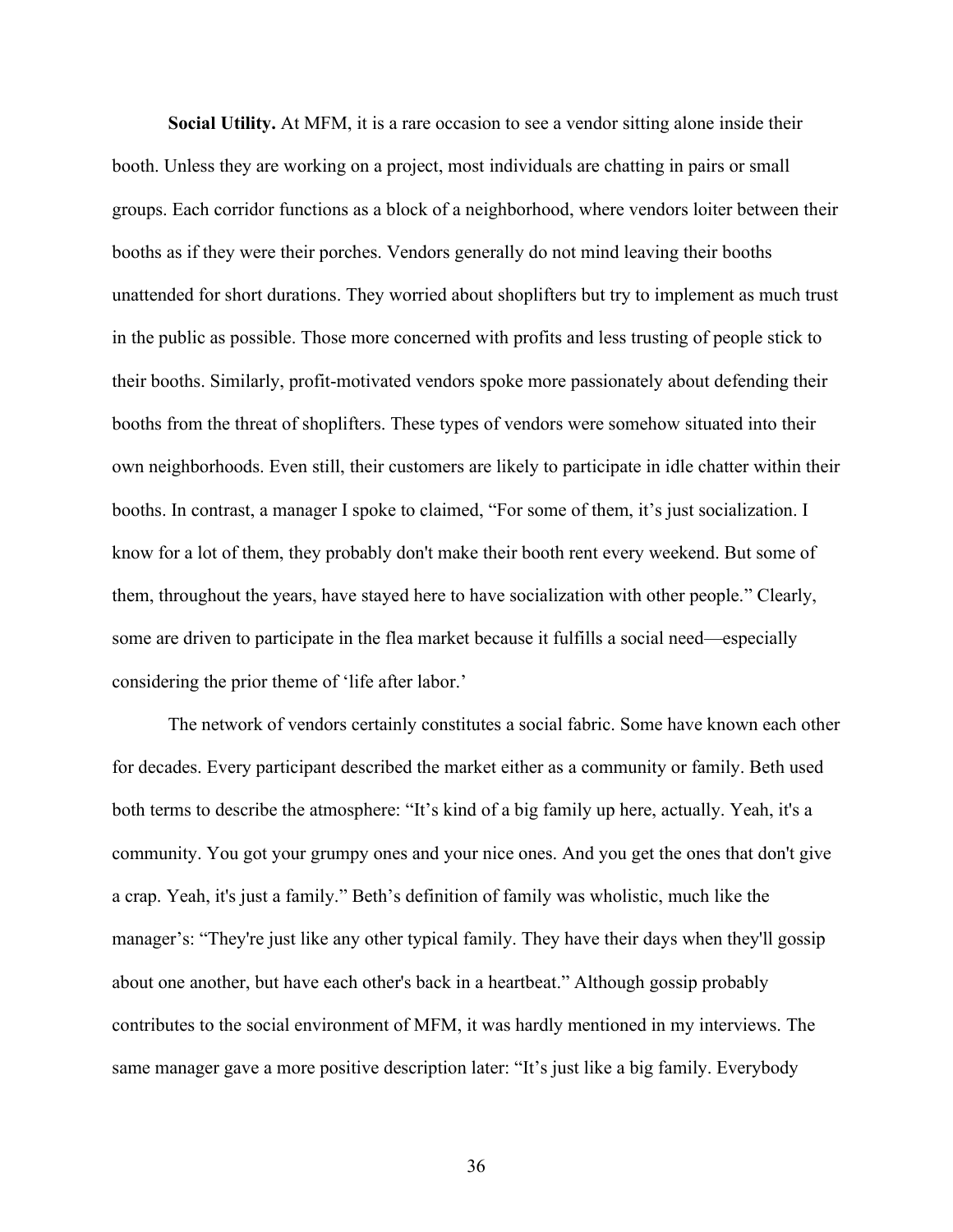**Social Utility.** At MFM, it is a rare occasion to see a vendor sitting alone inside their booth. Unless they are working on a project, most individuals are chatting in pairs or small groups. Each corridor functions as a block of a neighborhood, where vendors loiter between their booths as if they were their porches. Vendors generally do not mind leaving their booths unattended for short durations. They worried about shoplifters but try to implement as much trust in the public as possible. Those more concerned with profits and less trusting of people stick to their booths. Similarly, profit-motivated vendors spoke more passionately about defending their booths from the threat of shoplifters. These types of vendors were somehow situated into their own neighborhoods. Even still, their customers are likely to participate in idle chatter within their booths. In contrast, a manager I spoke to claimed, "For some of them, it's just socialization. I know for a lot of them, they probably don't make their booth rent every weekend. But some of them, throughout the years, have stayed here to have socialization with other people." Clearly, some are driven to participate in the flea market because it fulfills a social need—especially considering the prior theme of 'life after labor.'

The network of vendors certainly constitutes a social fabric. Some have known each other for decades. Every participant described the market either as a community or family. Beth used both terms to describe the atmosphere: "It's kind of a big family up here, actually. Yeah, it's a community. You got your grumpy ones and your nice ones. And you get the ones that don't give a crap. Yeah, it's just a family." Beth's definition of family was wholistic, much like the manager's: "They're just like any other typical family. They have their days when they'll gossip about one another, but have each other's back in a heartbeat." Although gossip probably contributes to the social environment of MFM, it was hardly mentioned in my interviews. The same manager gave a more positive description later: "It's just like a big family. Everybody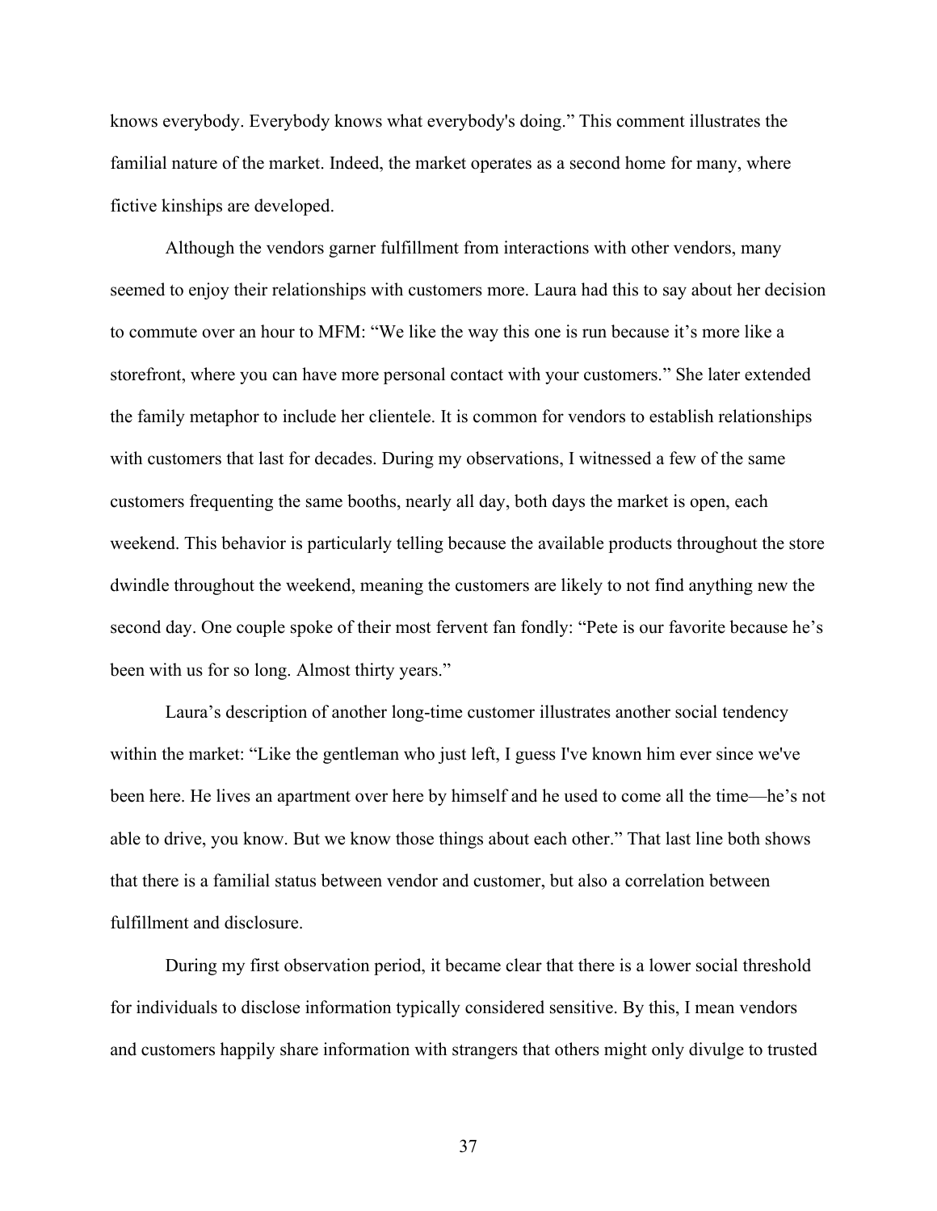knows everybody. Everybody knows what everybody's doing." This comment illustrates the familial nature of the market. Indeed, the market operates as a second home for many, where fictive kinships are developed.

Although the vendors garner fulfillment from interactions with other vendors, many seemed to enjoy their relationships with customers more. Laura had this to say about her decision to commute over an hour to MFM: "We like the way this one is run because it's more like a storefront, where you can have more personal contact with your customers." She later extended the family metaphor to include her clientele. It is common for vendors to establish relationships with customers that last for decades. During my observations, I witnessed a few of the same customers frequenting the same booths, nearly all day, both days the market is open, each weekend. This behavior is particularly telling because the available products throughout the store dwindle throughout the weekend, meaning the customers are likely to not find anything new the second day. One couple spoke of their most fervent fan fondly: "Pete is our favorite because he's been with us for so long. Almost thirty years."

Laura's description of another long-time customer illustrates another social tendency within the market: "Like the gentleman who just left, I guess I've known him ever since we've been here. He lives an apartment over here by himself and he used to come all the time—he's not able to drive, you know. But we know those things about each other." That last line both shows that there is a familial status between vendor and customer, but also a correlation between fulfillment and disclosure.

During my first observation period, it became clear that there is a lower social threshold for individuals to disclose information typically considered sensitive. By this, I mean vendors and customers happily share information with strangers that others might only divulge to trusted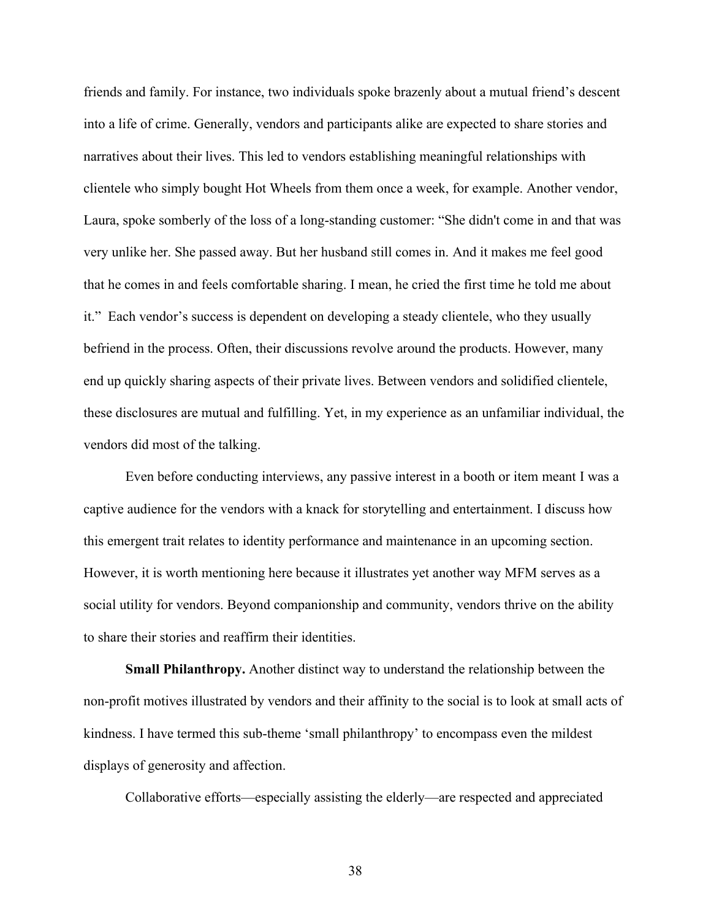friends and family. For instance, two individuals spoke brazenly about a mutual friend's descent into a life of crime. Generally, vendors and participants alike are expected to share stories and narratives about their lives. This led to vendors establishing meaningful relationships with clientele who simply bought Hot Wheels from them once a week, for example. Another vendor, Laura, spoke somberly of the loss of a long-standing customer: "She didn't come in and that was very unlike her. She passed away. But her husband still comes in. And it makes me feel good that he comes in and feels comfortable sharing. I mean, he cried the first time he told me about it." Each vendor's success is dependent on developing a steady clientele, who they usually befriend in the process. Often, their discussions revolve around the products. However, many end up quickly sharing aspects of their private lives. Between vendors and solidified clientele, these disclosures are mutual and fulfilling. Yet, in my experience as an unfamiliar individual, the vendors did most of the talking.

Even before conducting interviews, any passive interest in a booth or item meant I was a captive audience for the vendors with a knack for storytelling and entertainment. I discuss how this emergent trait relates to identity performance and maintenance in an upcoming section. However, it is worth mentioning here because it illustrates yet another way MFM serves as a social utility for vendors. Beyond companionship and community, vendors thrive on the ability to share their stories and reaffirm their identities.

**Small Philanthropy.** Another distinct way to understand the relationship between the non-profit motives illustrated by vendors and their affinity to the social is to look at small acts of kindness. I have termed this sub-theme 'small philanthropy' to encompass even the mildest displays of generosity and affection.

Collaborative efforts—especially assisting the elderly—are respected and appreciated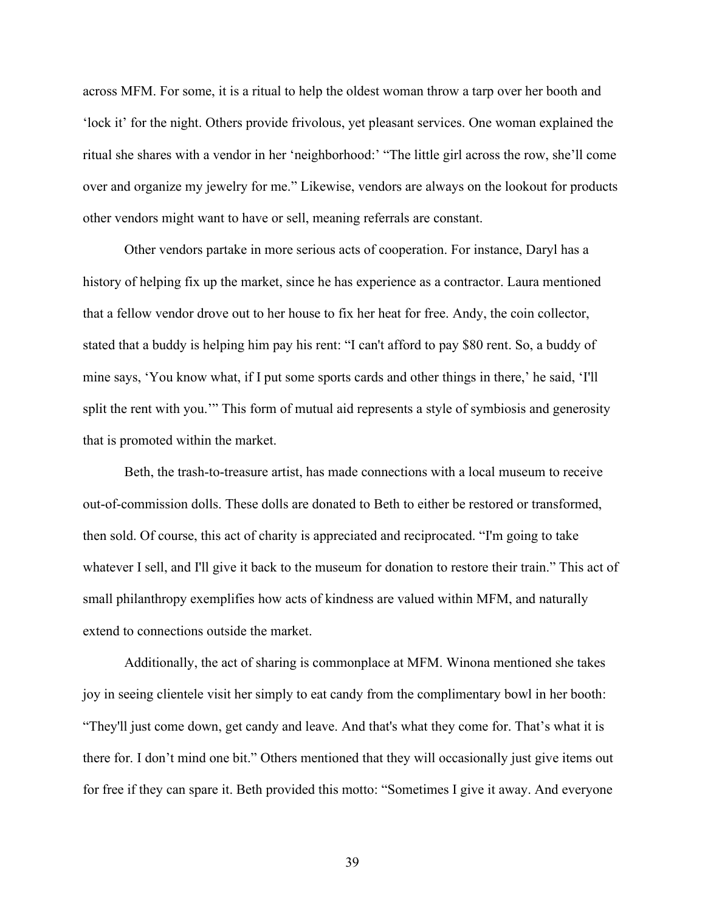across MFM. For some, it is a ritual to help the oldest woman throw a tarp over her booth and 'lock it' for the night. Others provide frivolous, yet pleasant services. One woman explained the ritual she shares with a vendor in her 'neighborhood:' "The little girl across the row, she'll come over and organize my jewelry for me." Likewise, vendors are always on the lookout for products other vendors might want to have or sell, meaning referrals are constant.

Other vendors partake in more serious acts of cooperation. For instance, Daryl has a history of helping fix up the market, since he has experience as a contractor. Laura mentioned that a fellow vendor drove out to her house to fix her heat for free. Andy, the coin collector, stated that a buddy is helping him pay his rent: "I can't afford to pay $80 rent. So, a buddy of mine says, 'You know what, if I put some sports cards and other things in there,' he said, 'I'll split the rent with you.'" This form of mutual aid represents a style of symbiosis and generosity that is promoted within the market.

Beth, the trash-to-treasure artist, has made connections with a local museum to receive out-of-commission dolls. These dolls are donated to Beth to either be restored or transformed, then sold. Of course, this act of charity is appreciated and reciprocated. "I'm going to take whatever I sell, and I'll give it back to the museum for donation to restore their train." This act of small philanthropy exemplifies how acts of kindness are valued within MFM, and naturally extend to connections outside the market.

Additionally, the act of sharing is commonplace at MFM. Winona mentioned she takes joy in seeing clientele visit her simply to eat candy from the complimentary bowl in her booth: "They'll just come down, get candy and leave. And that's what they come for. That's what it is there for. I don't mind one bit." Others mentioned that they will occasionally just give items out for free if they can spare it. Beth provided this motto: "Sometimes I give it away. And everyone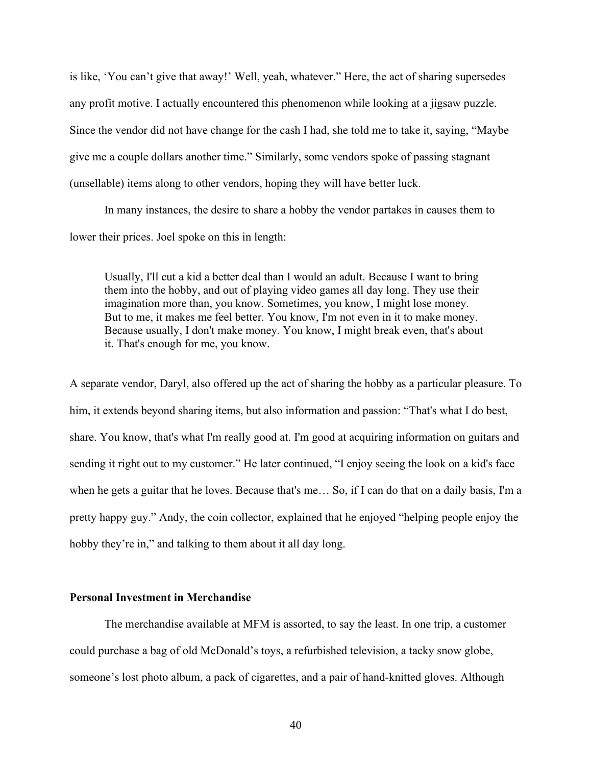is like, 'You can't give that away!' Well, yeah, whatever." Here, the act of sharing supersedes any profit motive. I actually encountered this phenomenon while looking at a jigsaw puzzle. Since the vendor did not have change for the cash I had, she told me to take it, saying, "Maybe give me a couple dollars another time." Similarly, some vendors spoke of passing stagnant (unsellable) items along to other vendors, hoping they will have better luck.

In many instances, the desire to share a hobby the vendor partakes in causes them to lower their prices. Joel spoke on this in length:

> Usually, I'll cut a kid a better deal than I would an adult. Because I want to bring them into the hobby, and out of playing video games all day long. They use their imagination more than, you know. Sometimes, you know, I might lose money. But to me, it makes me feel better. You know, I'm not even in it to make money. Because usually, I don't make money. You know, I might break even, that's about it. That's enough for me, you know.

A separate vendor, Daryl, also offered up the act of sharing the hobby as a particular pleasure. To him, it extends beyond sharing items, but also information and passion: "That's what I do best, share. You know, that's what I'm really good at. I'm good at acquiring information on guitars and sending it right out to my customer." He later continued, "I enjoy seeing the look on a kid's face when he gets a guitar that he loves. Because that's me… So, if I can do that on a daily basis, I'm a pretty happy guy." Andy, the coin collector, explained that he enjoyed "helping people enjoy the hobby they're in," and talking to them about it all day long.

### Personal Investment in Merchandise

The merchandise available at MFM is assorted, to say the least. In one trip, a customer could purchase a bag of old McDonald's toys, a refurbished television, a tacky snow globe, someone's lost photo album, a pack of cigarettes, and a pair of hand-knitted gloves. Although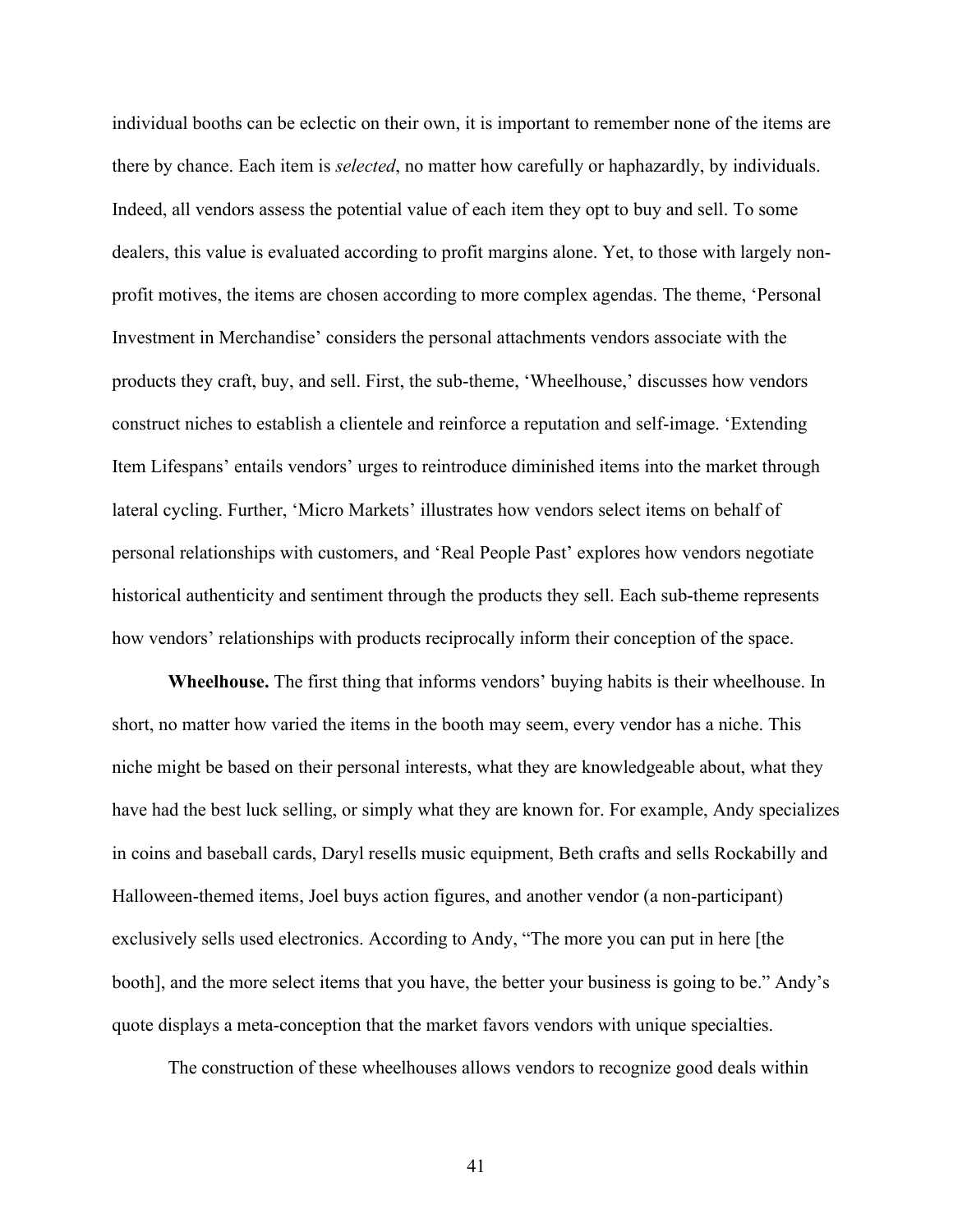individual booths can be eclectic on their own, it is important to remember none of the items are there by chance. Each item is *selected*, no matter how carefully or haphazardly, by individuals. Indeed, all vendors assess the potential value of each item they opt to buy and sell. To some dealers, this value is evaluated according to profit margins alone. Yet, to those with largely non-profit motives, the items are chosen according to more complex agendas. The theme, 'Personal Investment in Merchandise' considers the personal attachments vendors associate with the products they craft, buy, and sell. First, the sub-theme, 'Wheelhouse,' discusses how vendors construct niches to establish a clientele and reinforce a reputation and self-image. 'Extending Item Lifespans' entails vendors' urges to reintroduce diminished items into the market through lateral cycling. Further, 'Micro Markets' illustrates how vendors select items on behalf of personal relationships with customers, and 'Real People Past' explores how vendors negotiate historical authenticity and sentiment through the products they sell. Each sub-theme represents how vendors' relationships with products reciprocally inform their conception of the space.

**Wheelhouse.** The first thing that informs vendors' buying habits is their wheelhouse. In short, no matter how varied the items in the booth may seem, every vendor has a niche. This niche might be based on their personal interests, what they are knowledgeable about, what they have had the best luck selling, or simply what they are known for. For example, Andy specializes in coins and baseball cards, Daryl resells music equipment, Beth crafts and sells Rockabilly and Halloween-themed items, Joel buys action figures, and another vendor (a non-participant) exclusively sells used electronics. According to Andy, "The more you can put in here [the booth], and the more select items that you have, the better your business is going to be." Andy's quote displays a meta-conception that the market favors vendors with unique specialties.

The construction of these wheelhouses allows vendors to recognize good deals within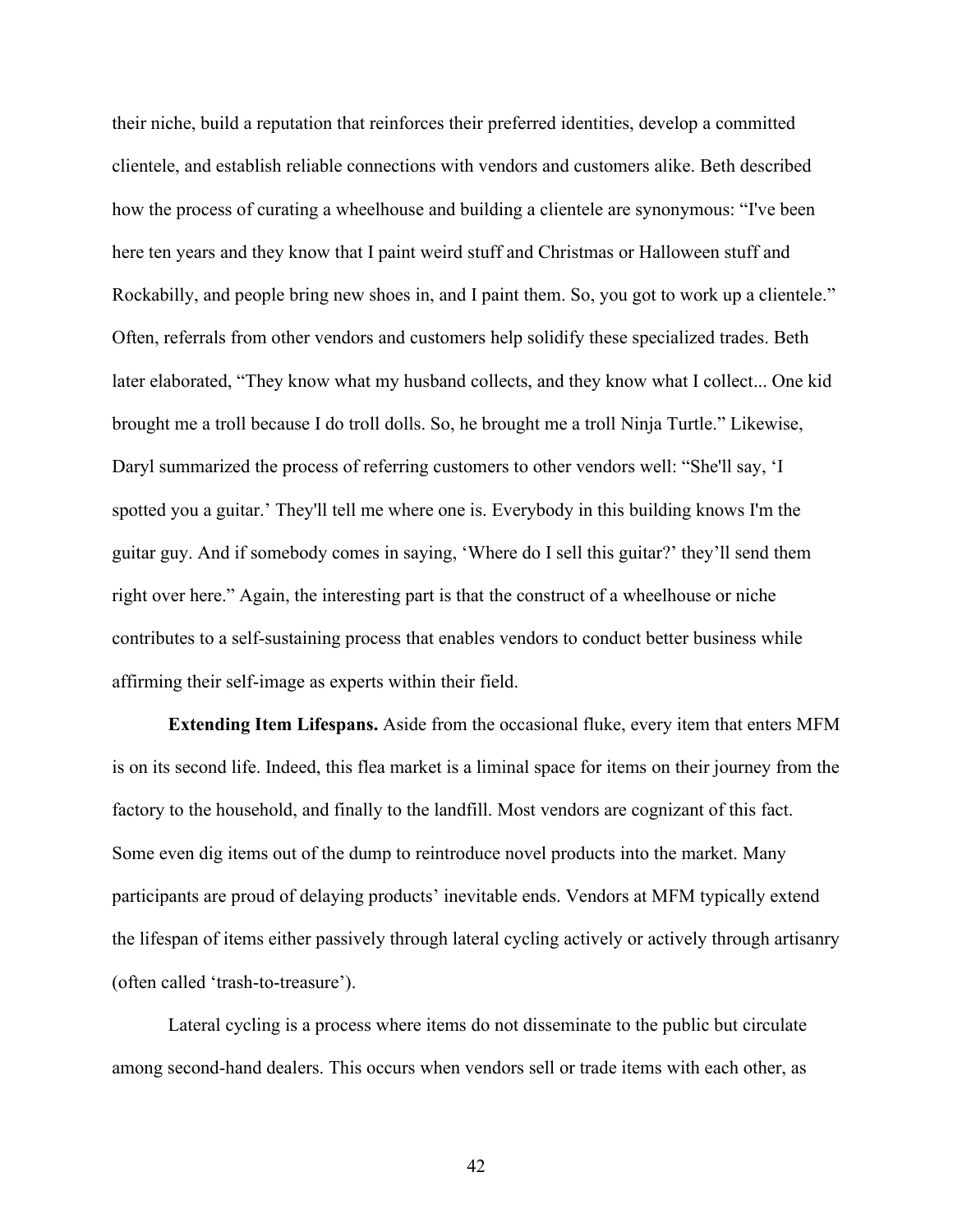their niche, build a reputation that reinforces their preferred identities, develop a committed clientele, and establish reliable connections with vendors and customers alike. Beth described how the process of curating a wheelhouse and building a clientele are synonymous: "I've been here ten years and they know that I paint weird stuff and Christmas or Halloween stuff and Rockabilly, and people bring new shoes in, and I paint them. So, you got to work up a clientele." Often, referrals from other vendors and customers help solidify these specialized trades. Beth later elaborated, "They know what my husband collects, and they know what I collect... One kid brought me a troll because I do troll dolls. So, he brought me a troll Ninja Turtle." Likewise, Daryl summarized the process of referring customers to other vendors well: "She'll say, 'I spotted you a guitar.' They'll tell me where one is. Everybody in this building knows I'm the guitar guy. And if somebody comes in saying, 'Where do I sell this guitar?' they'll send them right over here." Again, the interesting part is that the construct of a wheelhouse or niche contributes to a self-sustaining process that enables vendors to conduct better business while affirming their self-image as experts within their field.

**Extending Item Lifespans.** Aside from the occasional fluke, every item that enters MFM is on its second life. Indeed, this flea market is a liminal space for items on their journey from the factory to the household, and finally to the landfill. Most vendors are cognizant of this fact. Some even dig items out of the dump to reintroduce novel products into the market. Many participants are proud of delaying products' inevitable ends. Vendors at MFM typically extend the lifespan of items either passively through lateral cycling actively or actively through artisanry (often called 'trash-to-treasure').

Lateral cycling is a process where items do not disseminate to the public but circulate among second-hand dealers. This occurs when vendors sell or trade items with each other, as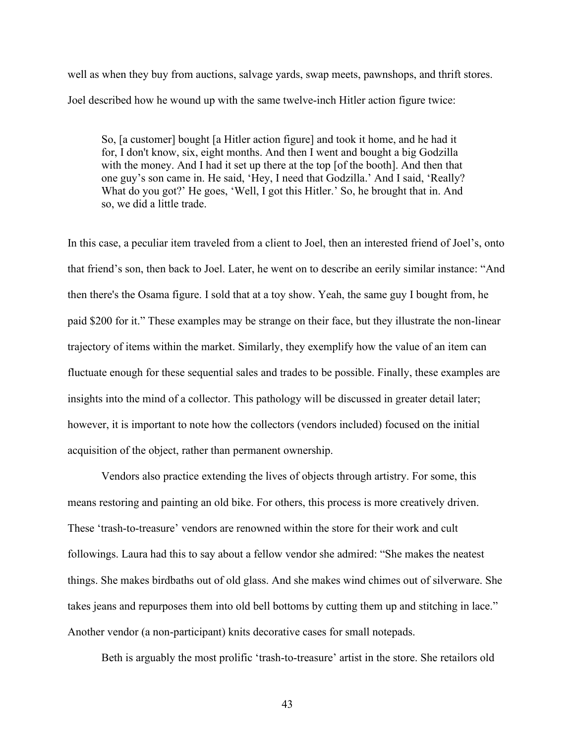well as when they buy from auctions, salvage yards, swap meets, pawnshops, and thrift stores. Joel described how he wound up with the same twelve-inch Hitler action figure twice:

> So, [a customer] bought [a Hitler action figure] and took it home, and he had it for, I don't know, six, eight months. And then I went and bought a big Godzilla with the money. And I had it set up there at the top [of the booth]. And then that one guy's son came in. He said, 'Hey, I need that Godzilla.' And I said, 'Really? What do you got?' He goes, 'Well, I got this Hitler.' So, he brought that in. And so, we did a little trade.

In this case, a peculiar item traveled from a client to Joel, then an interested friend of Joel's, onto that friend's son, then back to Joel. Later, he went on to describe an eerily similar instance: "And then there's the Osama figure. I sold that at a toy show. Yeah, the same guy I bought from, he paid $200 for it." These examples may be strange on their face, but they illustrate the non-linear trajectory of items within the market. Similarly, they exemplify how the value of an item can fluctuate enough for these sequential sales and trades to be possible. Finally, these examples are insights into the mind of a collector. This pathology will be discussed in greater detail later; however, it is important to note how the collectors (vendors included) focused on the initial acquisition of the object, rather than permanent ownership.

Vendors also practice extending the lives of objects through artistry. For some, this means restoring and painting an old bike. For others, this process is more creatively driven. These 'trash-to-treasure' vendors are renowned within the store for their work and cult followings. Laura had this to say about a fellow vendor she admired: "She makes the neatest things. She makes birdbaths out of old glass. And she makes wind chimes out of silverware. She takes jeans and repurposes them into old bell bottoms by cutting them up and stitching in lace." Another vendor (a non-participant) knits decorative cases for small notepads.

Beth is arguably the most prolific 'trash-to-treasure' artist in the store. She retailors old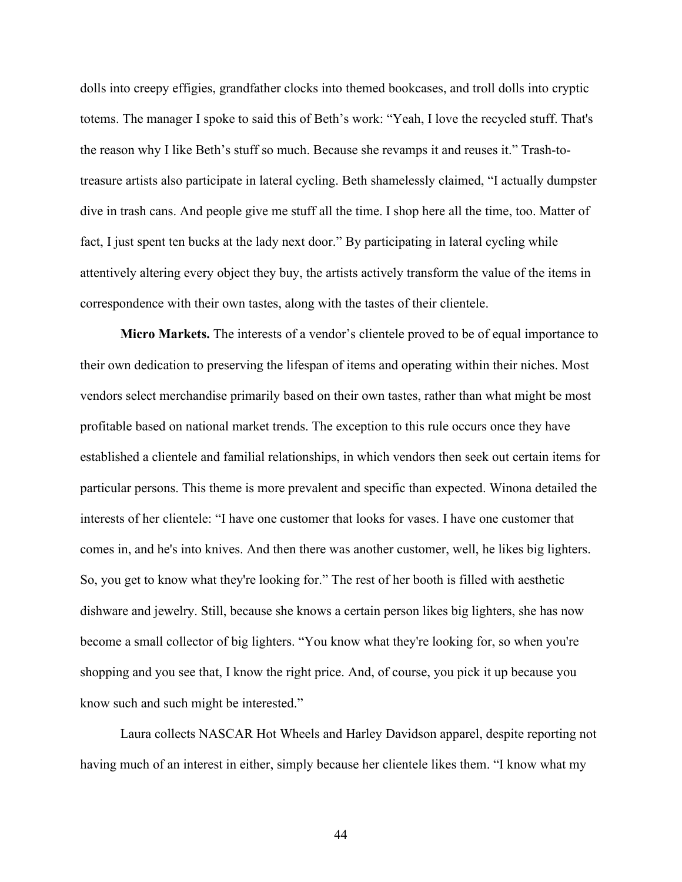dolls into creepy effigies, grandfather clocks into themed bookcases, and troll dolls into cryptic totems. The manager I spoke to said this of Beth's work: "Yeah, I love the recycled stuff. That's the reason why I like Beth's stuff so much. Because she revamps it and reuses it." Trash-to-treasure artists also participate in lateral cycling. Beth shamelessly claimed, "I actually dumpster dive in trash cans. And people give me stuff all the time. I shop here all the time, too. Matter of fact, I just spent ten bucks at the lady next door." By participating in lateral cycling while attentively altering every object they buy, the artists actively transform the value of the items in correspondence with their own tastes, along with the tastes of their clientele.

**Micro Markets.** The interests of a vendor's clientele proved to be of equal importance to their own dedication to preserving the lifespan of items and operating within their niches. Most vendors select merchandise primarily based on their own tastes, rather than what might be most profitable based on national market trends. The exception to this rule occurs once they have established a clientele and familial relationships, in which vendors then seek out certain items for particular persons. This theme is more prevalent and specific than expected. Winona detailed the interests of her clientele: "I have one customer that looks for vases. I have one customer that comes in, and he's into knives. And then there was another customer, well, he likes big lighters. So, you get to know what they're looking for." The rest of her booth is filled with aesthetic dishware and jewelry. Still, because she knows a certain person likes big lighters, she has now become a small collector of big lighters. "You know what they're looking for, so when you're shopping and you see that, I know the right price. And, of course, you pick it up because you know such and such might be interested."

Laura collects NASCAR Hot Wheels and Harley Davidson apparel, despite reporting not having much of an interest in either, simply because her clientele likes them. "I know what my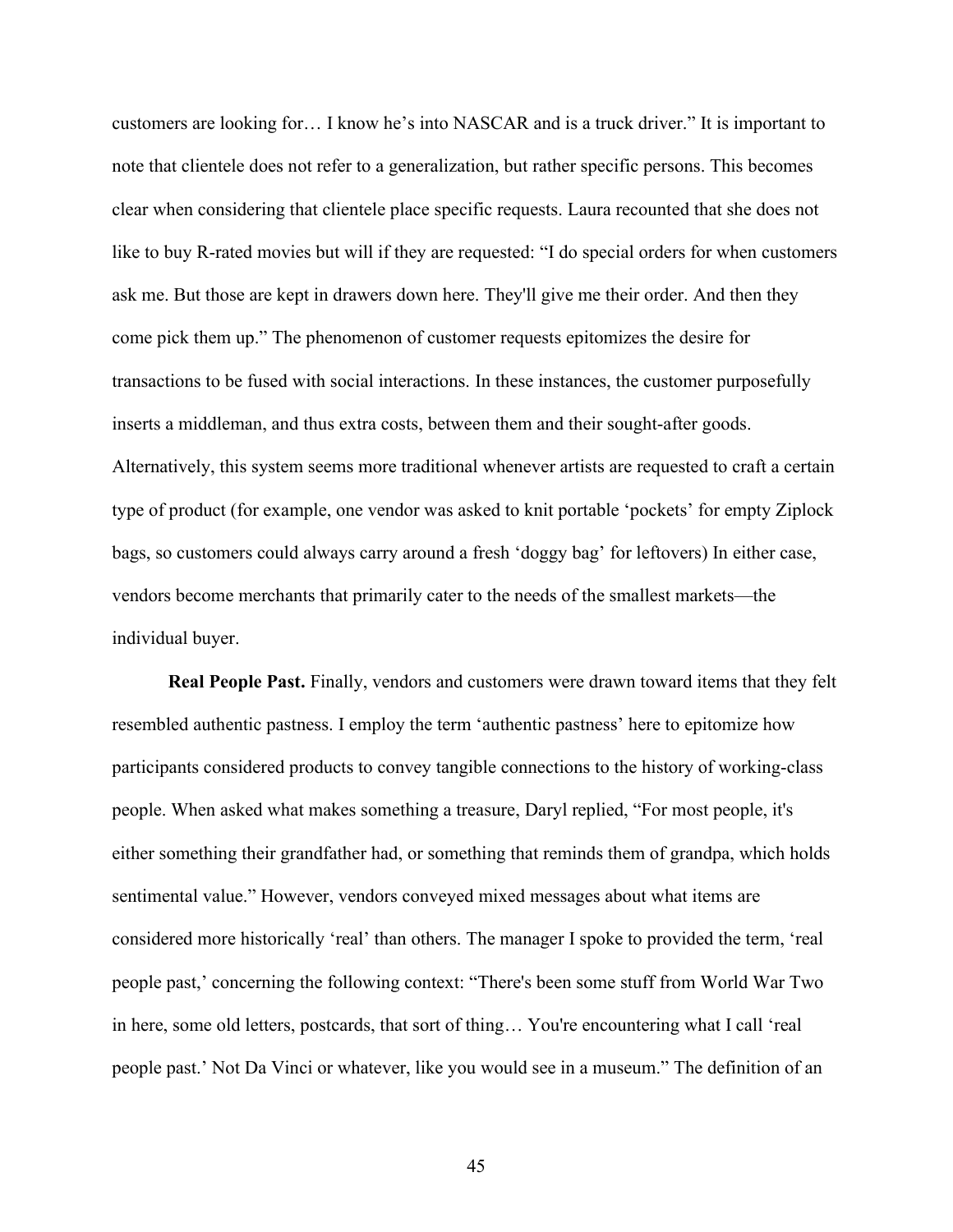customers are looking for… I know he's into NASCAR and is a truck driver." It is important to note that clientele does not refer to a generalization, but rather specific persons. This becomes clear when considering that clientele place specific requests. Laura recounted that she does not like to buy R-rated movies but will if they are requested: "I do special orders for when customers ask me. But those are kept in drawers down here. They'll give me their order. And then they come pick them up." The phenomenon of customer requests epitomizes the desire for transactions to be fused with social interactions. In these instances, the customer purposefully inserts a middleman, and thus extra costs, between them and their sought-after goods. Alternatively, this system seems more traditional whenever artists are requested to craft a certain type of product (for example, one vendor was asked to knit portable 'pockets' for empty Ziplock bags, so customers could always carry around a fresh 'doggy bag' for leftovers) In either case, vendors become merchants that primarily cater to the needs of the smallest markets—the individual buyer.

**Real People Past.** Finally, vendors and customers were drawn toward items that they felt resembled authentic pastness. I employ the term 'authentic pastness' here to epitomize how participants considered products to convey tangible connections to the history of working-class people. When asked what makes something a treasure, Daryl replied, "For most people, it's either something their grandfather had, or something that reminds them of grandpa, which holds sentimental value." However, vendors conveyed mixed messages about what items are considered more historically 'real' than others. The manager I spoke to provided the term, 'real people past,' concerning the following context: "There's been some stuff from World War Two in here, some old letters, postcards, that sort of thing… You're encountering what I call 'real people past.' Not Da Vinci or whatever, like you would see in a museum." The definition of an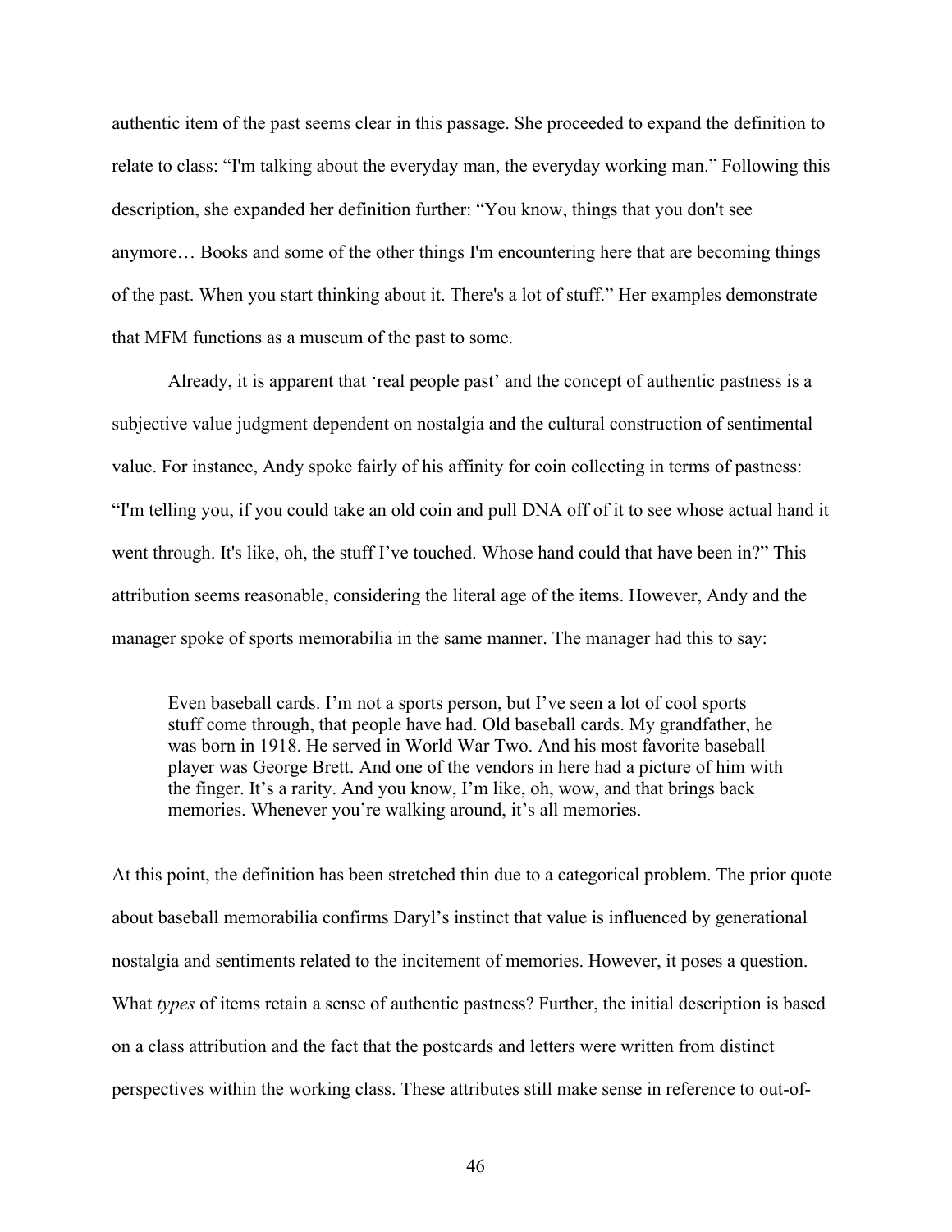authentic item of the past seems clear in this passage. She proceeded to expand the definition to relate to class: “I'm talking about the everyday man, the everyday working man.” Following this description, she expanded her definition further: “You know, things that you don't see anymore… Books and some of the other things I'm encountering here that are becoming things of the past. When you start thinking about it. There's a lot of stuff.” Her examples demonstrate that MFM functions as a museum of the past to some.

Already, it is apparent that ‘real people past’ and the concept of authentic pastness is a subjective value judgment dependent on nostalgia and the cultural construction of sentimental value. For instance, Andy spoke fairly of his affinity for coin collecting in terms of pastness: “I'm telling you, if you could take an old coin and pull DNA off of it to see whose actual hand it went through. It's like, oh, the stuff I’ve touched. Whose hand could that have been in?” This attribution seems reasonable, considering the literal age of the items. However, Andy and the manager spoke of sports memorabilia in the same manner. The manager had this to say:

> Even baseball cards. I’m not a sports person, but I’ve seen a lot of cool sports stuff come through, that people have had. Old baseball cards. My grandfather, he was born in 1918. He served in World War Two. And his most favorite baseball player was George Brett. And one of the vendors in here had a picture of him with the finger. It’s a rarity. And you know, I’m like, oh, wow, and that brings back memories. Whenever you’re walking around, it’s all memories.

At this point, the definition has been stretched thin due to a categorical problem. The prior quote about baseball memorabilia confirms Daryl’s instinct that value is influenced by generational nostalgia and sentiments related to the incitement of memories. However, it poses a question. What *types* of items retain a sense of authentic pastness? Further, the initial description is based on a class attribution and the fact that the postcards and letters were written from distinct perspectives within the working class. These attributes still make sense in reference to out-of-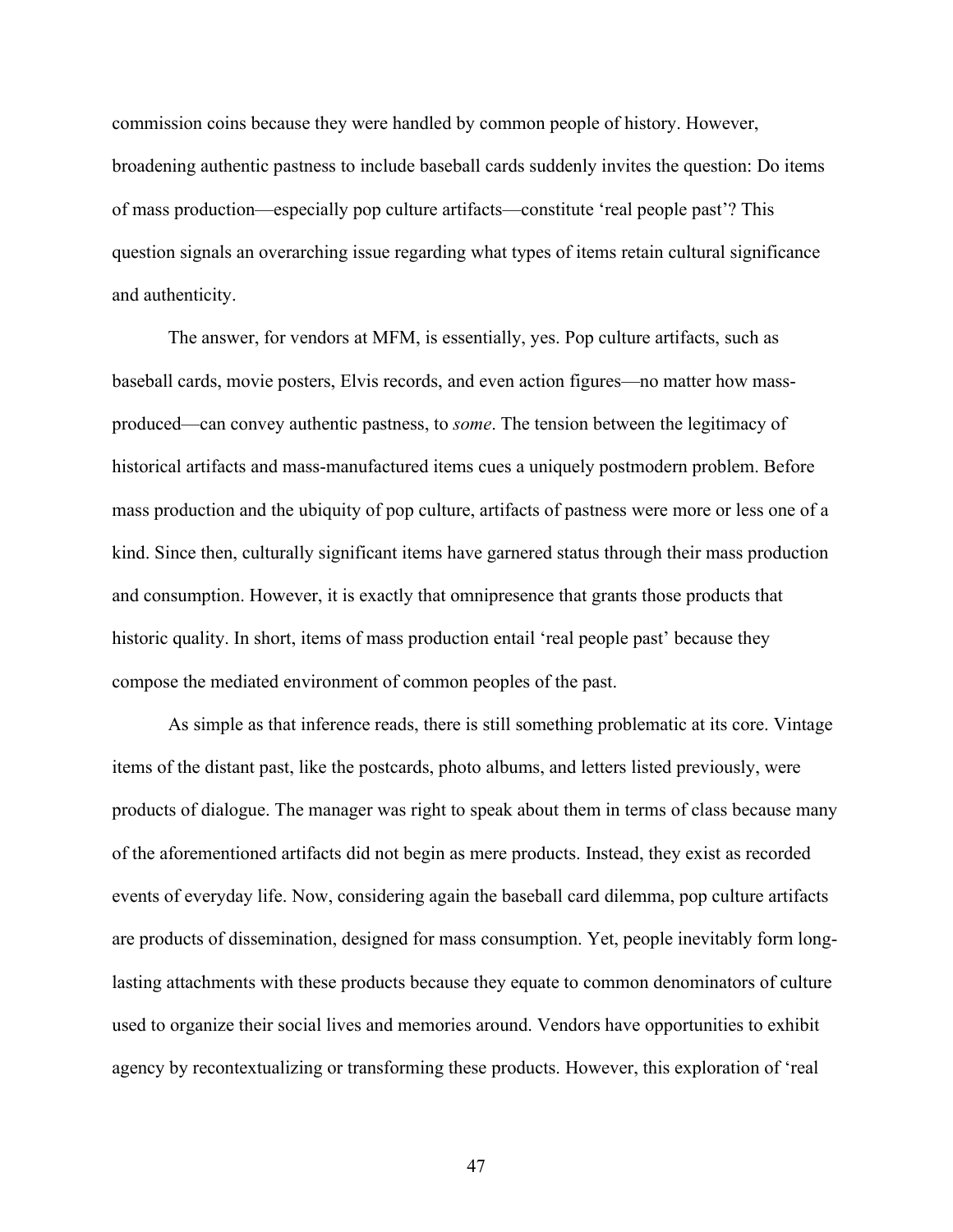commission coins because they were handled by common people of history. However, broadening authentic pastness to include baseball cards suddenly invites the question: Do items of mass production—especially pop culture artifacts—constitute 'real people past'? This question signals an overarching issue regarding what types of items retain cultural significance and authenticity.

The answer, for vendors at MFM, is essentially, yes. Pop culture artifacts, such as baseball cards, movie posters, Elvis records, and even action figures—no matter how mass-produced—can convey authentic pastness, to *some*. The tension between the legitimacy of historical artifacts and mass-manufactured items cues a uniquely postmodern problem. Before mass production and the ubiquity of pop culture, artifacts of pastness were more or less one of a kind. Since then, culturally significant items have garnered status through their mass production and consumption. However, it is exactly that omnipresence that grants those products that historic quality. In short, items of mass production entail 'real people past' because they compose the mediated environment of common peoples of the past.

As simple as that inference reads, there is still something problematic at its core. Vintage items of the distant past, like the postcards, photo albums, and letters listed previously, were products of dialogue. The manager was right to speak about them in terms of class because many of the aforementioned artifacts did not begin as mere products. Instead, they exist as recorded events of everyday life. Now, considering again the baseball card dilemma, pop culture artifacts are products of dissemination, designed for mass consumption. Yet, people inevitably form long-lasting attachments with these products because they equate to common denominators of culture used to organize their social lives and memories around. Vendors have opportunities to exhibit agency by recontextualizing or transforming these products. However, this exploration of 'real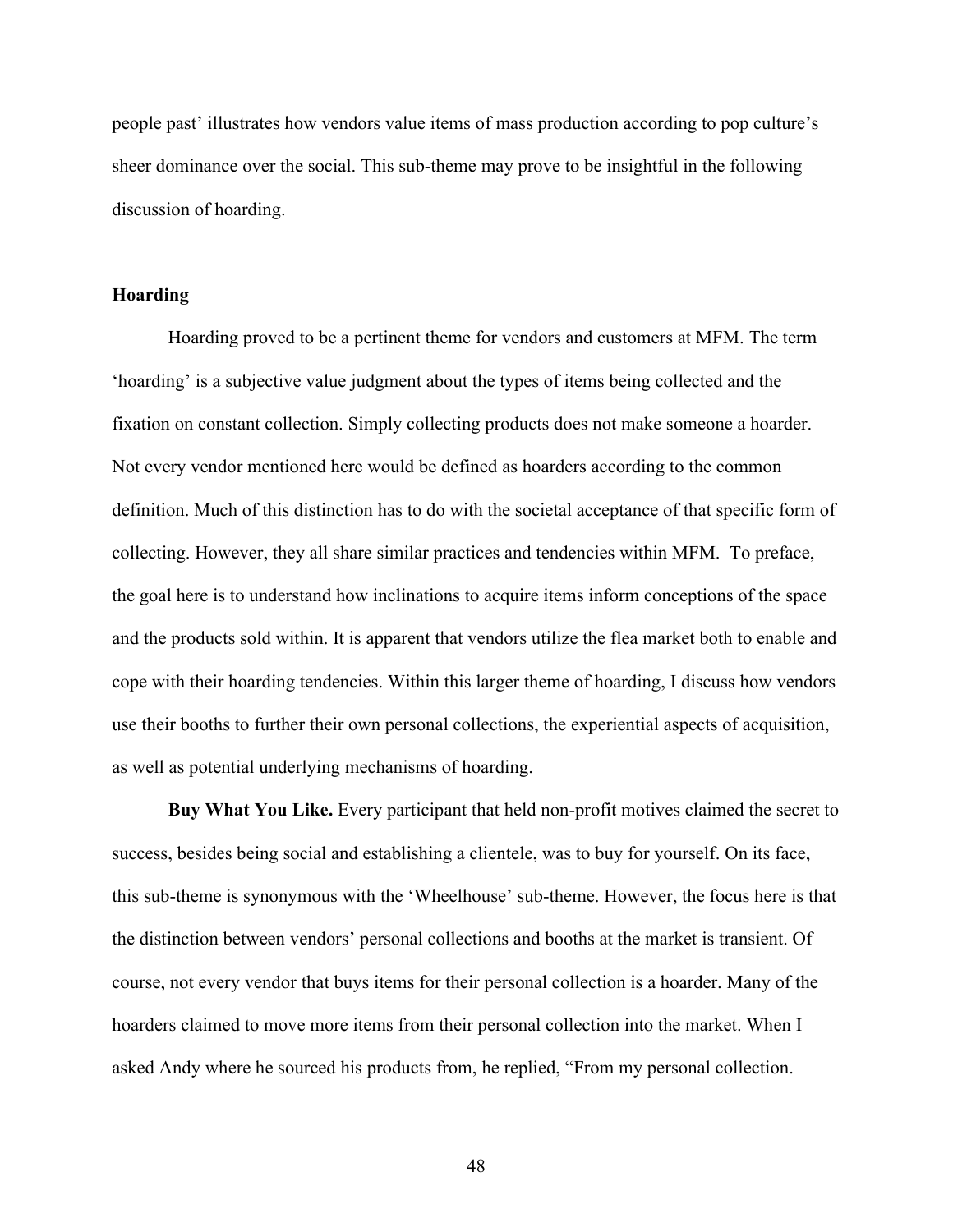people past' illustrates how vendors value items of mass production according to pop culture's sheer dominance over the social. This sub-theme may prove to be insightful in the following discussion of hoarding.

## Hoarding

Hoarding proved to be a pertinent theme for vendors and customers at MFM. The term 'hoarding' is a subjective value judgment about the types of items being collected and the fixation on constant collection. Simply collecting products does not make someone a hoarder. Not every vendor mentioned here would be defined as hoarders according to the common definition. Much of this distinction has to do with the societal acceptance of that specific form of collecting. However, they all share similar practices and tendencies within MFM. To preface, the goal here is to understand how inclinations to acquire items inform conceptions of the space and the products sold within. It is apparent that vendors utilize the flea market both to enable and cope with their hoarding tendencies. Within this larger theme of hoarding, I discuss how vendors use their booths to further their own personal collections, the experiential aspects of acquisition, as well as potential underlying mechanisms of hoarding.

**Buy What You Like.** Every participant that held non-profit motives claimed the secret to success, besides being social and establishing a clientele, was to buy for yourself. On its face, this sub-theme is synonymous with the 'Wheelhouse' sub-theme. However, the focus here is that the distinction between vendors' personal collections and booths at the market is transient. Of course, not every vendor that buys items for their personal collection is a hoarder. Many of the hoarders claimed to move more items from their personal collection into the market. When I asked Andy where he sourced his products from, he replied, "From my personal collection.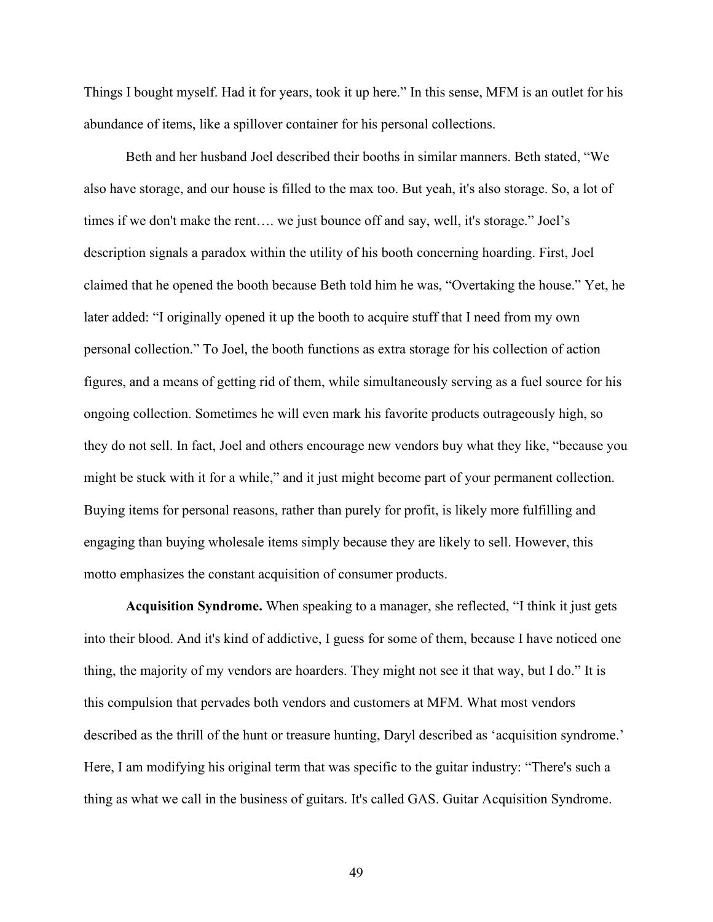Things I bought myself. Had it for years, took it up here." In this sense, MFM is an outlet for his abundance of items, like a spillover container for his personal collections.

Beth and her husband Joel described their booths in similar manners. Beth stated, "We also have storage, and our house is filled to the max too. But yeah, it's also storage. So, a lot of times if we don't make the rent…. we just bounce off and say, well, it's storage." Joel's description signals a paradox within the utility of his booth concerning hoarding. First, Joel claimed that he opened the booth because Beth told him he was, "Overtaking the house." Yet, he later added: "I originally opened it up the booth to acquire stuff that I need from my own personal collection." To Joel, the booth functions as extra storage for his collection of action figures, and a means of getting rid of them, while simultaneously serving as a fuel source for his ongoing collection. Sometimes he will even mark his favorite products outrageously high, so they do not sell. In fact, Joel and others encourage new vendors buy what they like, "because you might be stuck with it for a while," and it just might become part of your permanent collection. Buying items for personal reasons, rather than purely for profit, is likely more fulfilling and engaging than buying wholesale items simply because they are likely to sell. However, this motto emphasizes the constant acquisition of consumer products.

**Acquisition Syndrome.** When speaking to a manager, she reflected, "I think it just gets into their blood. And it's kind of addictive, I guess for some of them, because I have noticed one thing, the majority of my vendors are hoarders. They might not see it that way, but I do." It is this compulsion that pervades both vendors and customers at MFM. What most vendors described as the thrill of the hunt or treasure hunting, Daryl described as 'acquisition syndrome.' Here, I am modifying his original term that was specific to the guitar industry: "There's such a thing as what we call in the business of guitars. It's called GAS. Guitar Acquisition Syndrome.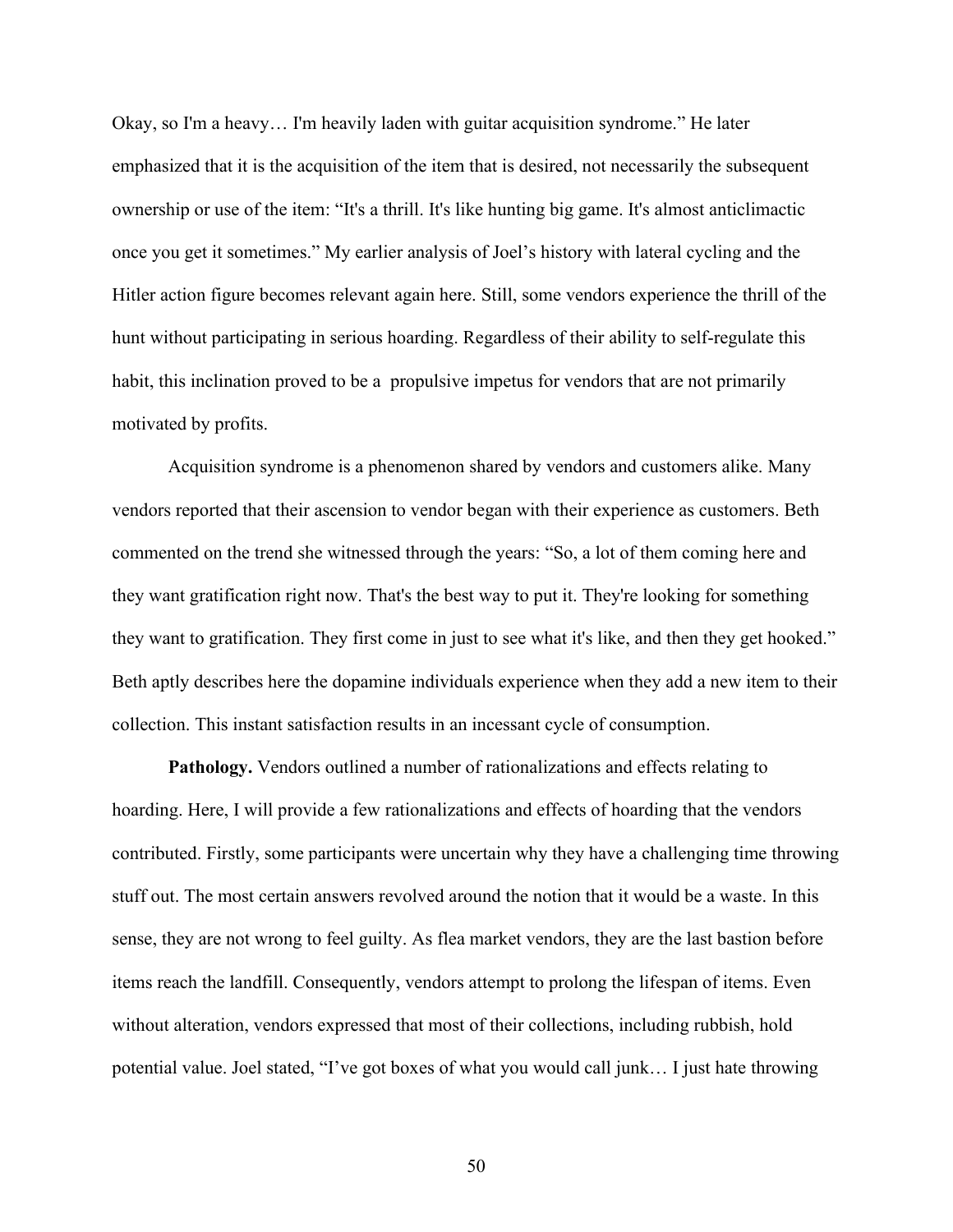Okay, so I'm a heavy… I'm heavily laden with guitar acquisition syndrome." He later emphasized that it is the acquisition of the item that is desired, not necessarily the subsequent ownership or use of the item: "It's a thrill. It's like hunting big game. It's almost anticlimactic once you get it sometimes." My earlier analysis of Joel's history with lateral cycling and the Hitler action figure becomes relevant again here. Still, some vendors experience the thrill of the hunt without participating in serious hoarding. Regardless of their ability to self-regulate this habit, this inclination proved to be a propulsive impetus for vendors that are not primarily motivated by profits.

Acquisition syndrome is a phenomenon shared by vendors and customers alike. Many vendors reported that their ascension to vendor began with their experience as customers. Beth commented on the trend she witnessed through the years: "So, a lot of them coming here and they want gratification right now. That's the best way to put it. They're looking for something they want to gratification. They first come in just to see what it's like, and then they get hooked." Beth aptly describes here the dopamine individuals experience when they add a new item to their collection. This instant satisfaction results in an incessant cycle of consumption.

**Pathology.** Vendors outlined a number of rationalizations and effects relating to hoarding. Here, I will provide a few rationalizations and effects of hoarding that the vendors contributed. Firstly, some participants were uncertain why they have a challenging time throwing stuff out. The most certain answers revolved around the notion that it would be a waste. In this sense, they are not wrong to feel guilty. As flea market vendors, they are the last bastion before items reach the landfill. Consequently, vendors attempt to prolong the lifespan of items. Even without alteration, vendors expressed that most of their collections, including rubbish, hold potential value. Joel stated, "I've got boxes of what you would call junk… I just hate throwing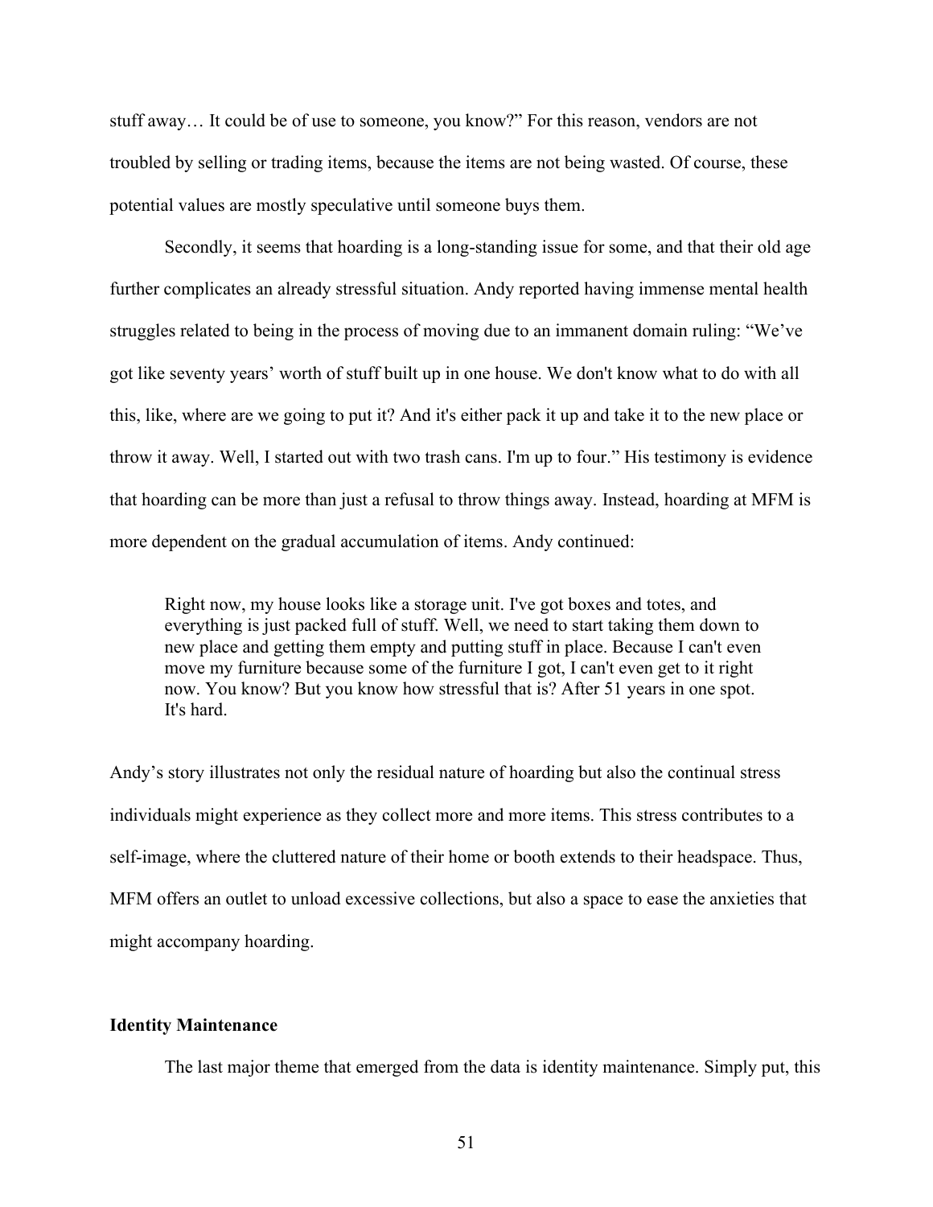stuff away… It could be of use to someone, you know?" For this reason, vendors are not troubled by selling or trading items, because the items are not being wasted. Of course, these potential values are mostly speculative until someone buys them.

Secondly, it seems that hoarding is a long-standing issue for some, and that their old age further complicates an already stressful situation. Andy reported having immense mental health struggles related to being in the process of moving due to an immanent domain ruling: "We've got like seventy years' worth of stuff built up in one house. We don't know what to do with all this, like, where are we going to put it? And it's either pack it up and take it to the new place or throw it away. Well, I started out with two trash cans. I'm up to four." His testimony is evidence that hoarding can be more than just a refusal to throw things away. Instead, hoarding at MFM is more dependent on the gradual accumulation of items. Andy continued:

> Right now, my house looks like a storage unit. I've got boxes and totes, and everything is just packed full of stuff. Well, we need to start taking them down to new place and getting them empty and putting stuff in place. Because I can't even move my furniture because some of the furniture I got, I can't even get to it right now. You know? But you know how stressful that is? After 51 years in one spot. It's hard.

Andy's story illustrates not only the residual nature of hoarding but also the continual stress individuals might experience as they collect more and more items. This stress contributes to a self-image, where the cluttered nature of their home or booth extends to their headspace. Thus, MFM offers an outlet to unload excessive collections, but also a space to ease the anxieties that might accompany hoarding.

**Identity Maintenance**

The last major theme that emerged from the data is identity maintenance. Simply put, this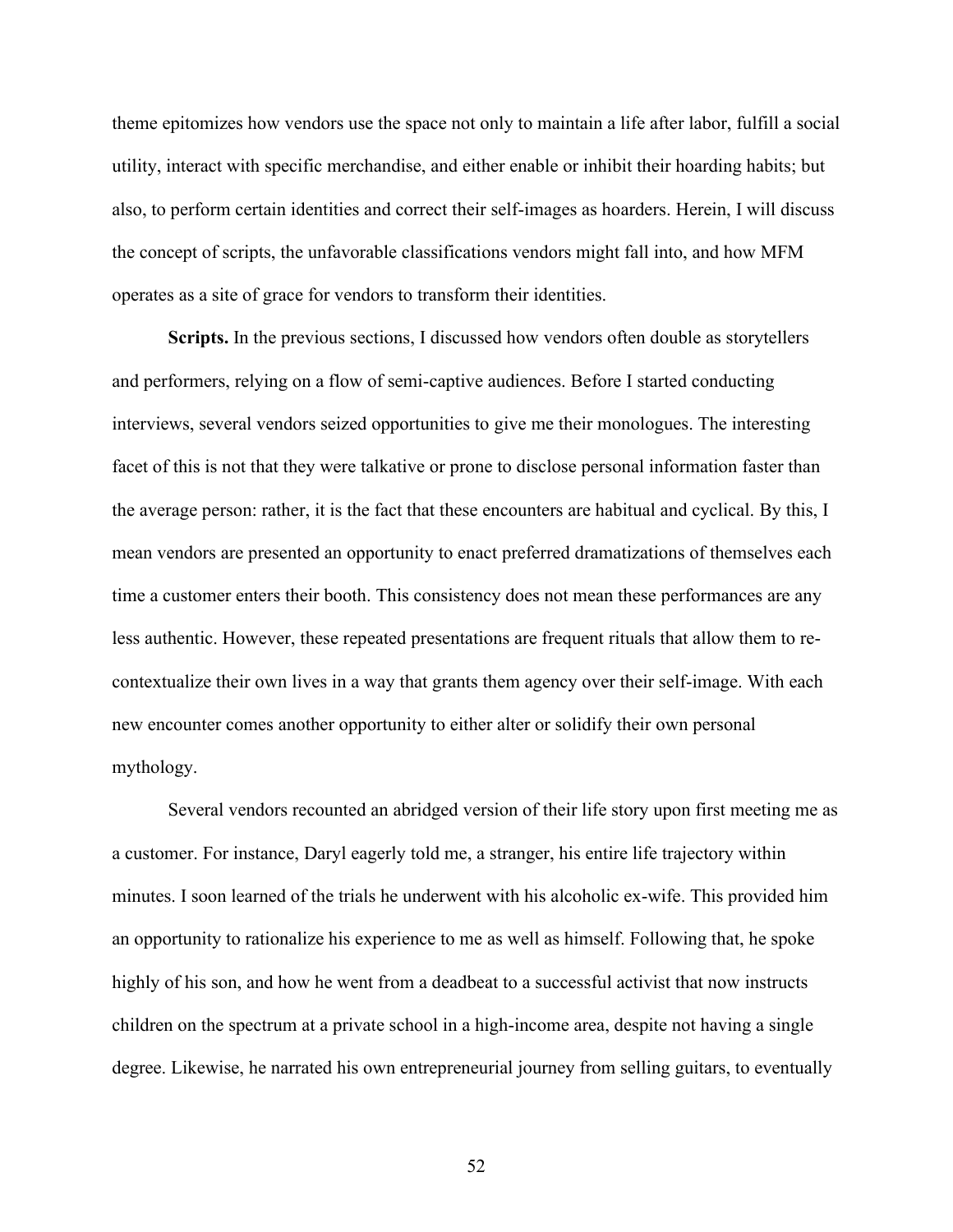theme epitomizes how vendors use the space not only to maintain a life after labor, fulfill a social utility, interact with specific merchandise, and either enable or inhibit their hoarding habits; but also, to perform certain identities and correct their self-images as hoarders. Herein, I will discuss the concept of scripts, the unfavorable classifications vendors might fall into, and how MFM operates as a site of grace for vendors to transform their identities.

**Scripts.** In the previous sections, I discussed how vendors often double as storytellers and performers, relying on a flow of semi-captive audiences. Before I started conducting interviews, several vendors seized opportunities to give me their monologues. The interesting facet of this is not that they were talkative or prone to disclose personal information faster than the average person: rather, it is the fact that these encounters are habitual and cyclical. By this, I mean vendors are presented an opportunity to enact preferred dramatizations of themselves each time a customer enters their booth. This consistency does not mean these performances are any less authentic. However, these repeated presentations are frequent rituals that allow them to re-contextualize their own lives in a way that grants them agency over their self-image. With each new encounter comes another opportunity to either alter or solidify their own personal mythology.

Several vendors recounted an abridged version of their life story upon first meeting me as a customer. For instance, Daryl eagerly told me, a stranger, his entire life trajectory within minutes. I soon learned of the trials he underwent with his alcoholic ex-wife. This provided him an opportunity to rationalize his experience to me as well as himself. Following that, he spoke highly of his son, and how he went from a deadbeat to a successful activist that now instructs children on the spectrum at a private school in a high-income area, despite not having a single degree. Likewise, he narrated his own entrepreneurial journey from selling guitars, to eventually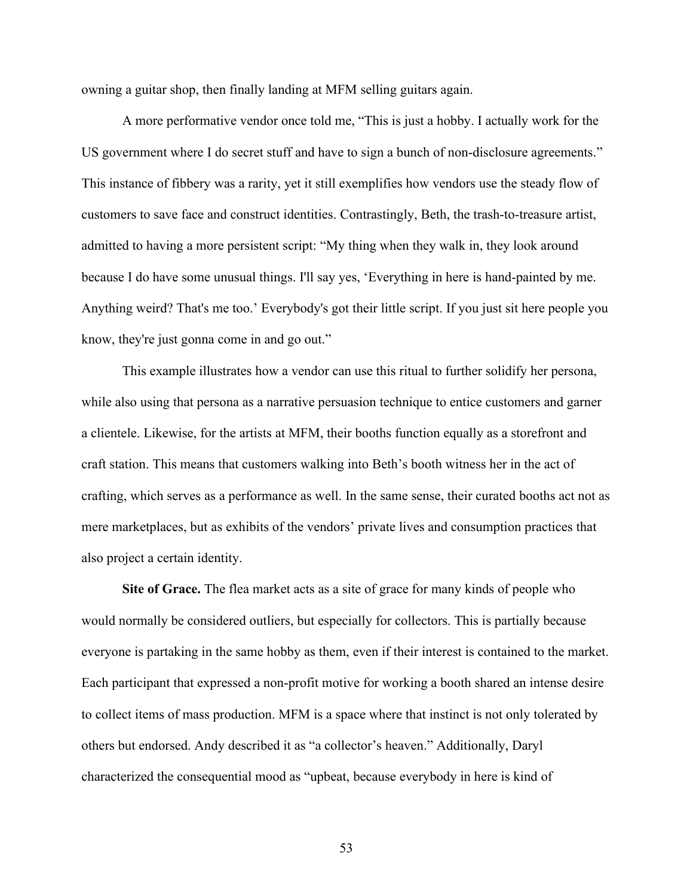owning a guitar shop, then finally landing at MFM selling guitars again.

A more performative vendor once told me, “This is just a hobby. I actually work for the US government where I do secret stuff and have to sign a bunch of non-disclosure agreements.” This instance of fibbery was a rarity, yet it still exemplifies how vendors use the steady flow of customers to save face and construct identities. Contrastingly, Beth, the trash-to-treasure artist, admitted to having a more persistent script: “My thing when they walk in, they look around because I do have some unusual things. I'll say yes, ‘Everything in here is hand-painted by me. Anything weird? That's me too.’ Everybody's got their little script. If you just sit here people you know, they're just gonna come in and go out.”

This example illustrates how a vendor can use this ritual to further solidify her persona, while also using that persona as a narrative persuasion technique to entice customers and garner a clientele. Likewise, for the artists at MFM, their booths function equally as a storefront and craft station. This means that customers walking into Beth’s booth witness her in the act of crafting, which serves as a performance as well. In the same sense, their curated booths act not as mere marketplaces, but as exhibits of the vendors’ private lives and consumption practices that also project a certain identity.

**Site of Grace.** The flea market acts as a site of grace for many kinds of people who would normally be considered outliers, but especially for collectors. This is partially because everyone is partaking in the same hobby as them, even if their interest is contained to the market. Each participant that expressed a non-profit motive for working a booth shared an intense desire to collect items of mass production. MFM is a space where that instinct is not only tolerated by others but endorsed. Andy described it as “a collector’s heaven.” Additionally, Daryl characterized the consequential mood as “upbeat, because everybody in here is kind of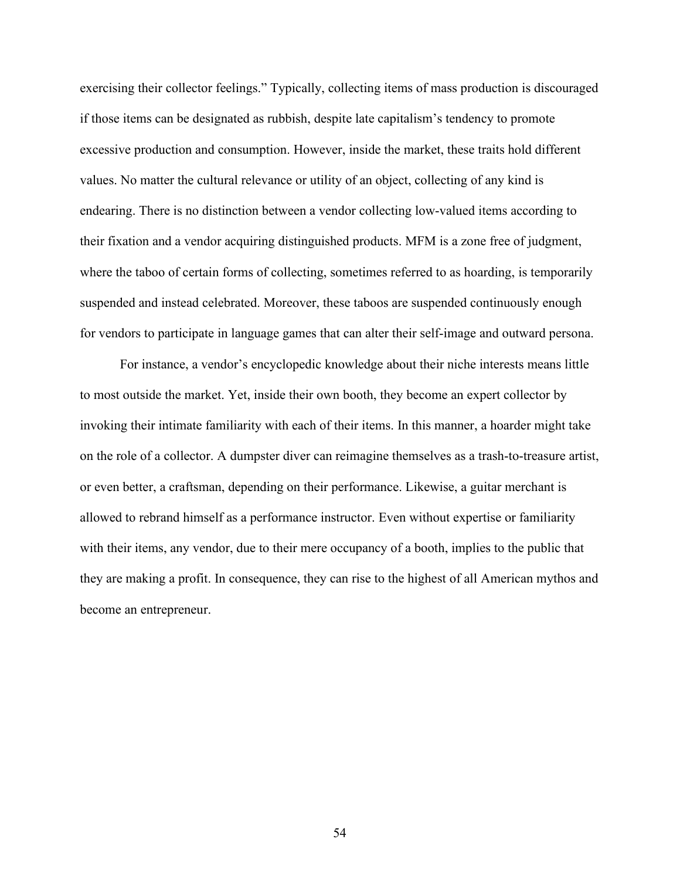exercising their collector feelings." Typically, collecting items of mass production is discouraged if those items can be designated as rubbish, despite late capitalism's tendency to promote excessive production and consumption. However, inside the market, these traits hold different values. No matter the cultural relevance or utility of an object, collecting of any kind is endearing. There is no distinction between a vendor collecting low-valued items according to their fixation and a vendor acquiring distinguished products. MFM is a zone free of judgment, where the taboo of certain forms of collecting, sometimes referred to as hoarding, is temporarily suspended and instead celebrated. Moreover, these taboos are suspended continuously enough for vendors to participate in language games that can alter their self-image and outward persona.

For instance, a vendor's encyclopedic knowledge about their niche interests means little to most outside the market. Yet, inside their own booth, they become an expert collector by invoking their intimate familiarity with each of their items. In this manner, a hoarder might take on the role of a collector. A dumpster diver can reimagine themselves as a trash-to-treasure artist, or even better, a craftsman, depending on their performance. Likewise, a guitar merchant is allowed to rebrand himself as a performance instructor. Even without expertise or familiarity with their items, any vendor, due to their mere occupancy of a booth, implies to the public that they are making a profit. In consequence, they can rise to the highest of all American mythos and become an entrepreneur.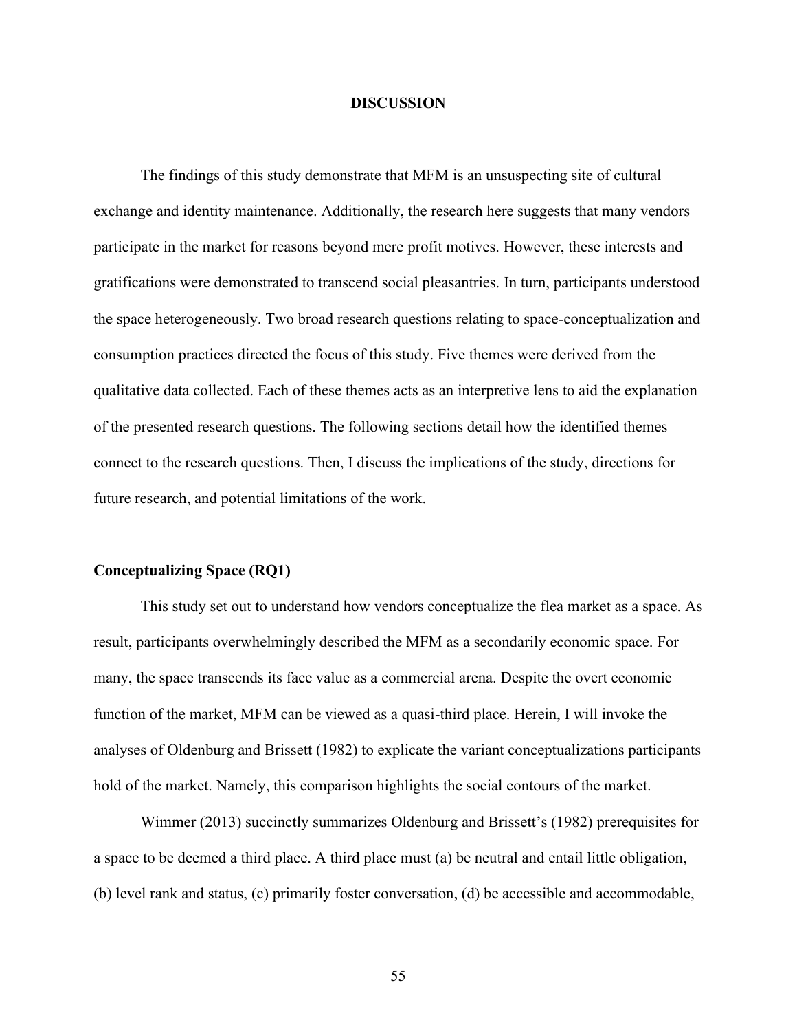# DISCUSSION

The findings of this study demonstrate that MFM is an unsuspecting site of cultural exchange and identity maintenance. Additionally, the research here suggests that many vendors participate in the market for reasons beyond mere profit motives. However, these interests and gratifications were demonstrated to transcend social pleasantries. In turn, participants understood the space heterogeneously. Two broad research questions relating to space-conceptualization and consumption practices directed the focus of this study. Five themes were derived from the qualitative data collected. Each of these themes acts as an interpretive lens to aid the explanation of the presented research questions. The following sections detail how the identified themes connect to the research questions. Then, I discuss the implications of the study, directions for future research, and potential limitations of the work.

## Conceptualizing Space (RQ1)

This study set out to understand how vendors conceptualize the flea market as a space. As result, participants overwhelmingly described the MFM as a secondarily economic space. For many, the space transcends its face value as a commercial arena. Despite the overt economic function of the market, MFM can be viewed as a quasi-third place. Herein, I will invoke the analyses of Oldenburg and Brissett (1982) to explicate the variant conceptualizations participants hold of the market. Namely, this comparison highlights the social contours of the market.

Wimmer (2013) succinctly summarizes Oldenburg and Brissett's (1982) prerequisites for a space to be deemed a third place. A third place must (a) be neutral and entail little obligation, (b) level rank and status, (c) primarily foster conversation, (d) be accessible and accommodable,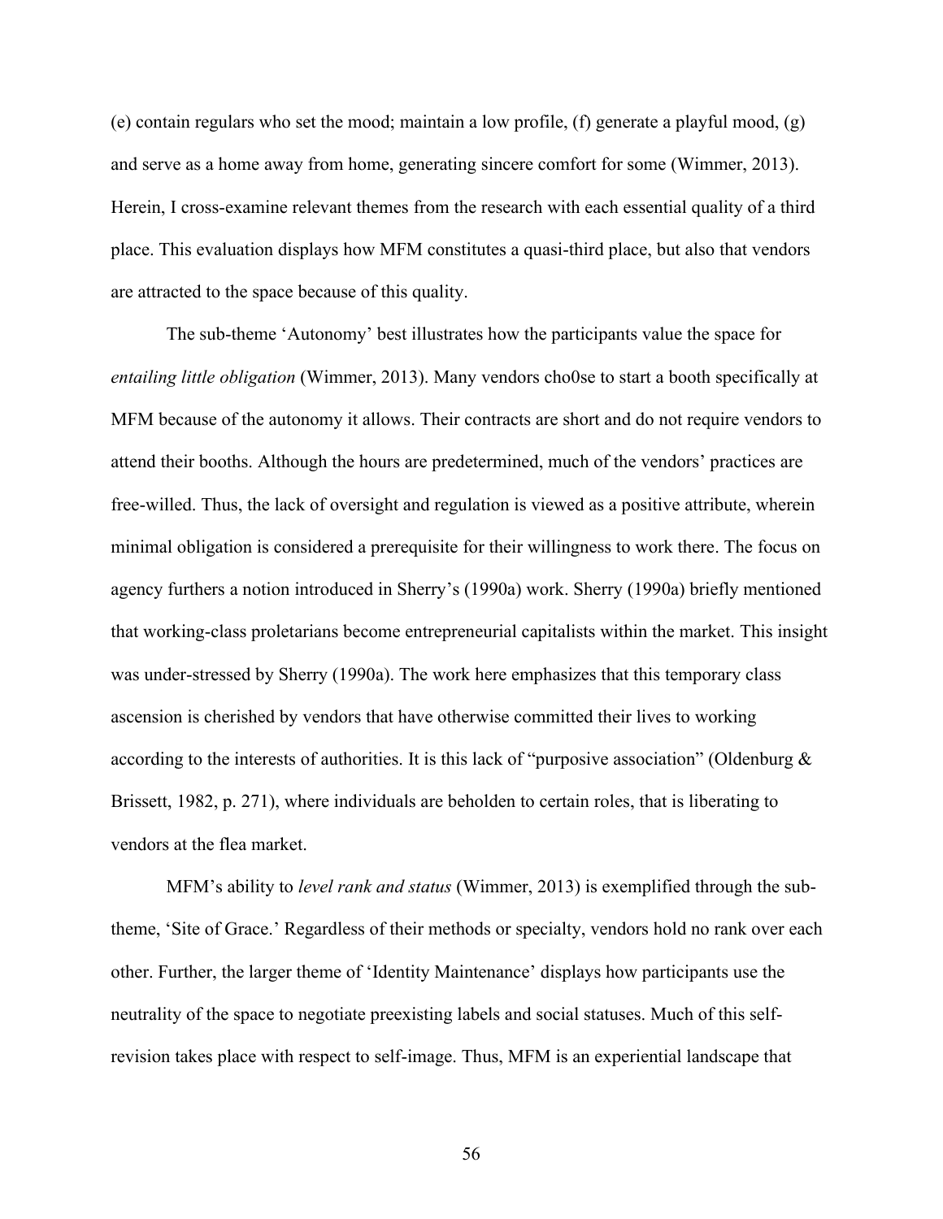(e) contain regulars who set the mood; maintain a low profile, (f) generate a playful mood, (g) and serve as a home away from home, generating sincere comfort for some (Wimmer, 2013). Herein, I cross-examine relevant themes from the research with each essential quality of a third place. This evaluation displays how MFM constitutes a quasi-third place, but also that vendors are attracted to the space because of this quality.

The sub-theme 'Autonomy' best illustrates how the participants value the space for *entailing little obligation* (Wimmer, 2013). Many vendors cho0se to start a booth specifically at MFM because of the autonomy it allows. Their contracts are short and do not require vendors to attend their booths. Although the hours are predetermined, much of the vendors' practices are free-willed. Thus, the lack of oversight and regulation is viewed as a positive attribute, wherein minimal obligation is considered a prerequisite for their willingness to work there. The focus on agency furthers a notion introduced in Sherry's (1990a) work. Sherry (1990a) briefly mentioned that working-class proletarians become entrepreneurial capitalists within the market. This insight was under-stressed by Sherry (1990a). The work here emphasizes that this temporary class ascension is cherished by vendors that have otherwise committed their lives to working according to the interests of authorities. It is this lack of "purposive association" (Oldenburg & Brissett, 1982, p. 271), where individuals are beholden to certain roles, that is liberating to vendors at the flea market.

MFM's ability to *level rank and status* (Wimmer, 2013) is exemplified through the sub-theme, 'Site of Grace.' Regardless of their methods or specialty, vendors hold no rank over each other. Further, the larger theme of 'Identity Maintenance' displays how participants use the neutrality of the space to negotiate preexisting labels and social statuses. Much of this self-revision takes place with respect to self-image. Thus, MFM is an experiential landscape that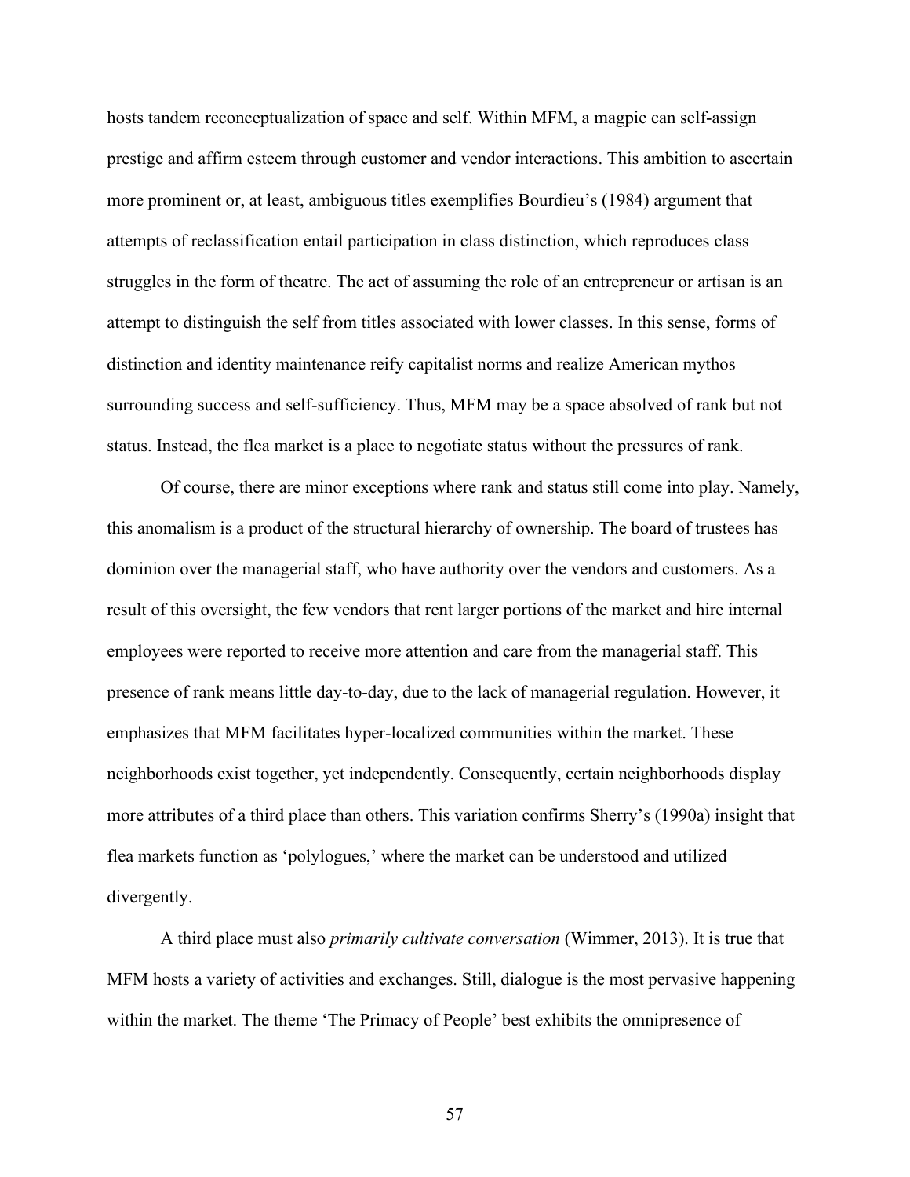hosts tandem reconceptualization of space and self. Within MFM, a magpie can self-assign prestige and affirm esteem through customer and vendor interactions. This ambition to ascertain more prominent or, at least, ambiguous titles exemplifies Bourdieu's (1984) argument that attempts of reclassification entail participation in class distinction, which reproduces class struggles in the form of theatre. The act of assuming the role of an entrepreneur or artisan is an attempt to distinguish the self from titles associated with lower classes. In this sense, forms of distinction and identity maintenance reify capitalist norms and realize American mythos surrounding success and self-sufficiency. Thus, MFM may be a space absolved of rank but not status. Instead, the flea market is a place to negotiate status without the pressures of rank.

Of course, there are minor exceptions where rank and status still come into play. Namely, this anomalism is a product of the structural hierarchy of ownership. The board of trustees has dominion over the managerial staff, who have authority over the vendors and customers. As a result of this oversight, the few vendors that rent larger portions of the market and hire internal employees were reported to receive more attention and care from the managerial staff. This presence of rank means little day-to-day, due to the lack of managerial regulation. However, it emphasizes that MFM facilitates hyper-localized communities within the market. These neighborhoods exist together, yet independently. Consequently, certain neighborhoods display more attributes of a third place than others. This variation confirms Sherry's (1990a) insight that flea markets function as 'polylogues,' where the market can be understood and utilized divergently.

A third place must also *primarily cultivate conversation* (Wimmer, 2013). It is true that MFM hosts a variety of activities and exchanges. Still, dialogue is the most pervasive happening within the market. The theme 'The Primacy of People' best exhibits the omnipresence of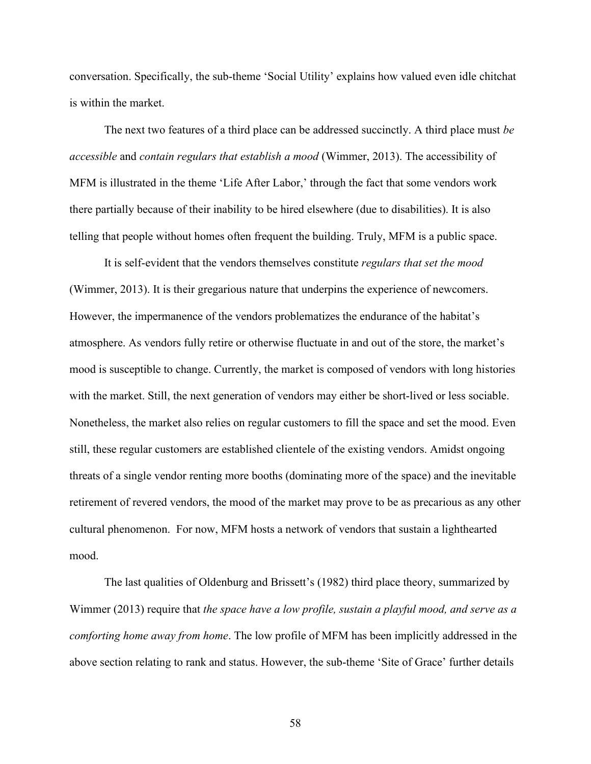conversation. Specifically, the sub-theme 'Social Utility' explains how valued even idle chitchat is within the market.

The next two features of a third place can be addressed succinctly. A third place must *be accessible* and *contain regulars that establish a mood* (Wimmer, 2013). The accessibility of MFM is illustrated in the theme 'Life After Labor,' through the fact that some vendors work there partially because of their inability to be hired elsewhere (due to disabilities). It is also telling that people without homes often frequent the building. Truly, MFM is a public space.

It is self-evident that the vendors themselves constitute *regulars that set the mood* (Wimmer, 2013). It is their gregarious nature that underpins the experience of newcomers. However, the impermanence of the vendors problematizes the endurance of the habitat's atmosphere. As vendors fully retire or otherwise fluctuate in and out of the store, the market's mood is susceptible to change. Currently, the market is composed of vendors with long histories with the market. Still, the next generation of vendors may either be short-lived or less sociable. Nonetheless, the market also relies on regular customers to fill the space and set the mood. Even still, these regular customers are established clientele of the existing vendors. Amidst ongoing threats of a single vendor renting more booths (dominating more of the space) and the inevitable retirement of revered vendors, the mood of the market may prove to be as precarious as any other cultural phenomenon. For now, MFM hosts a network of vendors that sustain a lighthearted mood.

The last qualities of Oldenburg and Brissett's (1982) third place theory, summarized by Wimmer (2013) require that *the space have a low profile, sustain a playful mood, and serve as a comforting home away from home*. The low profile of MFM has been implicitly addressed in the above section relating to rank and status. However, the sub-theme 'Site of Grace' further details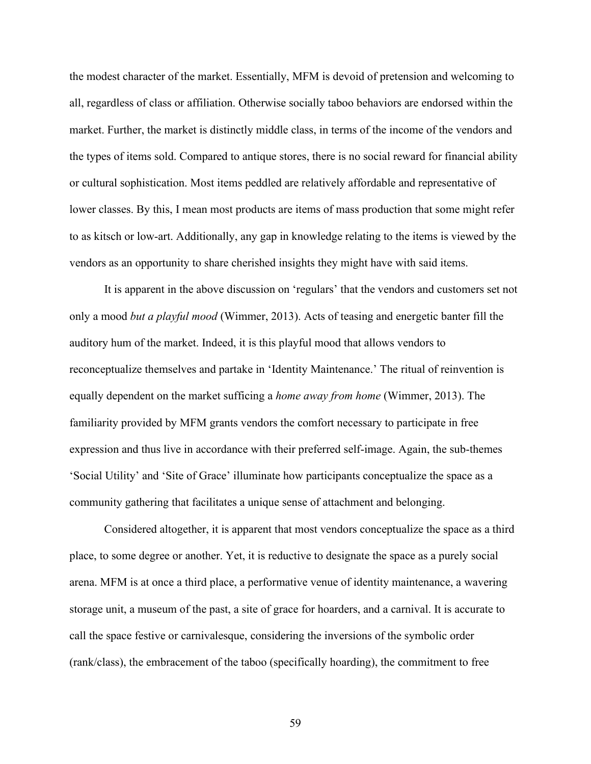the modest character of the market. Essentially, MFM is devoid of pretension and welcoming to all, regardless of class or affiliation. Otherwise socially taboo behaviors are endorsed within the market. Further, the market is distinctly middle class, in terms of the income of the vendors and the types of items sold. Compared to antique stores, there is no social reward for financial ability or cultural sophistication. Most items peddled are relatively affordable and representative of lower classes. By this, I mean most products are items of mass production that some might refer to as kitsch or low-art. Additionally, any gap in knowledge relating to the items is viewed by the vendors as an opportunity to share cherished insights they might have with said items.

It is apparent in the above discussion on 'regulars' that the vendors and customers set not only a mood *but a playful mood* (Wimmer, 2013). Acts of teasing and energetic banter fill the auditory hum of the market. Indeed, it is this playful mood that allows vendors to reconceptualize themselves and partake in 'Identity Maintenance.' The ritual of reinvention is equally dependent on the market sufficing a *home away from home* (Wimmer, 2013). The familiarity provided by MFM grants vendors the comfort necessary to participate in free expression and thus live in accordance with their preferred self-image. Again, the sub-themes 'Social Utility' and 'Site of Grace' illuminate how participants conceptualize the space as a community gathering that facilitates a unique sense of attachment and belonging.

Considered altogether, it is apparent that most vendors conceptualize the space as a third place, to some degree or another. Yet, it is reductive to designate the space as a purely social arena. MFM is at once a third place, a performative venue of identity maintenance, a wavering storage unit, a museum of the past, a site of grace for hoarders, and a carnival. It is accurate to call the space festive or carnivalesque, considering the inversions of the symbolic order (rank/class), the embracement of the taboo (specifically hoarding), the commitment to free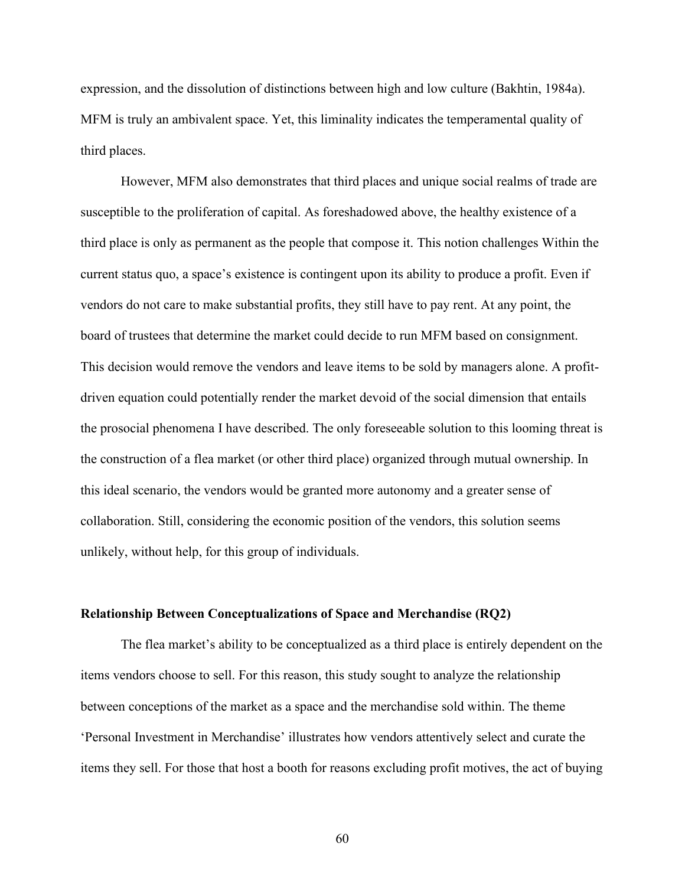expression, and the dissolution of distinctions between high and low culture (Bakhtin, 1984a). MFM is truly an ambivalent space. Yet, this liminality indicates the temperamental quality of third places.

However, MFM also demonstrates that third places and unique social realms of trade are susceptible to the proliferation of capital. As foreshadowed above, the healthy existence of a third place is only as permanent as the people that compose it. This notion challenges Within the current status quo, a space's existence is contingent upon its ability to produce a profit. Even if vendors do not care to make substantial profits, they still have to pay rent. At any point, the board of trustees that determine the market could decide to run MFM based on consignment. This decision would remove the vendors and leave items to be sold by managers alone. A profit-driven equation could potentially render the market devoid of the social dimension that entails the prosocial phenomena I have described. The only foreseeable solution to this looming threat is the construction of a flea market (or other third place) organized through mutual ownership. In this ideal scenario, the vendors would be granted more autonomy and a greater sense of collaboration. Still, considering the economic position of the vendors, this solution seems unlikely, without help, for this group of individuals.

**Relationship Between Conceptualizations of Space and Merchandise (RQ2)**

The flea market's ability to be conceptualized as a third place is entirely dependent on the items vendors choose to sell. For this reason, this study sought to analyze the relationship between conceptions of the market as a space and the merchandise sold within. The theme 'Personal Investment in Merchandise' illustrates how vendors attentively select and curate the items they sell. For those that host a booth for reasons excluding profit motives, the act of buying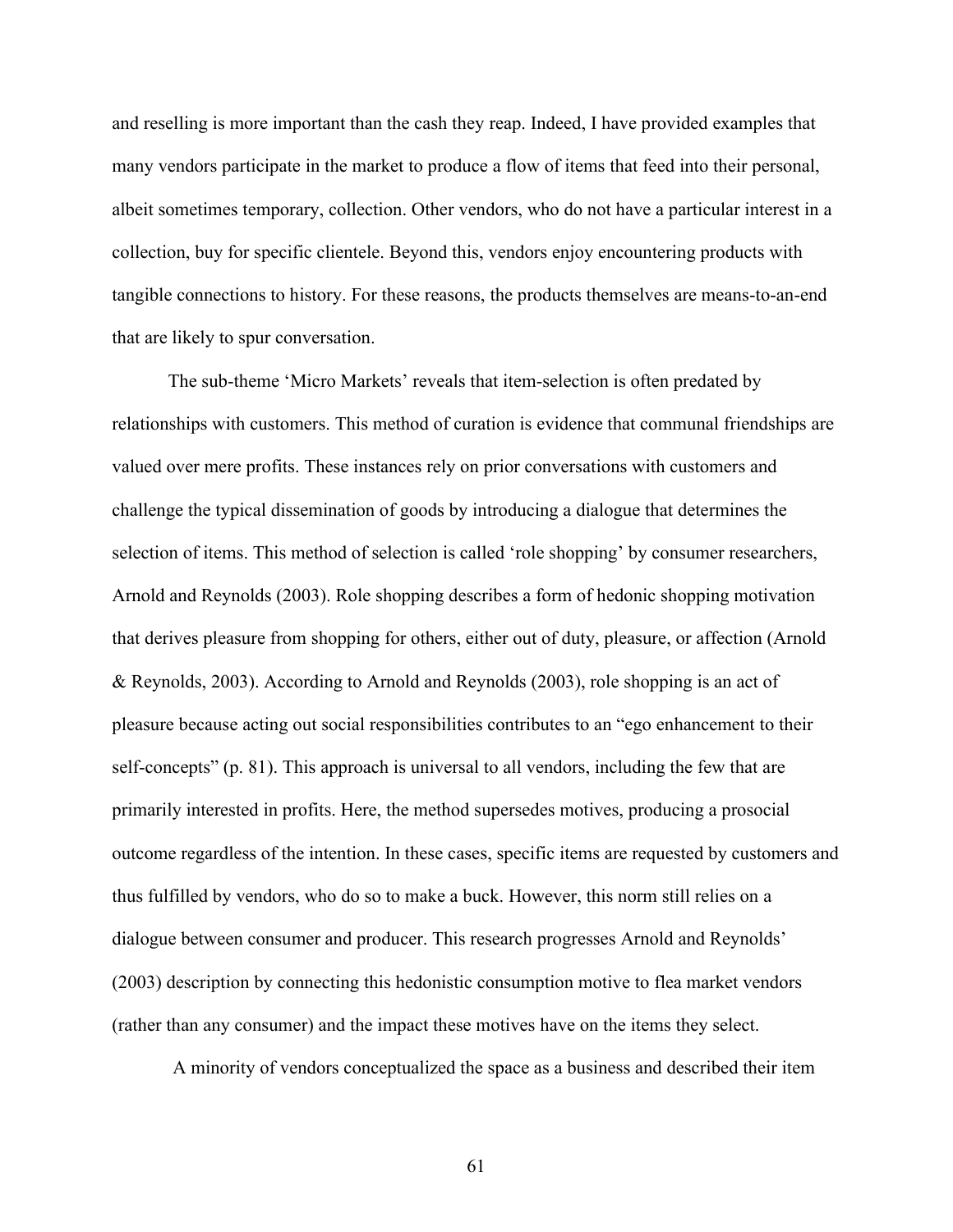and reselling is more important than the cash they reap. Indeed, I have provided examples that many vendors participate in the market to produce a flow of items that feed into their personal, albeit sometimes temporary, collection. Other vendors, who do not have a particular interest in a collection, buy for specific clientele. Beyond this, vendors enjoy encountering products with tangible connections to history. For these reasons, the products themselves are means-to-an-end that are likely to spur conversation.

The sub-theme 'Micro Markets' reveals that item-selection is often predated by relationships with customers. This method of curation is evidence that communal friendships are valued over mere profits. These instances rely on prior conversations with customers and challenge the typical dissemination of goods by introducing a dialogue that determines the selection of items. This method of selection is called 'role shopping' by consumer researchers, Arnold and Reynolds (2003). Role shopping describes a form of hedonic shopping motivation that derives pleasure from shopping for others, either out of duty, pleasure, or affection (Arnold & Reynolds, 2003). According to Arnold and Reynolds (2003), role shopping is an act of pleasure because acting out social responsibilities contributes to an "ego enhancement to their self-concepts" (p. 81). This approach is universal to all vendors, including the few that are primarily interested in profits. Here, the method supersedes motives, producing a prosocial outcome regardless of the intention. In these cases, specific items are requested by customers and thus fulfilled by vendors, who do so to make a buck. However, this norm still relies on a dialogue between consumer and producer. This research progresses Arnold and Reynolds' (2003) description by connecting this hedonistic consumption motive to flea market vendors (rather than any consumer) and the impact these motives have on the items they select.

A minority of vendors conceptualized the space as a business and described their item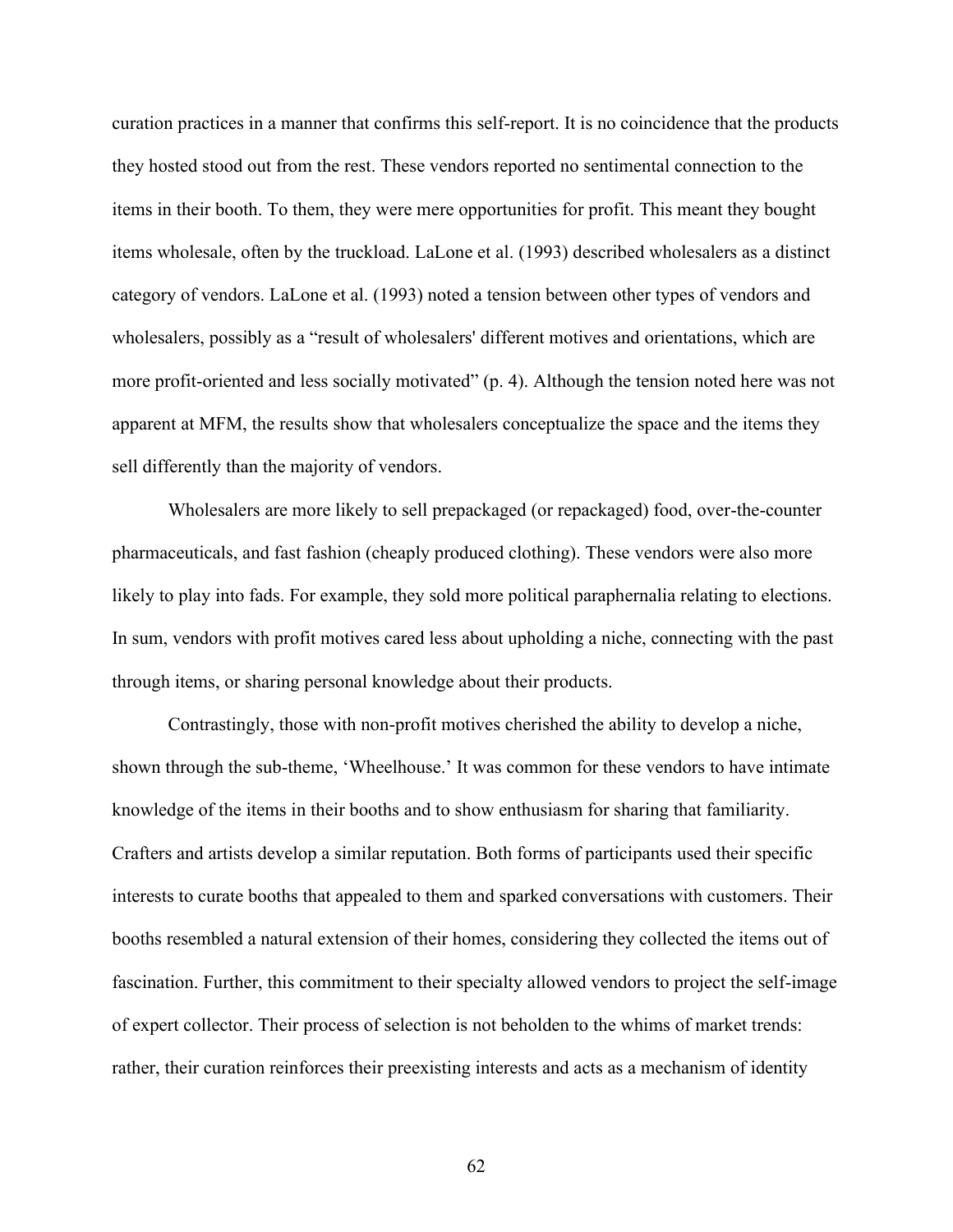curation practices in a manner that confirms this self-report. It is no coincidence that the products they hosted stood out from the rest. These vendors reported no sentimental connection to the items in their booth. To them, they were mere opportunities for profit. This meant they bought items wholesale, often by the truckload. LaLone et al. (1993) described wholesalers as a distinct category of vendors. LaLone et al. (1993) noted a tension between other types of vendors and wholesalers, possibly as a "result of wholesalers' different motives and orientations, which are more profit-oriented and less socially motivated" (p. 4). Although the tension noted here was not apparent at MFM, the results show that wholesalers conceptualize the space and the items they sell differently than the majority of vendors.

Wholesalers are more likely to sell prepackaged (or repackaged) food, over-the-counter pharmaceuticals, and fast fashion (cheaply produced clothing). These vendors were also more likely to play into fads. For example, they sold more political paraphernalia relating to elections. In sum, vendors with profit motives cared less about upholding a niche, connecting with the past through items, or sharing personal knowledge about their products.

Contrastingly, those with non-profit motives cherished the ability to develop a niche, shown through the sub-theme, 'Wheelhouse.' It was common for these vendors to have intimate knowledge of the items in their booths and to show enthusiasm for sharing that familiarity. Crafters and artists develop a similar reputation. Both forms of participants used their specific interests to curate booths that appealed to them and sparked conversations with customers. Their booths resembled a natural extension of their homes, considering they collected the items out of fascination. Further, this commitment to their specialty allowed vendors to project the self-image of expert collector. Their process of selection is not beholden to the whims of market trends: rather, their curation reinforces their preexisting interests and acts as a mechanism of identity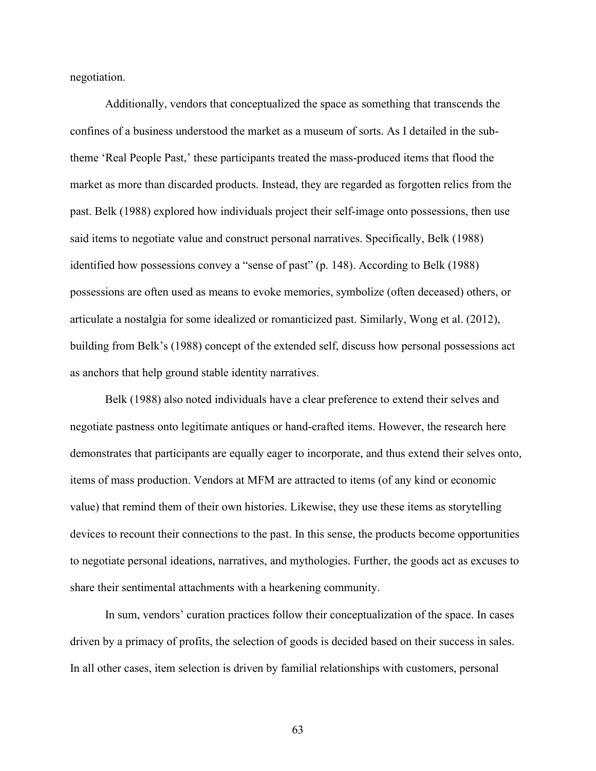negotiation.

Additionally, vendors that conceptualized the space as something that transcends the confines of a business understood the market as a museum of sorts. As I detailed in the sub-theme 'Real People Past,' these participants treated the mass-produced items that flood the market as more than discarded products. Instead, they are regarded as forgotten relics from the past. Belk (1988) explored how individuals project their self-image onto possessions, then use said items to negotiate value and construct personal narratives. Specifically, Belk (1988) identified how possessions convey a "sense of past" (p. 148). According to Belk (1988) possessions are often used as means to evoke memories, symbolize (often deceased) others, or articulate a nostalgia for some idealized or romanticized past. Similarly, Wong et al. (2012), building from Belk's (1988) concept of the extended self, discuss how personal possessions act as anchors that help ground stable identity narratives.

Belk (1988) also noted individuals have a clear preference to extend their selves and negotiate pastness onto legitimate antiques or hand-crafted items. However, the research here demonstrates that participants are equally eager to incorporate, and thus extend their selves onto, items of mass production. Vendors at MFM are attracted to items (of any kind or economic value) that remind them of their own histories. Likewise, they use these items as storytelling devices to recount their connections to the past. In this sense, the products become opportunities to negotiate personal ideations, narratives, and mythologies. Further, the goods act as excuses to share their sentimental attachments with a hearkening community.

In sum, vendors' curation practices follow their conceptualization of the space. In cases driven by a primacy of profits, the selection of goods is decided based on their success in sales. In all other cases, item selection is driven by familial relationships with customers, personal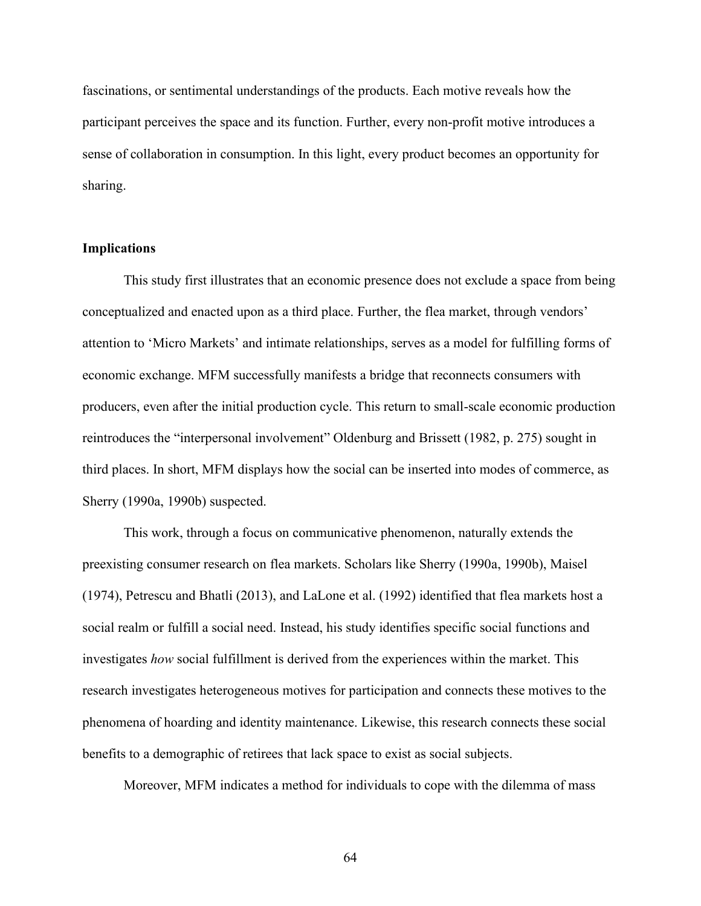fascinations, or sentimental understandings of the products. Each motive reveals how the participant perceives the space and its function. Further, every non-profit motive introduces a sense of collaboration in consumption. In this light, every product becomes an opportunity for sharing.

**Implications**

This study first illustrates that an economic presence does not exclude a space from being conceptualized and enacted upon as a third place. Further, the flea market, through vendors' attention to 'Micro Markets' and intimate relationships, serves as a model for fulfilling forms of economic exchange. MFM successfully manifests a bridge that reconnects consumers with producers, even after the initial production cycle. This return to small-scale economic production reintroduces the "interpersonal involvement" Oldenburg and Brissett (1982, p. 275) sought in third places. In short, MFM displays how the social can be inserted into modes of commerce, as Sherry (1990a, 1990b) suspected.

This work, through a focus on communicative phenomenon, naturally extends the preexisting consumer research on flea markets. Scholars like Sherry (1990a, 1990b), Maisel (1974), Petrescu and Bhatli (2013), and LaLone et al. (1992) identified that flea markets host a social realm or fulfill a social need. Instead, his study identifies specific social functions and investigates *how* social fulfillment is derived from the experiences within the market. This research investigates heterogeneous motives for participation and connects these motives to the phenomena of hoarding and identity maintenance. Likewise, this research connects these social benefits to a demographic of retirees that lack space to exist as social subjects.

Moreover, MFM indicates a method for individuals to cope with the dilemma of mass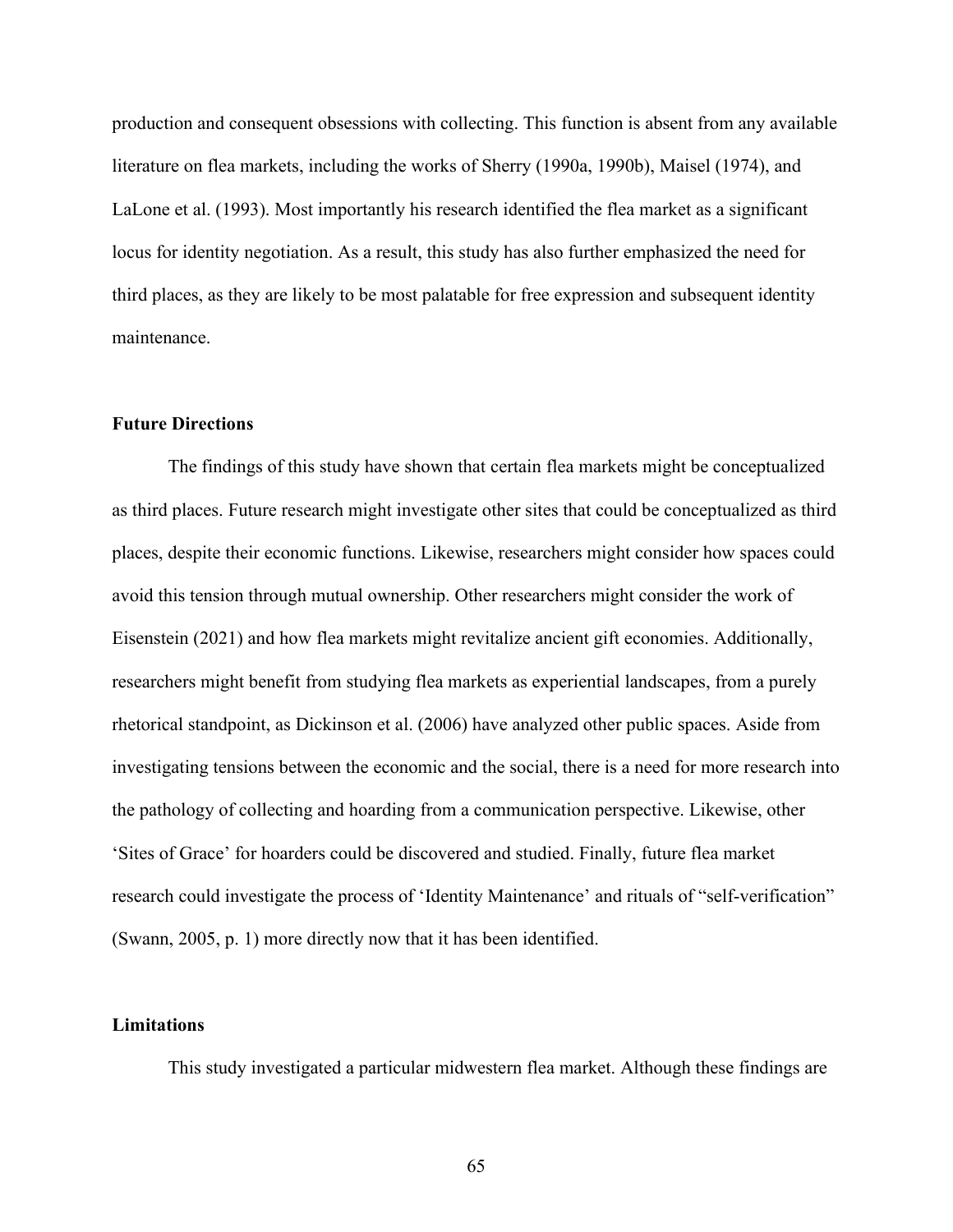production and consequent obsessions with collecting. This function is absent from any available literature on flea markets, including the works of Sherry (1990a, 1990b), Maisel (1974), and LaLone et al. (1993). Most importantly his research identified the flea market as a significant locus for identity negotiation. As a result, this study has also further emphasized the need for third places, as they are likely to be most palatable for free expression and subsequent identity maintenance.

### Future Directions

The findings of this study have shown that certain flea markets might be conceptualized as third places. Future research might investigate other sites that could be conceptualized as third places, despite their economic functions. Likewise, researchers might consider how spaces could avoid this tension through mutual ownership. Other researchers might consider the work of Eisenstein (2021) and how flea markets might revitalize ancient gift economies. Additionally, researchers might benefit from studying flea markets as experiential landscapes, from a purely rhetorical standpoint, as Dickinson et al. (2006) have analyzed other public spaces. Aside from investigating tensions between the economic and the social, there is a need for more research into the pathology of collecting and hoarding from a communication perspective. Likewise, other 'Sites of Grace' for hoarders could be discovered and studied. Finally, future flea market research could investigate the process of 'Identity Maintenance' and rituals of "self-verification" (Swann, 2005, p. 1) more directly now that it has been identified.

### Limitations

This study investigated a particular midwestern flea market. Although these findings are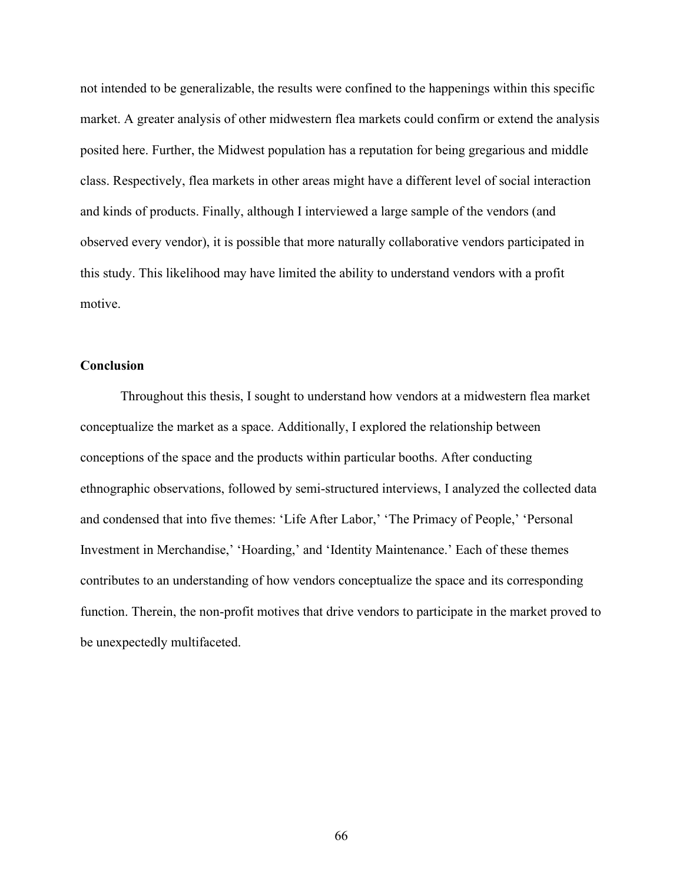not intended to be generalizable, the results were confined to the happenings within this specific market. A greater analysis of other midwestern flea markets could confirm or extend the analysis posited here. Further, the Midwest population has a reputation for being gregarious and middle class. Respectively, flea markets in other areas might have a different level of social interaction and kinds of products. Finally, although I interviewed a large sample of the vendors (and observed every vendor), it is possible that more naturally collaborative vendors participated in this study. This likelihood may have limited the ability to understand vendors with a profit motive.

## Conclusion

Throughout this thesis, I sought to understand how vendors at a midwestern flea market conceptualize the market as a space. Additionally, I explored the relationship between conceptions of the space and the products within particular booths. After conducting ethnographic observations, followed by semi-structured interviews, I analyzed the collected data and condensed that into five themes: 'Life After Labor,' 'The Primacy of People,' 'Personal Investment in Merchandise,' 'Hoarding,' and 'Identity Maintenance.' Each of these themes contributes to an understanding of how vendors conceptualize the space and its corresponding function. Therein, the non-profit motives that drive vendors to participate in the market proved to be unexpectedly multifaceted.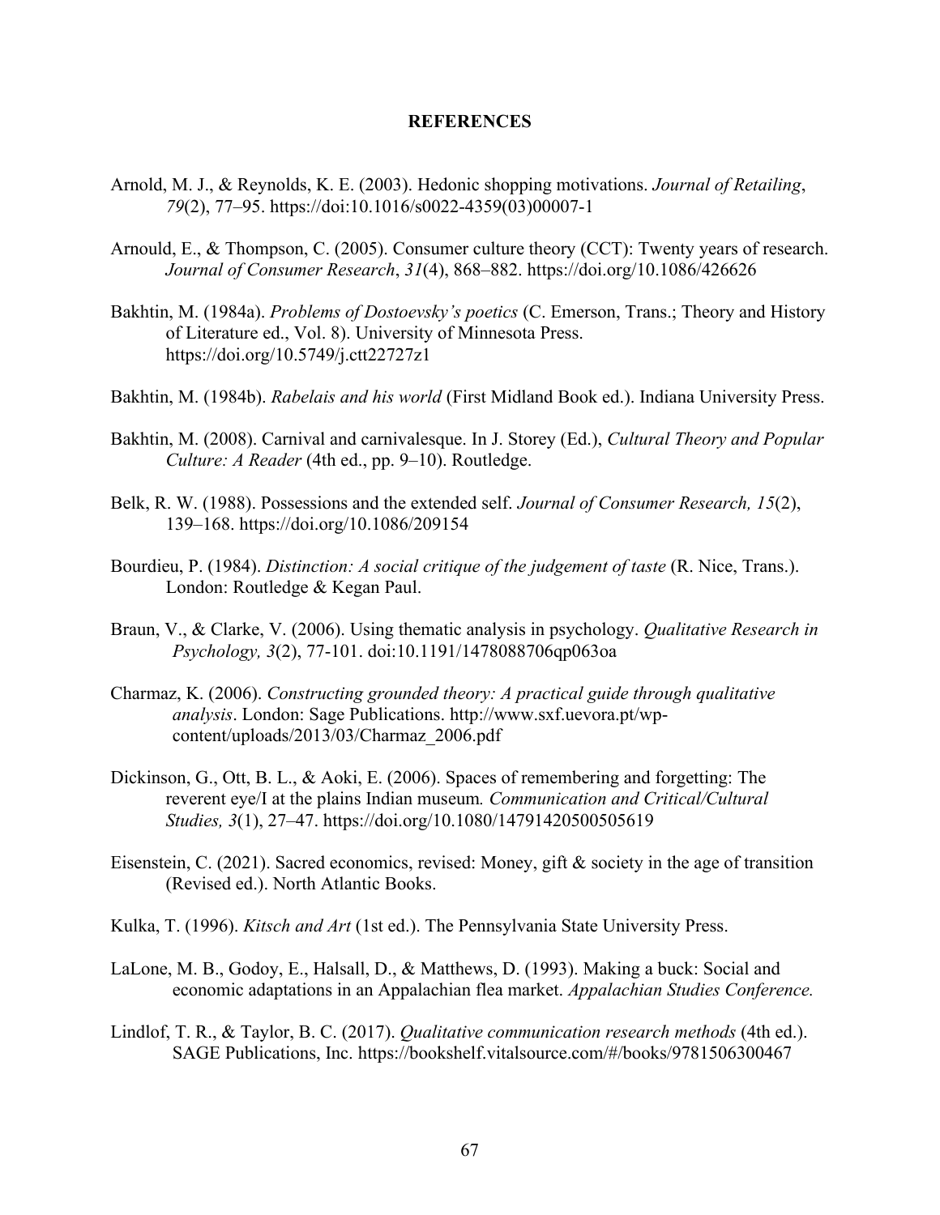# REFERENCES

Arnold, M. J., & Reynolds, K. E. (2003). Hedonic shopping motivations. *Journal of Retailing*, *79*(2), 77–95. https://doi:10.1016/s0022-4359(03)00007-1

Arnould, E., & Thompson, C. (2005). Consumer culture theory (CCT): Twenty years of research. *Journal of Consumer Research*, *31*(4), 868–882. https://doi.org/10.1086/426626

Bakhtin, M. (1984a). *Problems of Dostoevsky's poetics* (C. Emerson, Trans.; Theory and History of Literature ed., Vol. 8). University of Minnesota Press. https://doi.org/10.5749/j.ctt22727z1

Bakhtin, M. (1984b). *Rabelais and his world* (First Midland Book ed.). Indiana University Press.

Bakhtin, M. (2008). Carnival and carnivalesque. In J. Storey (Ed.), *Cultural Theory and Popular Culture: A Reader* (4th ed., pp. 9–10). Routledge.

Belk, R. W. (1988). Possessions and the extended self. *Journal of Consumer Research, 15*(2), 139–168. https://doi.org/10.1086/209154

Bourdieu, P. (1984). *Distinction: A social critique of the judgement of taste* (R. Nice, Trans.). London: Routledge & Kegan Paul.

Braun, V., & Clarke, V. (2006). Using thematic analysis in psychology. *Qualitative Research in Psychology, 3*(2), 77-101. doi:10.1191/1478088706qp063oa

Charmaz, K. (2006). *Constructing grounded theory: A practical guide through qualitative analysis*. London: Sage Publications. http://www.sxf.uevora.pt/wp-content/uploads/2013/03/Charmaz_2006.pdf

Dickinson, G., Ott, B. L., & Aoki, E. (2006). Spaces of remembering and forgetting: The reverent eye/I at the plains Indian museum*. Communication and Critical/Cultural Studies, 3*(1), 27–47. https://doi.org/10.1080/14791420500505619

Eisenstein, C. (2021). Sacred economics, revised: Money, gift & society in the age of transition (Revised ed.). North Atlantic Books.

Kulka, T. (1996). *Kitsch and Art* (1st ed.). The Pennsylvania State University Press.

LaLone, M. B., Godoy, E., Halsall, D., & Matthews, D. (1993). Making a buck: Social and economic adaptations in an Appalachian flea market. *Appalachian Studies Conference.*

Lindlof, T. R., & Taylor, B. C. (2017). *Qualitative communication research methods* (4th ed.). SAGE Publications, Inc. https://bookshelf.vitalsource.com/#/books/9781506300467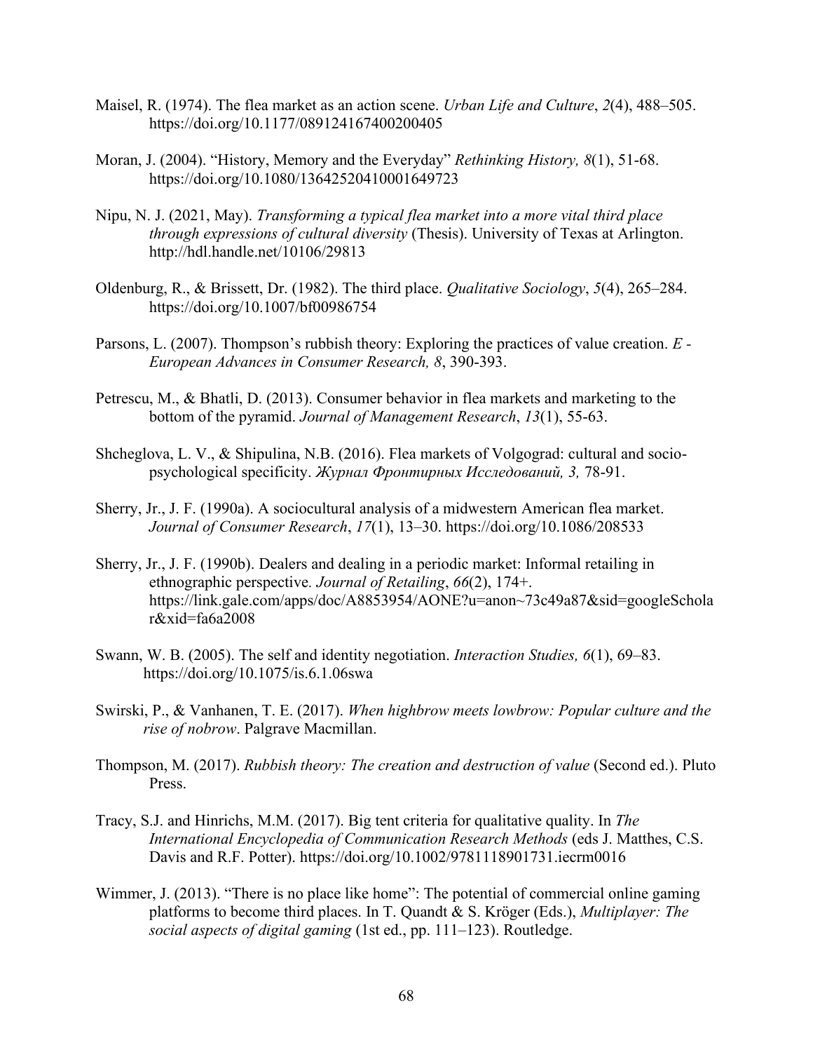Maisel, R. (1974). The flea market as an action scene. *Urban Life and Culture*, *2*(4), 488–505. https://doi.org/10.1177/089124167400200405

Moran, J. (2004). "History, Memory and the Everyday" *Rethinking History, 8*(1), 51-68. https://doi.org/10.1080/13642520410001649723

Nipu, N. J. (2021, May). *Transforming a typical flea market into a more vital third place through expressions of cultural diversity* (Thesis). University of Texas at Arlington. http://hdl.handle.net/10106/29813

Oldenburg, R., & Brissett, Dr. (1982). The third place. *Qualitative Sociology*, *5*(4), 265–284. https://doi.org/10.1007/bf00986754

Parsons, L. (2007). Thompson's rubbish theory: Exploring the practices of value creation. *E - European Advances in Consumer Research, 8*, 390-393.

Petrescu, M., & Bhatli, D. (2013). Consumer behavior in flea markets and marketing to the bottom of the pyramid. *Journal of Management Research*, *13*(1), 55-63.

Shcheglova, L. V., & Shipulina, N.B. (2016). Flea markets of Volgograd: cultural and socio-psychological specificity. *Журнал Фронтирных Исследований, 3,* 78-91.

Sherry, Jr., J. F. (1990a). A sociocultural analysis of a midwestern American flea market. *Journal of Consumer Research*, *17*(1), 13–30. https://doi.org/10.1086/208533

Sherry, Jr., J. F. (1990b). Dealers and dealing in a periodic market: Informal retailing in ethnographic perspective. *Journal of Retailing*, *66*(2), 174+. https://link.gale.com/apps/doc/A8853954/AONE?u=anon~73c49a87&sid=googleScholar&xid=fa6a2008

Swann, W. B. (2005). The self and identity negotiation. *Interaction Studies, 6*(1), 69–83. https://doi.org/10.1075/is.6.1.06swa

Swirski, P., & Vanhanen, T. E. (2017). *When highbrow meets lowbrow: Popular culture and the rise of nobrow*. Palgrave Macmillan.

Thompson, M. (2017). *Rubbish theory: The creation and destruction of value* (Second ed.). Pluto Press.

Tracy, S.J. and Hinrichs, M.M. (2017). Big tent criteria for qualitative quality. In *The International Encyclopedia of Communication Research Methods* (eds J. Matthes, C.S. Davis and R.F. Potter). https://doi.org/10.1002/9781118901731.iecrm0016

Wimmer, J. (2013). "There is no place like home": The potential of commercial online gaming platforms to become third places. In T. Quandt & S. Kröger (Eds.), *Multiplayer: The social aspects of digital gaming* (1st ed., pp. 111–123). Routledge.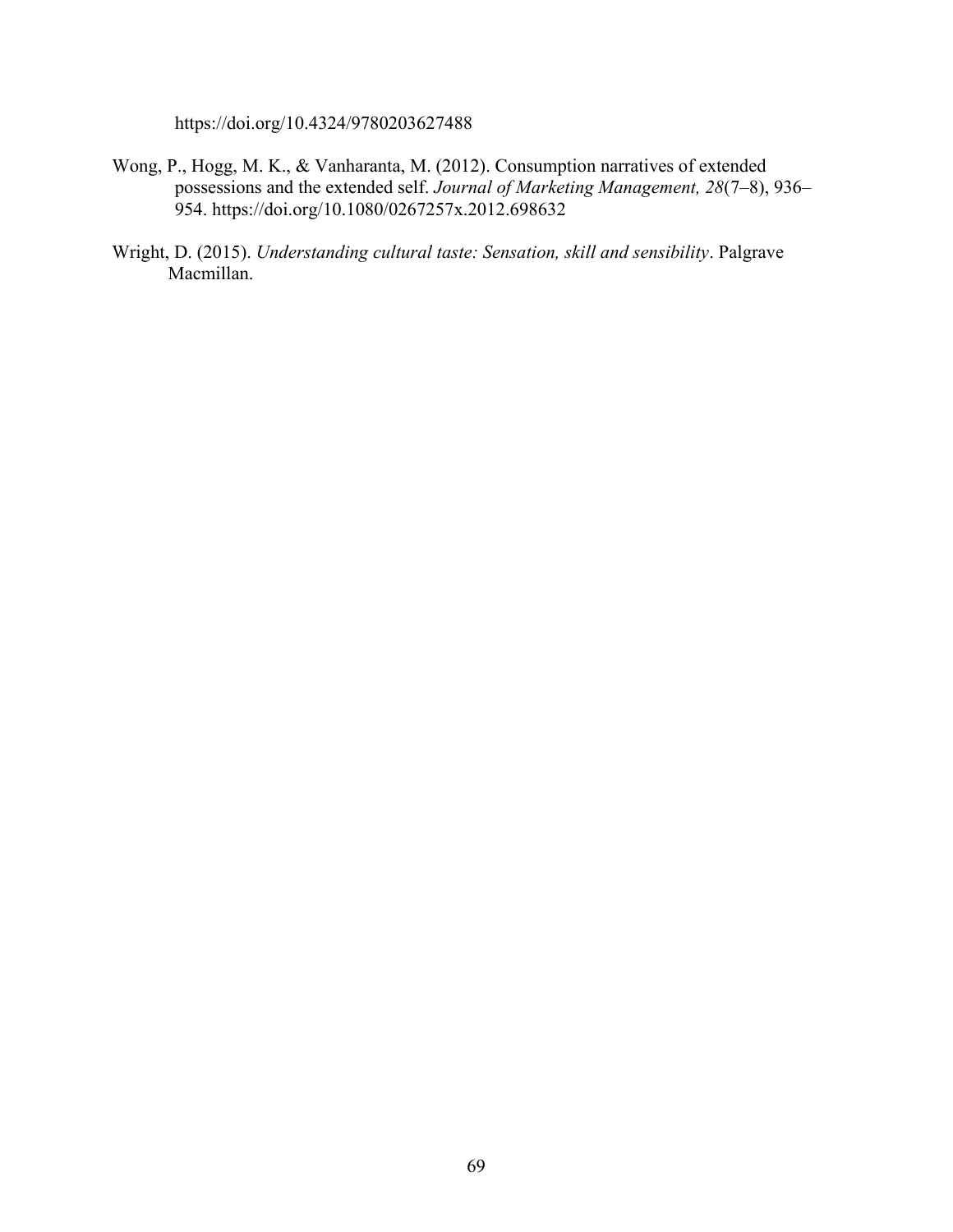https://doi.org/10.4324/9780203627488

Wong, P., Hogg, M. K., & Vanharanta, M. (2012). Consumption narratives of extended possessions and the extended self. *Journal of Marketing Management, 28*(7–8), 936–954. https://doi.org/10.1080/0267257x.2012.698632

Wright, D. (2015). *Understanding cultural taste: Sensation, skill and sensibility*. Palgrave Macmillan.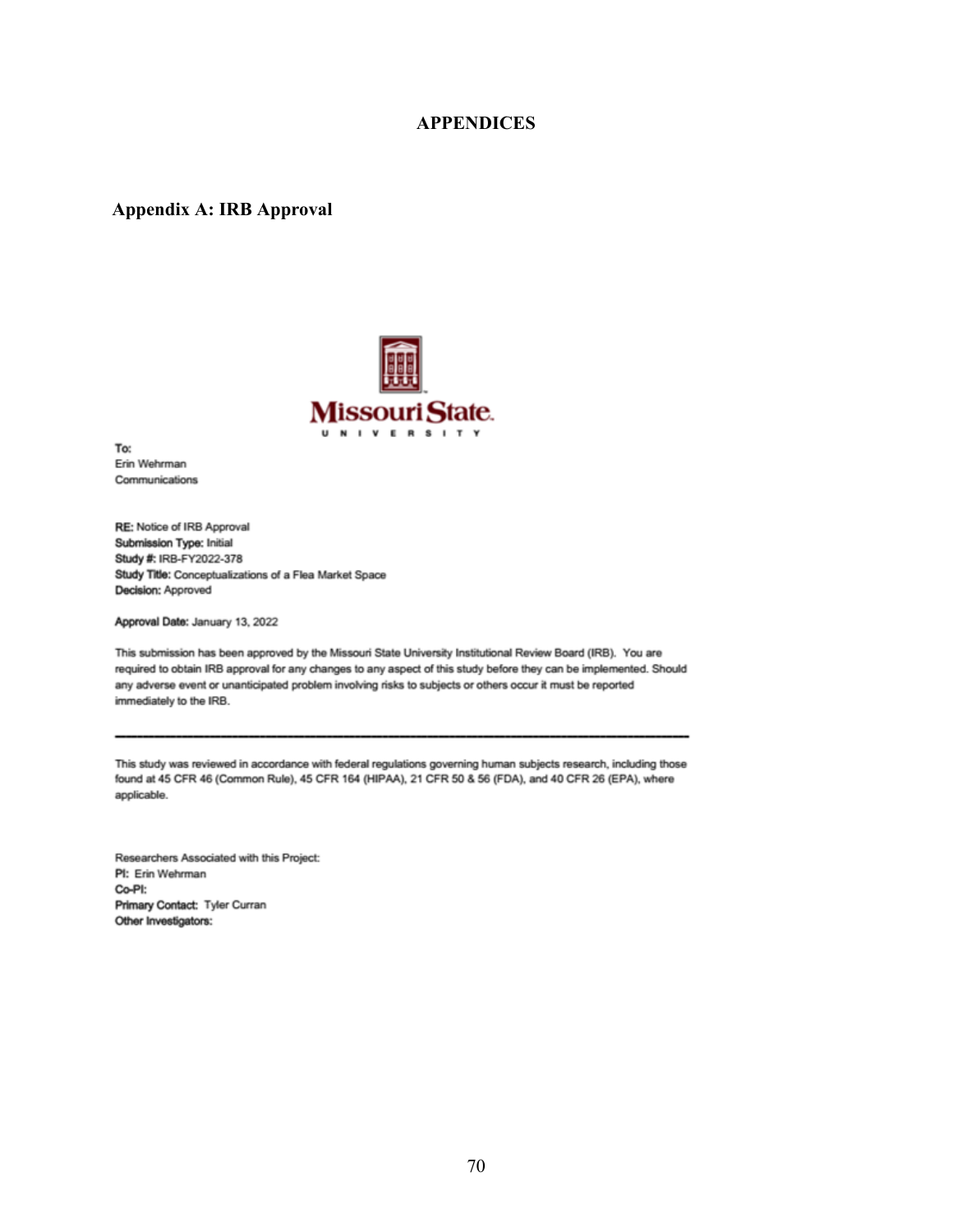# APPENDICES

## Appendix A: IRB Approval

Missouri State UNIVERSITY

**To:**
Erin Wehrman
Communications

**RE:** Notice of IRB Approval
**Submission Type:** Initial
**Study #:** IRB-FY2022-378
**Study Title:** Conceptualizations of a Flea Market Space
**Decision:** Approved

**Approval Date:** January 13, 2022

This submission has been approved by the Missouri State University Institutional Review Board (IRB). You are required to obtain IRB approval for any changes to any aspect of this study before they can be implemented. Should any adverse event or unanticipated problem involving risks to subjects or others occur it must be reported immediately to the IRB.

---

This study was reviewed in accordance with federal regulations governing human subjects research, including those found at 45 CFR 46 (Common Rule), 45 CFR 164 (HIPAA), 21 CFR 50 & 56 (FDA), and 40 CFR 26 (EPA), where applicable.

Researchers Associated with this Project:
**PI:** Erin Wehrman
**Co-PI:**
**Primary Contact:** Tyler Curran
**Other Investigators:**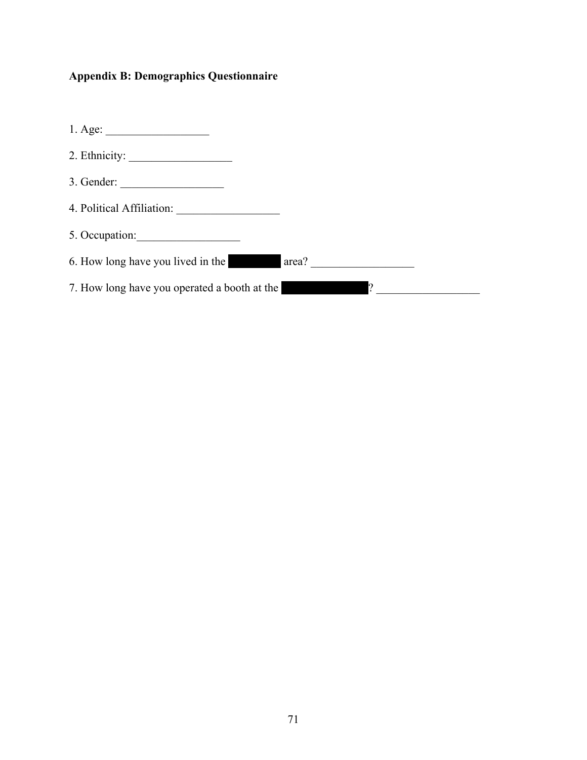### Appendix B: Demographics Questionnaire

1. Age: __________________

2. Ethnicity: __________________

3. Gender: __________________

4. Political Affiliation: __________________

5. Occupation:__________________

6. How long have you lived in the ████████ area? __________________

7. How long have you operated a booth at the █████████████? __________________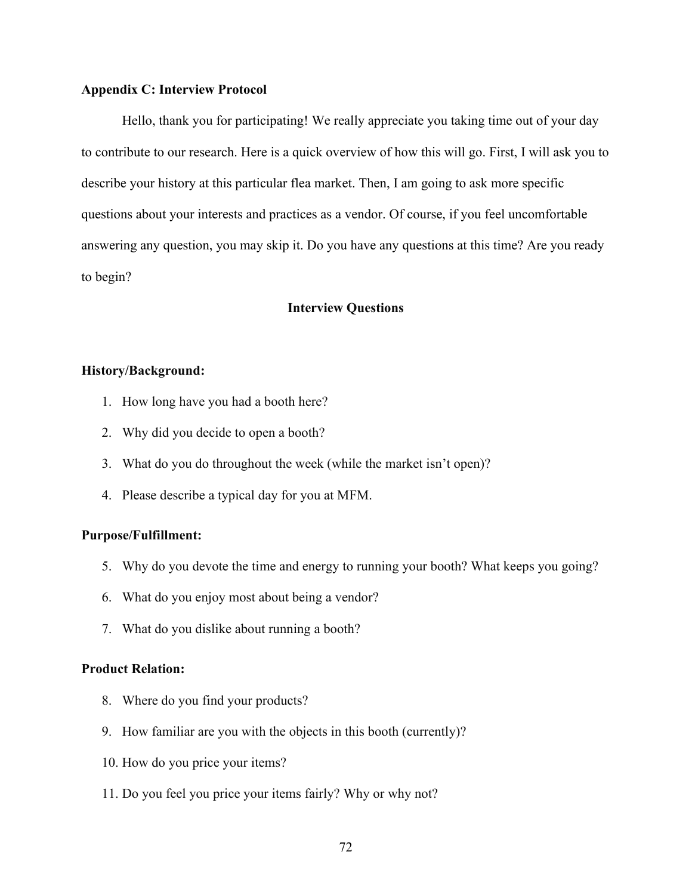## Appendix C: Interview Protocol

Hello, thank you for participating! We really appreciate you taking time out of your day to contribute to our research. Here is a quick overview of how this will go. First, I will ask you to describe your history at this particular flea market. Then, I am going to ask more specific questions about your interests and practices as a vendor. Of course, if you feel uncomfortable answering any question, you may skip it. Do you have any questions at this time? Are you ready to begin?

### Interview Questions

**History/Background:**

1. How long have you had a booth here?
2. Why did you decide to open a booth?
3. What do you do throughout the week (while the market isn't open)?
4. Please describe a typical day for you at MFM.

**Purpose/Fulfillment:**

5. Why do you devote the time and energy to running your booth? What keeps you going?
6. What do you enjoy most about being a vendor?
7. What do you dislike about running a booth?

**Product Relation:**

8. Where do you find your products?
9. How familiar are you with the objects in this booth (currently)?
10. How do you price your items?
11. Do you feel you price your items fairly? Why or why not?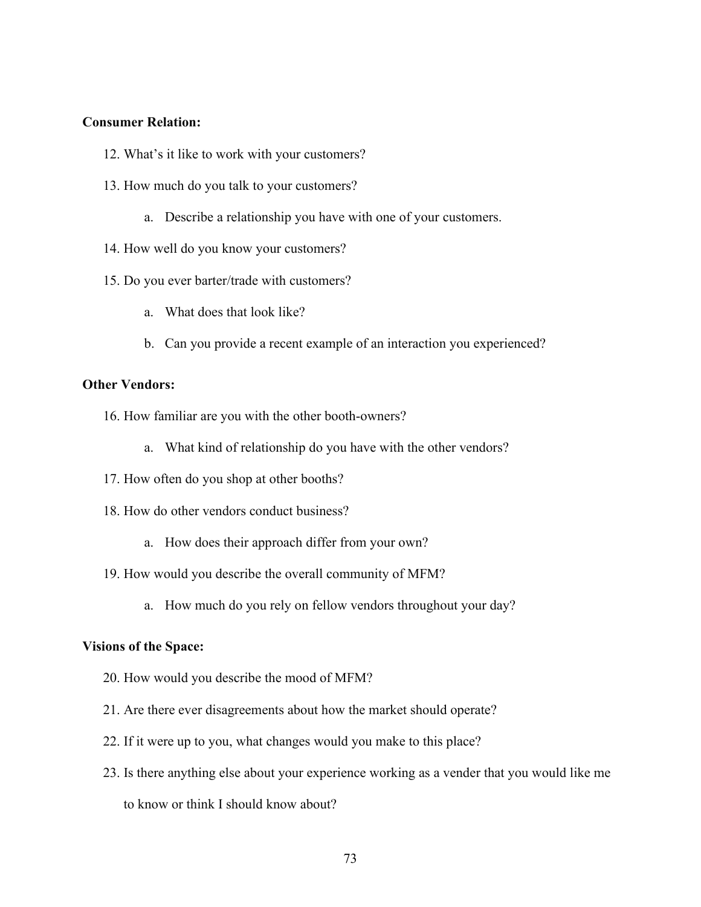**Consumer Relation:**

12. What's it like to work with your customers?
13. How much do you talk to your customers?
    a. Describe a relationship you have with one of your customers.
14. How well do you know your customers?
15. Do you ever barter/trade with customers?
    a. What does that look like?
    b. Can you provide a recent example of an interaction you experienced?

**Other Vendors:**

16. How familiar are you with the other booth-owners?
    a. What kind of relationship do you have with the other vendors?
17. How often do you shop at other booths?
18. How do other vendors conduct business?
    a. How does their approach differ from your own?
19. How would you describe the overall community of MFM?
    a. How much do you rely on fellow vendors throughout your day?

**Visions of the Space:**

20. How would you describe the mood of MFM?
21. Are there ever disagreements about how the market should operate?
22. If it were up to you, what changes would you make to this place?
23. Is there anything else about your experience working as a vender that you would like me to know or think I should know about?